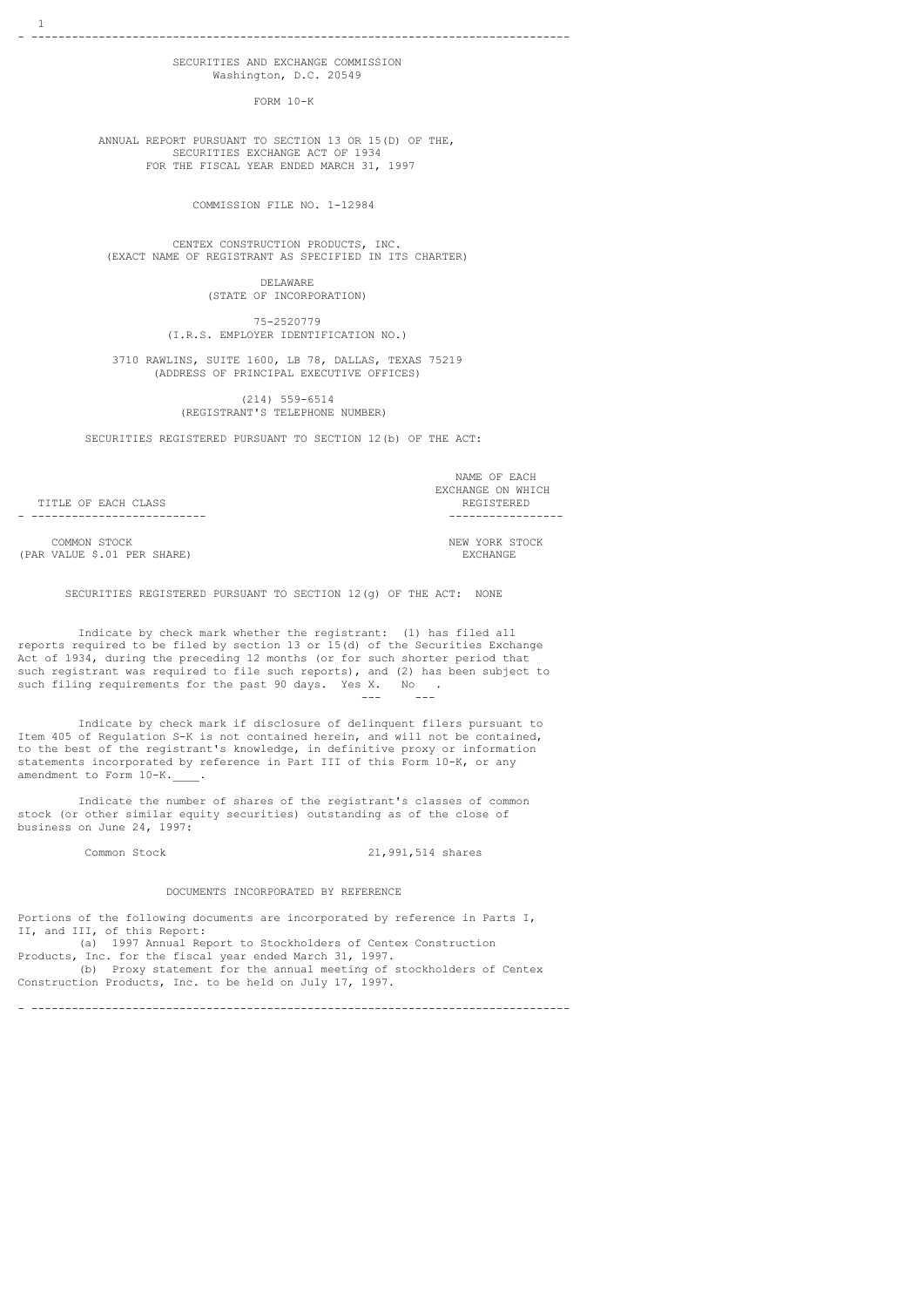SECURITIES AND EXCHANGE COMMISSION
Washington, D.C. 20549

# FORM 10-K

ANNUAL REPORT PURSUANT TO SECTION 13 OR 15(D) OF THE,
SECURITIES EXCHANGE ACT OF 1934
FOR THE FISCAL YEAR ENDED MARCH 31, 1997

COMMISSION FILE NO. 1-12984

# CENTEX CONSTRUCTION PRODUCTS, INC.

(EXACT NAME OF REGISTRANT AS SPECIFIED IN ITS CHARTER)

DELAWARE
(STATE OF INCORPORATION)

75-2520779
(I.R.S. EMPLOYER IDENTIFICATION NO.)

3710 RAWLINS, SUITE 1600, LB 78, DALLAS, TEXAS 75219
(ADDRESS OF PRINCIPAL EXECUTIVE OFFICES)

(214) 559-6514
(REGISTRANT'S TELEPHONE NUMBER)

SECURITIES REGISTERED PURSUANT TO SECTION 12(b) OF THE ACT:

| TITLE OF EACH CLASS | NAME OF EACH EXCHANGE ON WHICH REGISTERED |
|---|---|
| COMMON STOCK (PAR VALUE $.01 PER SHARE) | NEW YORK STOCK EXCHANGE |

SECURITIES REGISTERED PURSUANT TO SECTION 12(g) OF THE ACT: NONE

Indicate by check mark whether the registrant: (1) has filed all reports required to be filed by section 13 or 15(d) of the Securities Exchange Act of 1934, during the preceding 12 months (or for such shorter period that such registrant was required to file such reports), and (2) has been subject to such filing requirements for the past 90 days. Yes X. No .

Indicate by check mark if disclosure of delinquent filers pursuant to Item 405 of Regulation S-K is not contained herein, and will not be contained, to the best of the registrant's knowledge, in definitive proxy or information statements incorporated by reference in Part III of this Form 10-K, or any amendment to Form 10-K.____.

Indicate the number of shares of the registrant's classes of common stock (or other similar equity securities) outstanding as of the close of business on June 24, 1997:

| | |
|---|---|
| Common Stock | 21,991,514 shares |

DOCUMENTS INCORPORATED BY REFERENCE

Portions of the following documents are incorporated by reference in Parts I, II, and III, of this Report:

(a) 1997 Annual Report to Stockholders of Centex Construction Products, Inc. for the fiscal year ended March 31, 1997.

(b) Proxy statement for the annual meeting of stockholders of Centex Construction Products, Inc. to be held on July 17, 1997.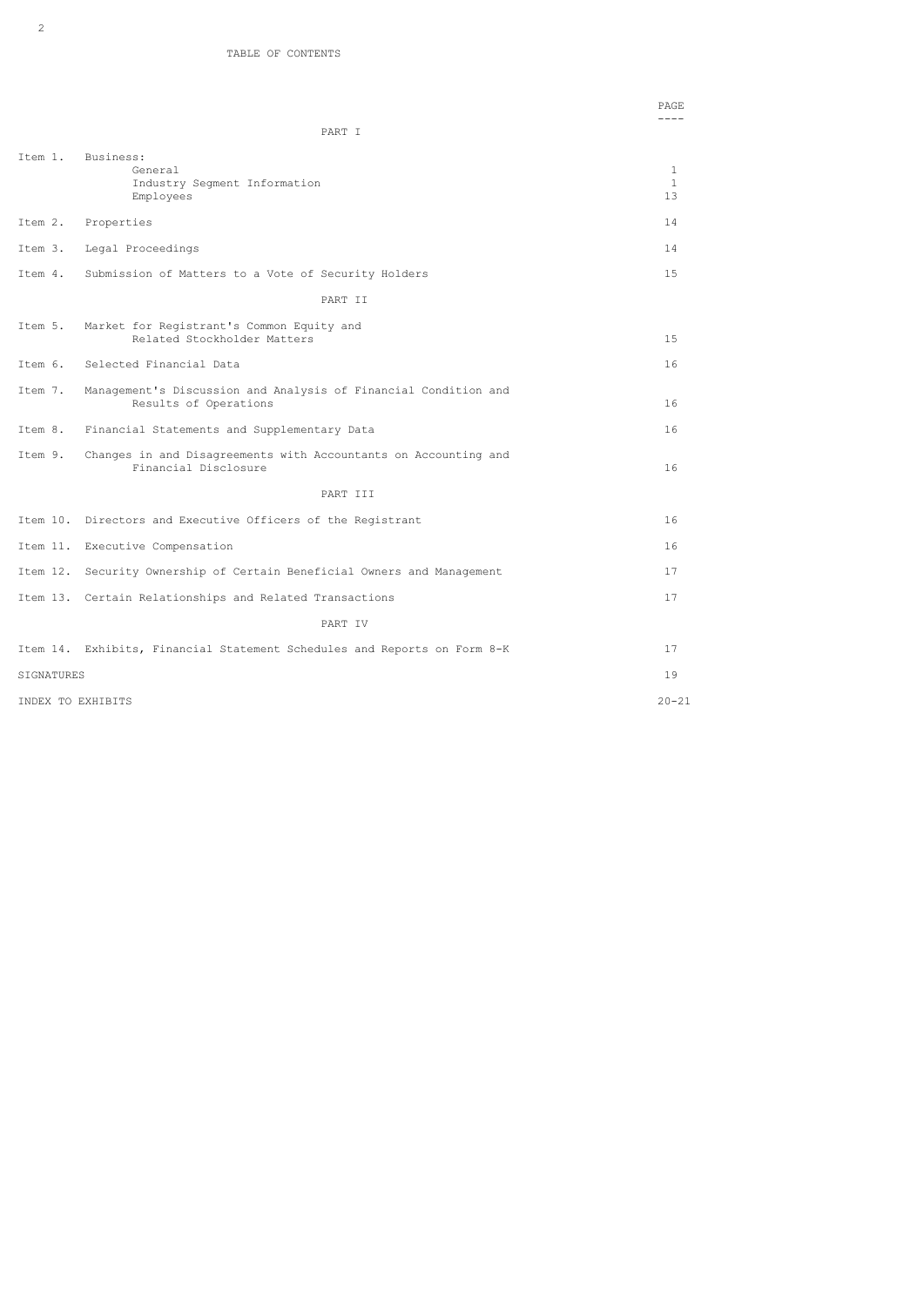## TABLE OF CONTENTS

| | | PAGE |
|---|---|---|
| | **PART I** | |
| Item 1. | Business: | |
| | General | 1 |
| | Industry Segment Information | 1 |
| | Employees | 13 |
| Item 2. | Properties | 14 |
| Item 3. | Legal Proceedings | 14 |
| Item 4. | Submission of Matters to a Vote of Security Holders | 15 |
| | **PART II** | |
| Item 5. | Market for Registrant's Common Equity and Related Stockholder Matters | 15 |
| Item 6. | Selected Financial Data | 16 |
| Item 7. | Management's Discussion and Analysis of Financial Condition and Results of Operations | 16 |
| Item 8. | Financial Statements and Supplementary Data | 16 |
| Item 9. | Changes in and Disagreements with Accountants on Accounting and Financial Disclosure | 16 |
| | **PART III** | |
| Item 10. | Directors and Executive Officers of the Registrant | 16 |
| Item 11. | Executive Compensation | 16 |
| Item 12. | Security Ownership of Certain Beneficial Owners and Management | 17 |
| Item 13. | Certain Relationships and Related Transactions | 17 |
| | **PART IV** | |
| Item 14. | Exhibits, Financial Statement Schedules and Reports on Form 8-K | 17 |
| SIGNATURES | | 19 |
| INDEX TO EXHIBITS | | 20-21 |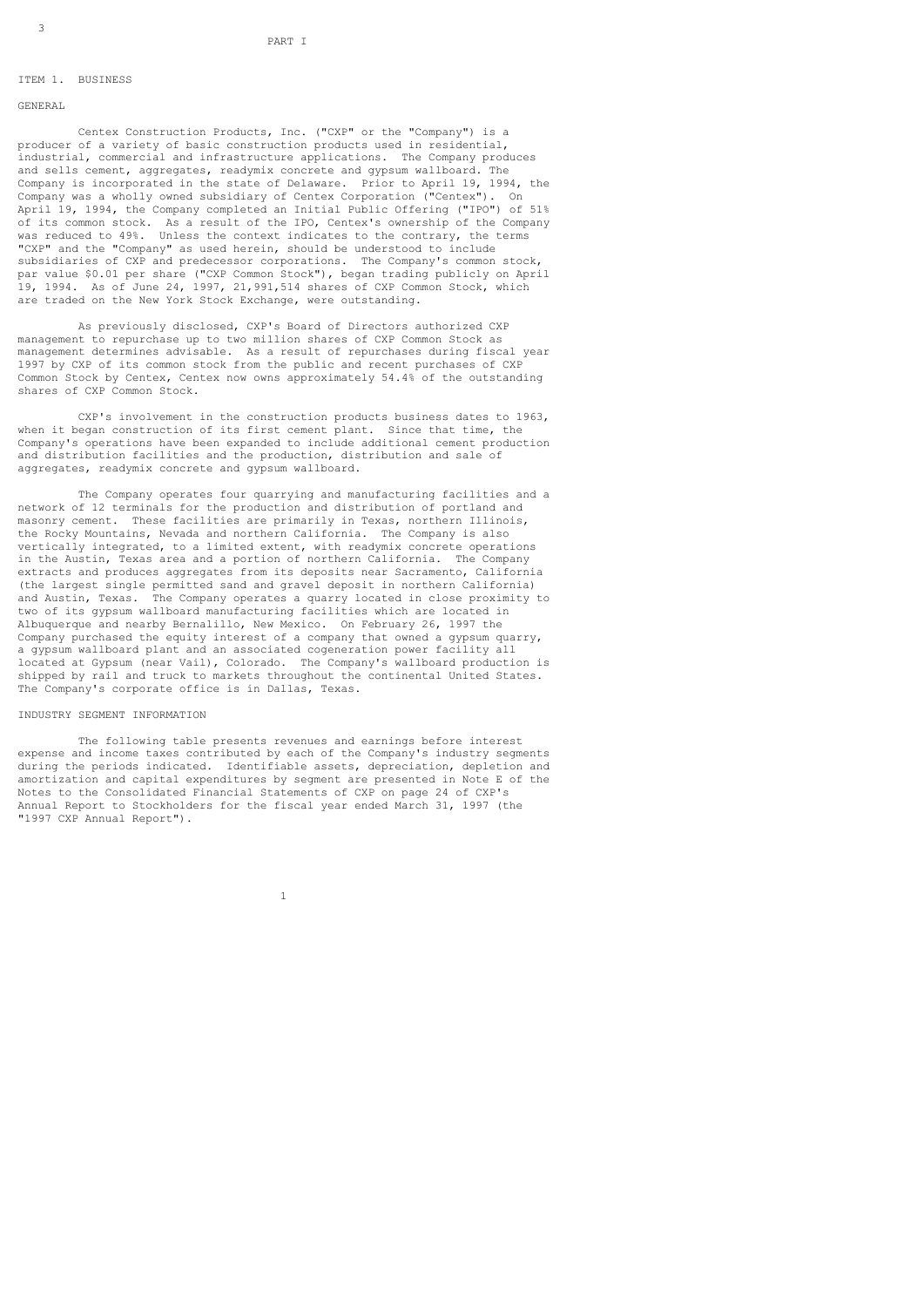# PART I

## ITEM 1. BUSINESS

### GENERAL

Centex Construction Products, Inc. ("CXP" or the "Company") is a producer of a variety of basic construction products used in residential, industrial, commercial and infrastructure applications. The Company produces and sells cement, aggregates, readymix concrete and gypsum wallboard. The Company is incorporated in the state of Delaware. Prior to April 19, 1994, the Company was a wholly owned subsidiary of Centex Corporation ("Centex"). On April 19, 1994, the Company completed an Initial Public Offering ("IPO") of 51% of its common stock. As a result of the IPO, Centex's ownership of the Company was reduced to 49%. Unless the context indicates to the contrary, the terms "CXP" and the "Company" as used herein, should be understood to include subsidiaries of CXP and predecessor corporations. The Company's common stock, par value $0.01 per share ("CXP Common Stock"), began trading publicly on April 19, 1994. As of June 24, 1997, 21,991,514 shares of CXP Common Stock, which are traded on the New York Stock Exchange, were outstanding.

As previously disclosed, CXP's Board of Directors authorized CXP management to repurchase up to two million shares of CXP Common Stock as management determines advisable. As a result of repurchases during fiscal year 1997 by CXP of its common stock from the public and recent purchases of CXP Common Stock by Centex, Centex now owns approximately 54.4% of the outstanding shares of CXP Common Stock.

CXP's involvement in the construction products business dates to 1963, when it began construction of its first cement plant. Since that time, the Company's operations have been expanded to include additional cement production and distribution facilities and the production, distribution and sale of aggregates, readymix concrete and gypsum wallboard.

The Company operates four quarrying and manufacturing facilities and a network of 12 terminals for the production and distribution of portland and masonry cement. These facilities are primarily in Texas, northern Illinois, the Rocky Mountains, Nevada and northern California. The Company is also vertically integrated, to a limited extent, with readymix concrete operations in the Austin, Texas area and a portion of northern California. The Company extracts and produces aggregates from its deposits near Sacramento, California (the largest single permitted sand and gravel deposit in northern California) and Austin, Texas. The Company operates a quarry located in close proximity to two of its gypsum wallboard manufacturing facilities which are located in Albuquerque and nearby Bernalillo, New Mexico. On February 26, 1997 the Company purchased the equity interest of a company that owned a gypsum quarry, a gypsum wallboard plant and an associated cogeneration power facility all located at Gypsum (near Vail), Colorado. The Company's wallboard production is shipped by rail and truck to markets throughout the continental United States. The Company's corporate office is in Dallas, Texas.

### INDUSTRY SEGMENT INFORMATION

The following table presents revenues and earnings before interest expense and income taxes contributed by each of the Company's industry segments during the periods indicated. Identifiable assets, depreciation, depletion and amortization and capital expenditures by segment are presented in Note E of the Notes to the Consolidated Financial Statements of CXP on page 24 of CXP's Annual Report to Stockholders for the fiscal year ended March 31, 1997 (the "1997 CXP Annual Report").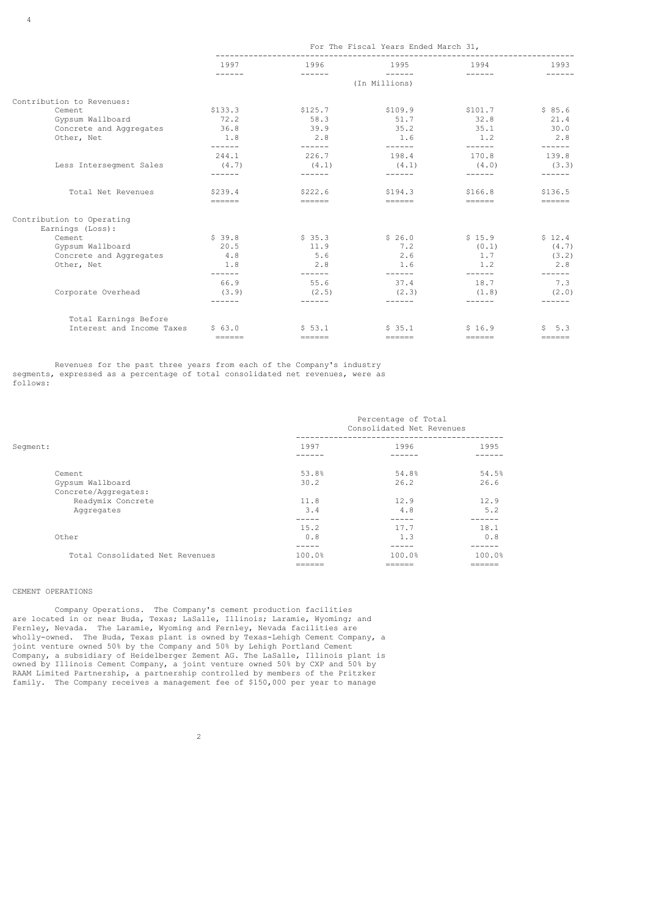| | For The Fiscal Years Ended March 31, | | | | |
|---|---|---|---|---|---|
| | 1997 | 1996 | 1995 | 1994 | 1993 |
| | (In Millions) | | | | |
| **Contribution to Revenues:** | | | | | |
| Cement | $133.3 | $125.7 | $109.9 | $101.7 | $ 85.6 |
| Gypsum Wallboard | 72.2 | 58.3 | 51.7 | 32.8 | 21.4 |
| Concrete and Aggregates | 36.8 | 39.9 | 35.2 | 35.1 | 30.0 |
| Other, Net | 1.8 | 2.8 | 1.6 | 1.2 | 2.8 |
| | 244.1 | 226.7 | 198.4 | 170.8 | 139.8 |
| Less Intersegment Sales | (4.7) | (4.1) | (4.1) | (4.0) | (3.3) |
| Total Net Revenues | $239.4 | $222.6 | $194.3 | $166.8 | $136.5 |
| **Contribution to Operating Earnings (Loss):** | | | | | |
| Cement | $ 39.8 | $ 35.3 | $ 26.0 | $ 15.9 | $ 12.4 |
| Gypsum Wallboard | 20.5 | 11.9 | 7.2 | (0.1) | (4.7) |
| Concrete and Aggregates | 4.8 | 5.6 | 2.6 | 1.7 | (3.2) |
| Other, Net | 1.8 | 2.8 | 1.6 | 1.2 | 2.8 |
| | 66.9 | 55.6 | 37.4 | 18.7 | 7.3 |
| Corporate Overhead | (3.9) | (2.5) | (2.3) | (1.8) | (2.0) |
| Total Earnings Before Interest and Income Taxes | $ 63.0 | $ 53.1 | $ 35.1 | $ 16.9 | $ 5.3 |

Revenues for the past three years from each of the Company's industry segments, expressed as a percentage of total consolidated net revenues, were as follows:

| | Percentage of Total Consolidated Net Revenues | | |
|---|---|---|---|
| Segment: | 1997 | 1996 | 1995 |
| Cement | 53.8% | 54.8% | 54.5% |
| Gypsum Wallboard | 30.2 | 26.2 | 26.6 |
| Concrete/Aggregates: | | | |
| Readymix Concrete | 11.8 | 12.9 | 12.9 |
| Aggregates | 3.4 | 4.8 | 5.2 |
| | 15.2 | 17.7 | 18.1 |
| Other | 0.8 | 1.3 | 0.8 |
| Total Consolidated Net Revenues | 100.0% | 100.0% | 100.0% |

## CEMENT OPERATIONS

Company Operations. The Company's cement production facilities are located in or near Buda, Texas; LaSalle, Illinois; Laramie, Wyoming; and Fernley, Nevada. The Laramie, Wyoming and Fernley, Nevada facilities are wholly-owned. The Buda, Texas plant is owned by Texas-Lehigh Cement Company, a joint venture owned 50% by the Company and 50% by Lehigh Portland Cement Company, a subsidiary of Heidelberger Zement AG. The LaSalle, Illinois plant is owned by Illinois Cement Company, a joint venture owned 50% by CXP and 50% by RAAM Limited Partnership, a partnership controlled by members of the Pritzker family. The Company receives a management fee of $150,000 per year to manage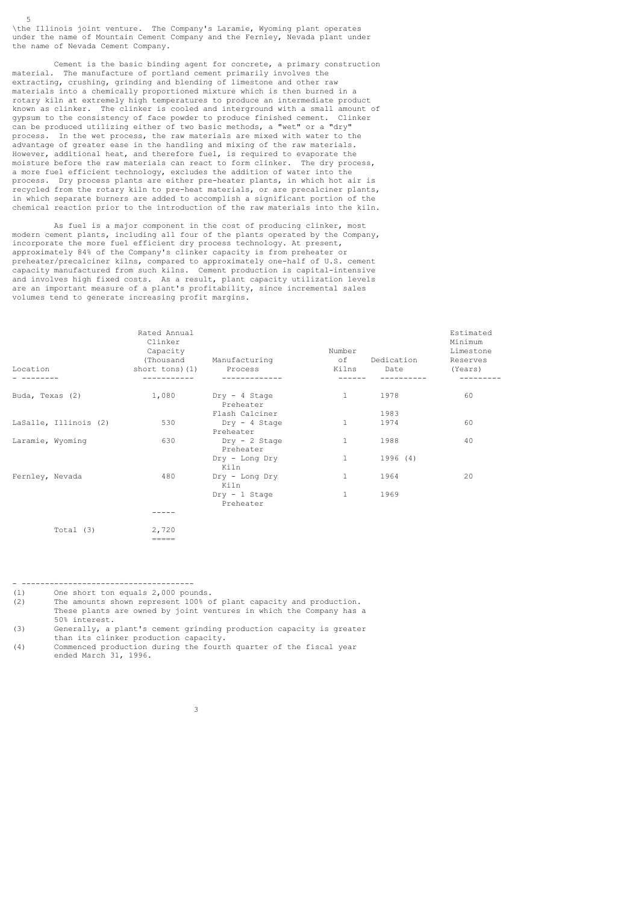the Illinois joint venture. The Company's Laramie, Wyoming plant operates under the name of Mountain Cement Company and the Fernley, Nevada plant under the name of Nevada Cement Company.

Cement is the basic binding agent for concrete, a primary construction material. The manufacture of portland cement primarily involves the extracting, crushing, grinding and blending of limestone and other raw materials into a chemically proportioned mixture which is then burned in a rotary kiln at extremely high temperatures to produce an intermediate product known as clinker. The clinker is cooled and interground with a small amount of gypsum to the consistency of face powder to produce finished cement. Clinker can be produced utilizing either of two basic methods, a "wet" or a "dry" process. In the wet process, the raw materials are mixed with water to the advantage of greater ease in the handling and mixing of the raw materials. However, additional heat, and therefore fuel, is required to evaporate the moisture before the raw materials can react to form clinker. The dry process, a more fuel efficient technology, excludes the addition of water into the process. Dry process plants are either pre-heater plants, in which hot air is recycled from the rotary kiln to pre-heat materials, or are precalciner plants, in which separate burners are added to accomplish a significant portion of the chemical reaction prior to the introduction of the raw materials into the kiln.

As fuel is a major component in the cost of producing clinker, most modern cement plants, including all four of the plants operated by the Company, incorporate the more fuel efficient dry process technology. At present, approximately 84% of the Company's clinker capacity is from preheater or preheater/precalciner kilns, compared to approximately one-half of U.S. cement capacity manufactured from such kilns. Cement production is capital-intensive and involves high fixed costs. As a result, plant capacity utilization levels are an important measure of a plant's profitability, since incremental sales volumes tend to generate increasing profit margins.

| Location | Rated Annual Clinker Capacity (Thousand short tons)(1) | Manufacturing Process | Number of Kilns | Dedication Date | Estimated Minimum Limestone Reserves (Years) |
|---|---|---|---|---|---|
| Buda, Texas (2) | 1,080 | Dry - 4 Stage Preheater | 1 | 1978 | 60 |
| | | Flash Calciner | | 1983 | |
| LaSalle, Illinois (2) | 530 | Dry - 4 Stage Preheater | 1 | 1974 | 60 |
| Laramie, Wyoming | 630 | Dry - 2 Stage Preheater | 1 | 1988 | 40 |
| | | Dry - Long Dry Kiln | 1 | 1996 (4) | |
| Fernley, Nevada | 480 | Dry - Long Dry Kiln | 1 | 1964 | 20 |
| | | Dry - 1 Stage Preheater | 1 | 1969 | |
| Total (3) | 2,720 | | | | |

(1) One short ton equals 2,000 pounds.

(2) The amounts shown represent 100% of plant capacity and production. These plants are owned by joint ventures in which the Company has a 50% interest.

(3) Generally, a plant's cement grinding production capacity is greater than its clinker production capacity.

(4) Commenced production during the fourth quarter of the fiscal year ended March 31, 1996.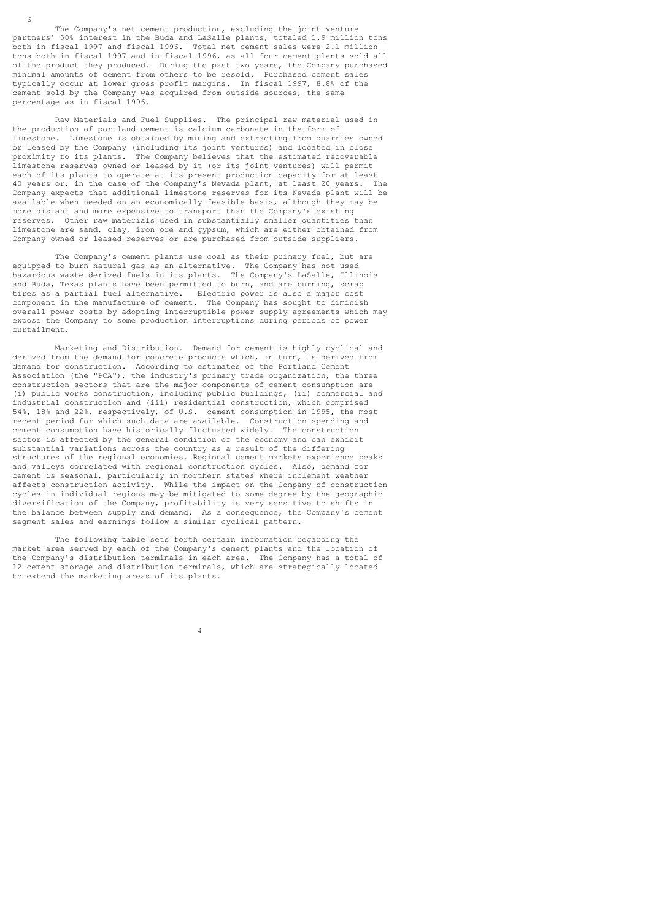The Company's net cement production, excluding the joint venture partners' 50% interest in the Buda and LaSalle plants, totaled 1.9 million tons both in fiscal 1997 and fiscal 1996. Total net cement sales were 2.1 million tons both in fiscal 1997 and in fiscal 1996, as all four cement plants sold all of the product they produced. During the past two years, the Company purchased minimal amounts of cement from others to be resold. Purchased cement sales typically occur at lower gross profit margins. In fiscal 1997, 8.8% of the cement sold by the Company was acquired from outside sources, the same percentage as in fiscal 1996.

Raw Materials and Fuel Supplies. The principal raw material used in the production of portland cement is calcium carbonate in the form of limestone. Limestone is obtained by mining and extracting from quarries owned or leased by the Company (including its joint ventures) and located in close proximity to its plants. The Company believes that the estimated recoverable limestone reserves owned or leased by it (or its joint ventures) will permit each of its plants to operate at its present production capacity for at least 40 years or, in the case of the Company's Nevada plant, at least 20 years. The Company expects that additional limestone reserves for its Nevada plant will be available when needed on an economically feasible basis, although they may be more distant and more expensive to transport than the Company's existing reserves. Other raw materials used in substantially smaller quantities than limestone are sand, clay, iron ore and gypsum, which are either obtained from Company-owned or leased reserves or are purchased from outside suppliers.

The Company's cement plants use coal as their primary fuel, but are equipped to burn natural gas as an alternative. The Company has not used hazardous waste-derived fuels in its plants. The Company's LaSalle, Illinois and Buda, Texas plants have been permitted to burn, and are burning, scrap tires as a partial fuel alternative. Electric power is also a major cost component in the manufacture of cement. The Company has sought to diminish overall power costs by adopting interruptible power supply agreements which may expose the Company to some production interruptions during periods of power curtailment.

Marketing and Distribution. Demand for cement is highly cyclical and derived from the demand for concrete products which, in turn, is derived from demand for construction. According to estimates of the Portland Cement Association (the "PCA"), the industry's primary trade organization, the three construction sectors that are the major components of cement consumption are (i) public works construction, including public buildings, (ii) commercial and industrial construction and (iii) residential construction, which comprised 54%, 18% and 22%, respectively, of U.S. cement consumption in 1995, the most recent period for which such data are available. Construction spending and cement consumption have historically fluctuated widely. The construction sector is affected by the general condition of the economy and can exhibit substantial variations across the country as a result of the differing structures of the regional economies. Regional cement markets experience peaks and valleys correlated with regional construction cycles. Also, demand for cement is seasonal, particularly in northern states where inclement weather affects construction activity. While the impact on the Company of construction cycles in individual regions may be mitigated to some degree by the geographic diversification of the Company, profitability is very sensitive to shifts in the balance between supply and demand. As a consequence, the Company's cement segment sales and earnings follow a similar cyclical pattern.

The following table sets forth certain information regarding the market area served by each of the Company's cement plants and the location of the Company's distribution terminals in each area. The Company has a total of 12 cement storage and distribution terminals, which are strategically located to extend the marketing areas of its plants.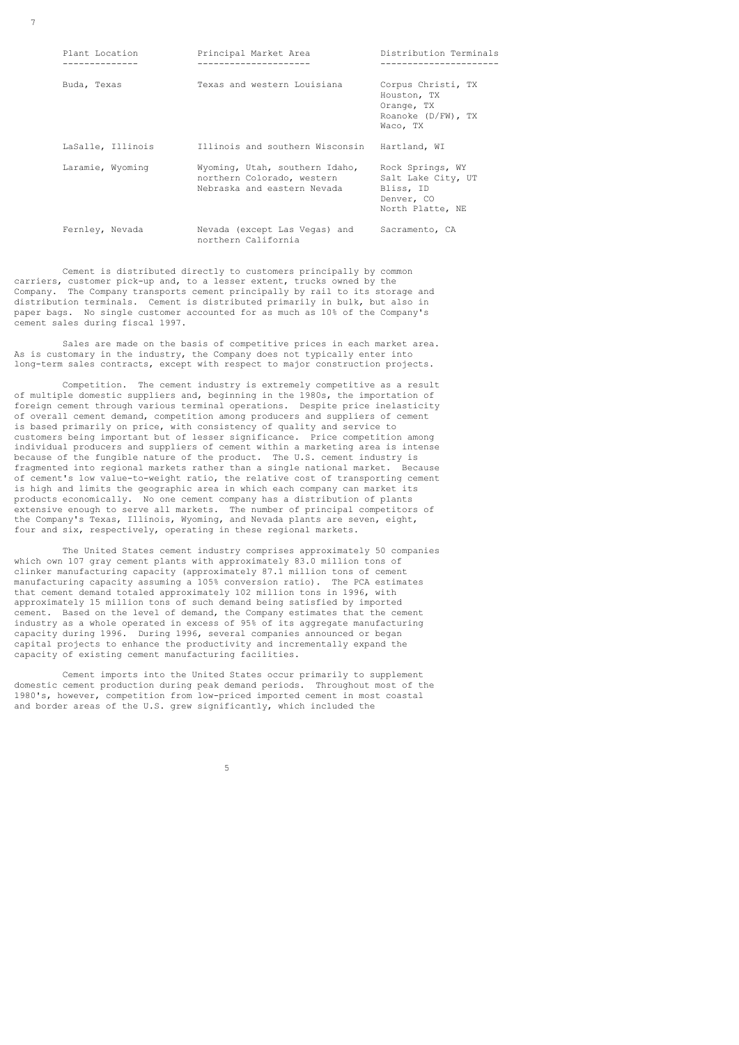| Plant Location | Principal Market Area | Distribution Terminals |
|---|---|---|
| Buda, Texas | Texas and western Louisiana | Corpus Christi, TX<br>Houston, TX<br>Orange, TX<br>Roanoke (D/FW), TX<br>Waco, TX |
| LaSalle, Illinois | Illinois and southern Wisconsin | Hartland, WI |
| Laramie, Wyoming | Wyoming, Utah, southern Idaho, northern Colorado, western Nebraska and eastern Nevada | Rock Springs, WY<br>Salt Lake City, UT<br>Bliss, ID<br>Denver, CO<br>North Platte, NE |
| Fernley, Nevada | Nevada (except Las Vegas) and northern California | Sacramento, CA |

Cement is distributed directly to customers principally by common carriers, customer pick-up and, to a lesser extent, trucks owned by the Company. The Company transports cement principally by rail to its storage and distribution terminals. Cement is distributed primarily in bulk, but also in paper bags. No single customer accounted for as much as 10% of the Company's cement sales during fiscal 1997.

Sales are made on the basis of competitive prices in each market area. As is customary in the industry, the Company does not typically enter into long-term sales contracts, except with respect to major construction projects.

Competition. The cement industry is extremely competitive as a result of multiple domestic suppliers and, beginning in the 1980s, the importation of foreign cement through various terminal operations. Despite price inelasticity of overall cement demand, competition among producers and suppliers of cement is based primarily on price, with consistency of quality and service to customers being important but of lesser significance. Price competition among individual producers and suppliers of cement within a marketing area is intense because of the fungible nature of the product. The U.S. cement industry is fragmented into regional markets rather than a single national market. Because of cement's low value-to-weight ratio, the relative cost of transporting cement is high and limits the geographic area in which each company can market its products economically. No one cement company has a distribution of plants extensive enough to serve all markets. The number of principal competitors of the Company's Texas, Illinois, Wyoming, and Nevada plants are seven, eight, four and six, respectively, operating in these regional markets.

The United States cement industry comprises approximately 50 companies which own 107 gray cement plants with approximately 83.0 million tons of clinker manufacturing capacity (approximately 87.1 million tons of cement manufacturing capacity assuming a 105% conversion ratio). The PCA estimates that cement demand totaled approximately 102 million tons in 1996, with approximately 15 million tons of such demand being satisfied by imported cement. Based on the level of demand, the Company estimates that the cement industry as a whole operated in excess of 95% of its aggregate manufacturing capacity during 1996. During 1996, several companies announced or began capital projects to enhance the productivity and incrementally expand the capacity of existing cement manufacturing facilities.

Cement imports into the United States occur primarily to supplement domestic cement production during peak demand periods. Throughout most of the 1980's, however, competition from low-priced imported cement in most coastal and border areas of the U.S. grew significantly, which included the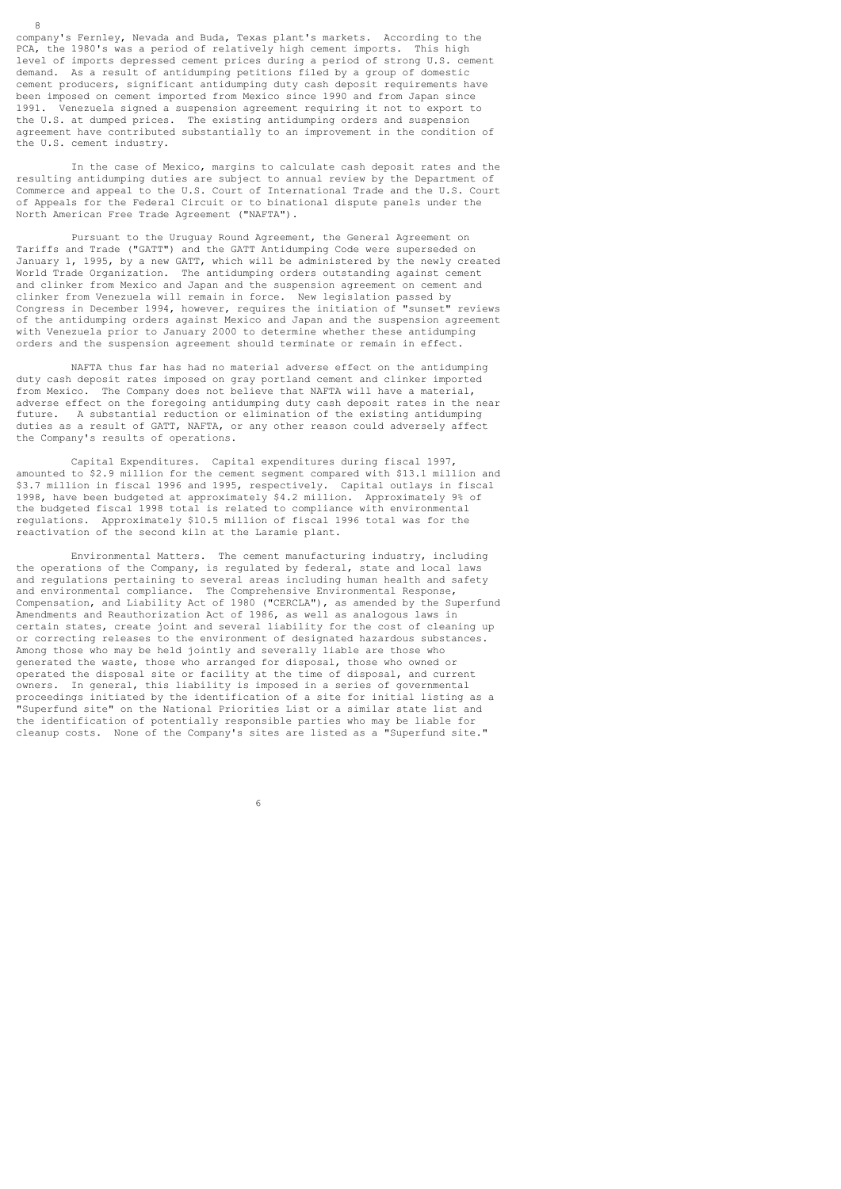company's Fernley, Nevada and Buda, Texas plant's markets. According to the PCA, the 1980's was a period of relatively high cement imports. This high level of imports depressed cement prices during a period of strong U.S. cement demand. As a result of antidumping petitions filed by a group of domestic cement producers, significant antidumping duty cash deposit requirements have been imposed on cement imported from Mexico since 1990 and from Japan since 1991. Venezuela signed a suspension agreement requiring it not to export to the U.S. at dumped prices. The existing antidumping orders and suspension agreement have contributed substantially to an improvement in the condition of the U.S. cement industry.

In the case of Mexico, margins to calculate cash deposit rates and the resulting antidumping duties are subject to annual review by the Department of Commerce and appeal to the U.S. Court of International Trade and the U.S. Court of Appeals for the Federal Circuit or to binational dispute panels under the North American Free Trade Agreement ("NAFTA").

Pursuant to the Uruguay Round Agreement, the General Agreement on Tariffs and Trade ("GATT") and the GATT Antidumping Code were superseded on January 1, 1995, by a new GATT, which will be administered by the newly created World Trade Organization. The antidumping orders outstanding against cement and clinker from Mexico and Japan and the suspension agreement on cement and clinker from Venezuela will remain in force. New legislation passed by Congress in December 1994, however, requires the initiation of "sunset" reviews of the antidumping orders against Mexico and Japan and the suspension agreement with Venezuela prior to January 2000 to determine whether these antidumping orders and the suspension agreement should terminate or remain in effect.

NAFTA thus far has had no material adverse effect on the antidumping duty cash deposit rates imposed on gray portland cement and clinker imported from Mexico. The Company does not believe that NAFTA will have a material, adverse effect on the foregoing antidumping duty cash deposit rates in the near future. A substantial reduction or elimination of the existing antidumping duties as a result of GATT, NAFTA, or any other reason could adversely affect the Company's results of operations.

Capital Expenditures. Capital expenditures during fiscal 1997, amounted to \$2.9 million for the cement segment compared with \$13.1 million and \$3.7 million in fiscal 1996 and 1995, respectively. Capital outlays in fiscal 1998, have been budgeted at approximately \$4.2 million. Approximately 9% of the budgeted fiscal 1998 total is related to compliance with environmental regulations. Approximately \$10.5 million of fiscal 1996 total was for the reactivation of the second kiln at the Laramie plant.

Environmental Matters. The cement manufacturing industry, including the operations of the Company, is regulated by federal, state and local laws and regulations pertaining to several areas including human health and safety and environmental compliance. The Comprehensive Environmental Response, Compensation, and Liability Act of 1980 ("CERCLA"), as amended by the Superfund Amendments and Reauthorization Act of 1986, as well as analogous laws in certain states, create joint and several liability for the cost of cleaning up or correcting releases to the environment of designated hazardous substances. Among those who may be held jointly and severally liable are those who generated the waste, those who arranged for disposal, those who owned or operated the disposal site or facility at the time of disposal, and current owners. In general, this liability is imposed in a series of governmental proceedings initiated by the identification of a site for initial listing as a "Superfund site" on the National Priorities List or a similar state list and the identification of potentially responsible parties who may be liable for cleanup costs. None of the Company's sites are listed as a "Superfund site."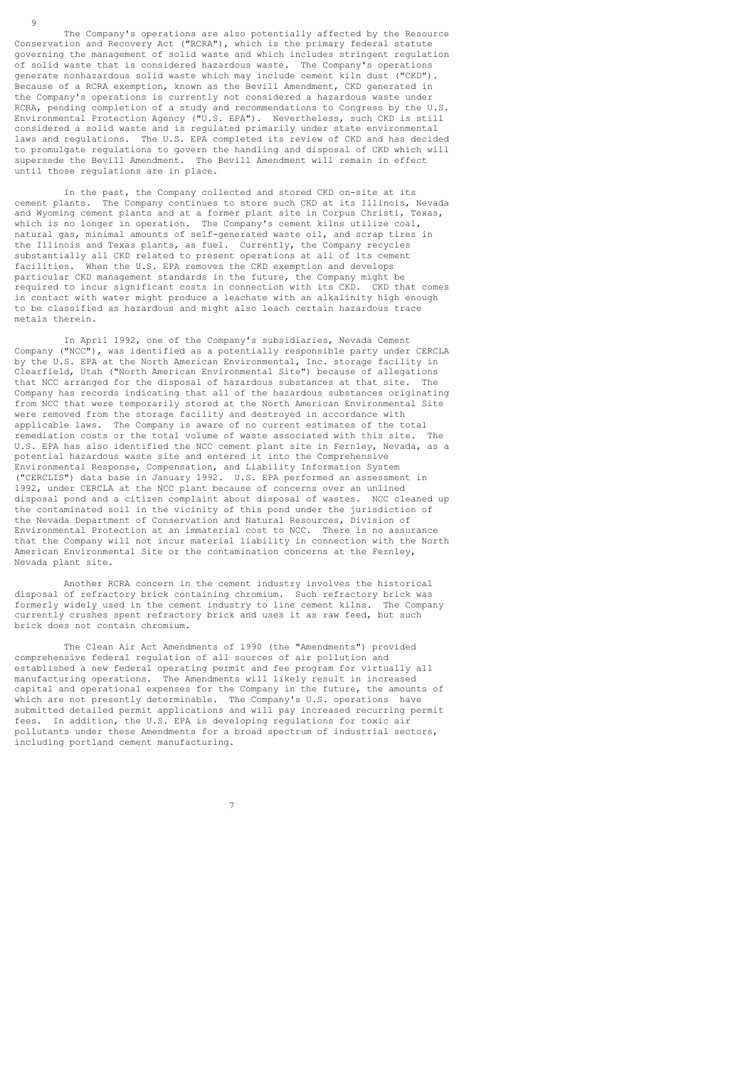The Company's operations are also potentially affected by the Resource Conservation and Recovery Act ("RCRA"), which is the primary federal statute governing the management of solid waste and which includes stringent regulation of solid waste that is considered hazardous waste. The Company's operations generate nonhazardous solid waste which may include cement kiln dust ("CKD"). Because of a RCRA exemption, known as the Bevill Amendment, CKD generated in the Company's operations is currently not considered a hazardous waste under RCRA, pending completion of a study and recommendations to Congress by the U.S. Environmental Protection Agency ("U.S. EPA"). Nevertheless, such CKD is still considered a solid waste and is regulated primarily under state environmental laws and regulations. The U.S. EPA completed its review of CKD and has decided to promulgate regulations to govern the handling and disposal of CKD which will supersede the Bevill Amendment. The Bevill Amendment will remain in effect until those regulations are in place.

In the past, the Company collected and stored CKD on-site at its cement plants. The Company continues to store such CKD at its Illinois, Nevada and Wyoming cement plants and at a former plant site in Corpus Christi, Texas, which is no longer in operation. The Company's cement kilns utilize coal, natural gas, minimal amounts of self-generated waste oil, and scrap tires in the Illinois and Texas plants, as fuel. Currently, the Company recycles substantially all CKD related to present operations at all of its cement facilities. When the U.S. EPA removes the CKD exemption and develops particular CKD management standards in the future, the Company might be required to incur significant costs in connection with its CKD. CKD that comes in contact with water might produce a leachate with an alkalinity high enough to be classified as hazardous and might also leach certain hazardous trace metals therein.

In April 1992, one of the Company's subsidiaries, Nevada Cement Company ("NCC"), was identified as a potentially responsible party under CERCLA by the U.S. EPA at the North American Environmental, Inc. storage facility in Clearfield, Utah ("North American Environmental Site") because of allegations that NCC arranged for the disposal of hazardous substances at that site. The Company has records indicating that all of the hazardous substances originating from NCC that were temporarily stored at the North American Environmental Site were removed from the storage facility and destroyed in accordance with applicable laws. The Company is aware of no current estimates of the total remediation costs or the total volume of waste associated with this site. The U.S. EPA has also identified the NCC cement plant site in Fernley, Nevada, as a potential hazardous waste site and entered it into the Comprehensive Environmental Response, Compensation, and Liability Information System ("CERCLIS") data base in January 1992. U.S. EPA performed an assessment in 1992, under CERCLA at the NCC plant because of concerns over an unlined disposal pond and a citizen complaint about disposal of wastes. NCC cleaned up the contaminated soil in the vicinity of this pond under the jurisdiction of the Nevada Department of Conservation and Natural Resources, Division of Environmental Protection at an immaterial cost to NCC. There is no assurance that the Company will not incur material liability in connection with the North American Environmental Site or the contamination concerns at the Fernley, Nevada plant site.

Another RCRA concern in the cement industry involves the historical disposal of refractory brick containing chromium. Such refractory brick was formerly widely used in the cement industry to line cement kilns. The Company currently crushes spent refractory brick and uses it as raw feed, but such brick does not contain chromium.

The Clean Air Act Amendments of 1990 (the "Amendments") provided comprehensive federal regulation of all sources of air pollution and established a new federal operating permit and fee program for virtually all manufacturing operations. The Amendments will likely result in increased capital and operational expenses for the Company in the future, the amounts of which are not presently determinable. The Company's U.S. operations have submitted detailed permit applications and will pay increased recurring permit fees. In addition, the U.S. EPA is developing regulations for toxic air pollutants under these Amendments for a broad spectrum of industrial sectors, including portland cement manufacturing.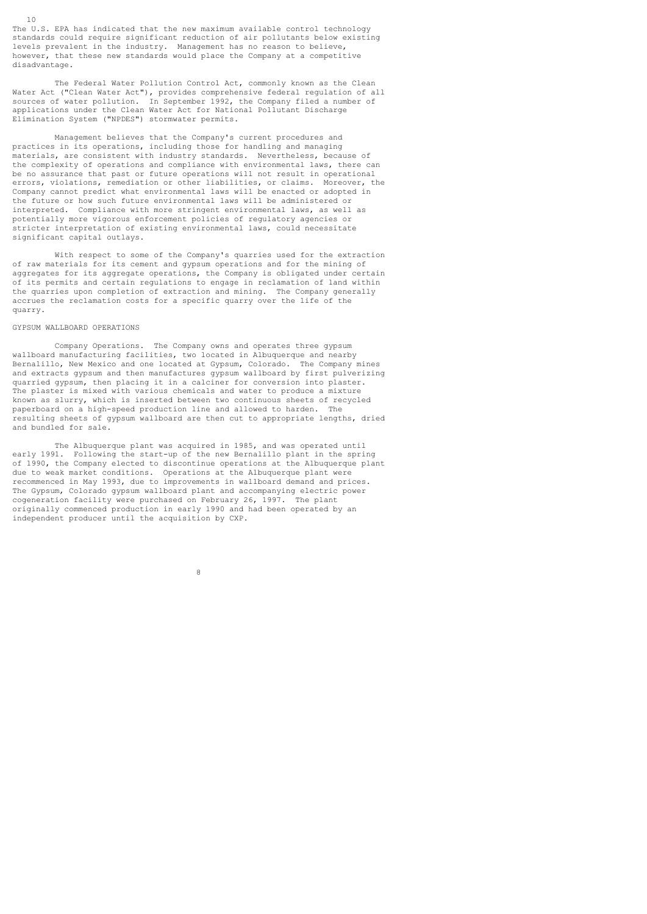The U.S. EPA has indicated that the new maximum available control technology standards could require significant reduction of air pollutants below existing levels prevalent in the industry. Management has no reason to believe, however, that these new standards would place the Company at a competitive disadvantage.

The Federal Water Pollution Control Act, commonly known as the Clean Water Act ("Clean Water Act"), provides comprehensive federal regulation of all sources of water pollution. In September 1992, the Company filed a number of applications under the Clean Water Act for National Pollutant Discharge Elimination System ("NPDES") stormwater permits.

Management believes that the Company's current procedures and practices in its operations, including those for handling and managing materials, are consistent with industry standards. Nevertheless, because of the complexity of operations and compliance with environmental laws, there can be no assurance that past or future operations will not result in operational errors, violations, remediation or other liabilities, or claims. Moreover, the Company cannot predict what environmental laws will be enacted or adopted in the future or how such future environmental laws will be administered or interpreted. Compliance with more stringent environmental laws, as well as potentially more vigorous enforcement policies of regulatory agencies or stricter interpretation of existing environmental laws, could necessitate significant capital outlays.

With respect to some of the Company's quarries used for the extraction of raw materials for its cement and gypsum operations and for the mining of aggregates for its aggregate operations, the Company is obligated under certain of its permits and certain regulations to engage in reclamation of land within the quarries upon completion of extraction and mining. The Company generally accrues the reclamation costs for a specific quarry over the life of the quarry.

## GYPSUM WALLBOARD OPERATIONS

Company Operations. The Company owns and operates three gypsum wallboard manufacturing facilities, two located in Albuquerque and nearby Bernalillo, New Mexico and one located at Gypsum, Colorado. The Company mines and extracts gypsum and then manufactures gypsum wallboard by first pulverizing quarried gypsum, then placing it in a calciner for conversion into plaster. The plaster is mixed with various chemicals and water to produce a mixture known as slurry, which is inserted between two continuous sheets of recycled paperboard on a high-speed production line and allowed to harden. The resulting sheets of gypsum wallboard are then cut to appropriate lengths, dried and bundled for sale.

The Albuquerque plant was acquired in 1985, and was operated until early 1991. Following the start-up of the new Bernalillo plant in the spring of 1990, the Company elected to discontinue operations at the Albuquerque plant due to weak market conditions. Operations at the Albuquerque plant were recommenced in May 1993, due to improvements in wallboard demand and prices. The Gypsum, Colorado gypsum wallboard plant and accompanying electric power cogeneration facility were purchased on February 26, 1997. The plant originally commenced production in early 1990 and had been operated by an independent producer until the acquisition by CXP.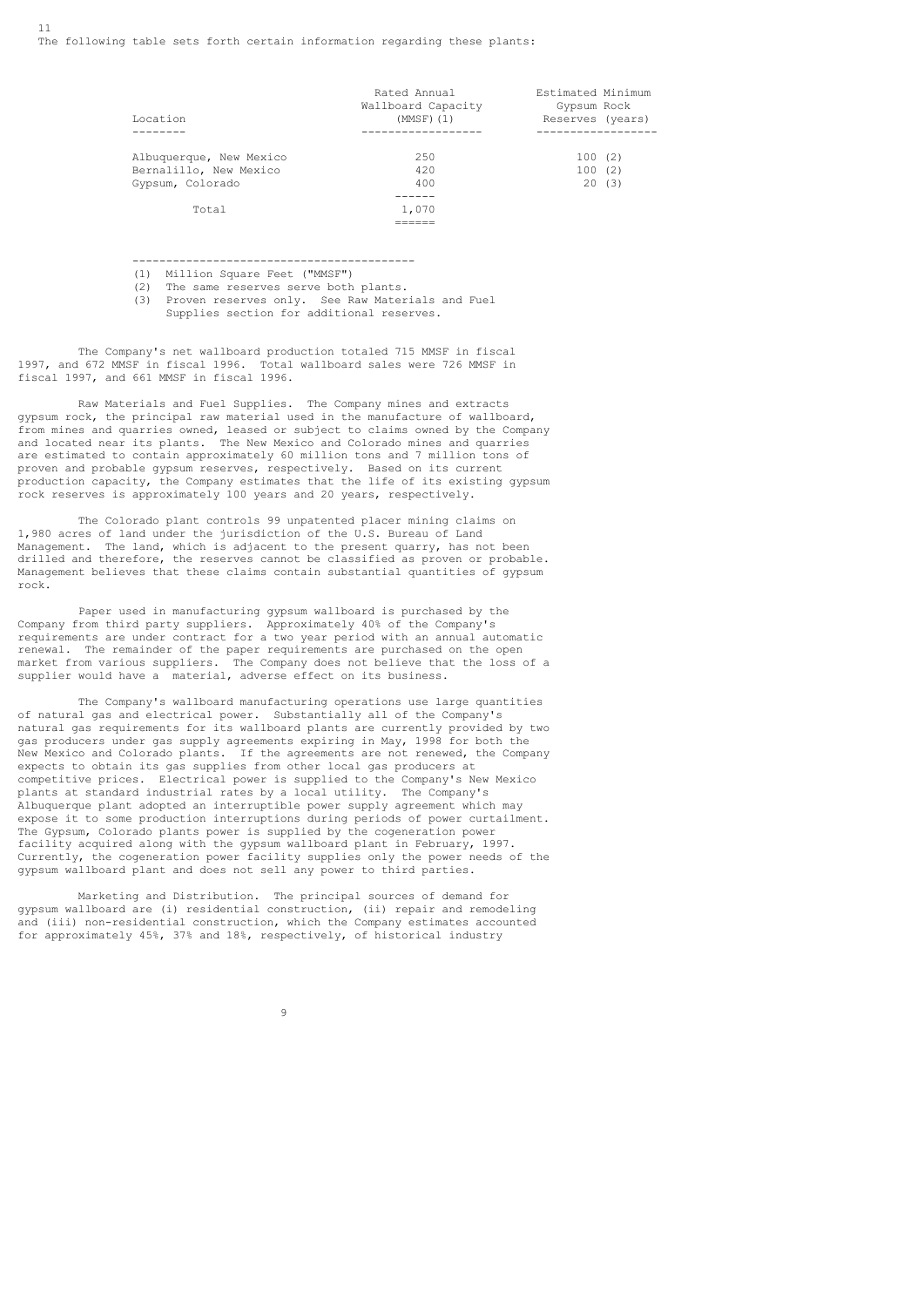The following table sets forth certain information regarding these plants:

| Location | Rated Annual Wallboard Capacity (MMSF)(1) | Estimated Minimum Gypsum Rock Reserves (years) |
|---|---|---|
| Albuquerque, New Mexico | 250 | 100 (2) |
| Bernalillo, New Mexico | 420 | 100 (2) |
| Gypsum, Colorado | 400 | 20 (3) |
| Total | 1,070 | |

(1) Million Square Feet ("MMSF")
(2) The same reserves serve both plants.
(3) Proven reserves only. See Raw Materials and Fuel Supplies section for additional reserves.

The Company's net wallboard production totaled 715 MMSF in fiscal 1997, and 672 MMSF in fiscal 1996. Total wallboard sales were 726 MMSF in fiscal 1997, and 661 MMSF in fiscal 1996.

Raw Materials and Fuel Supplies. The Company mines and extracts gypsum rock, the principal raw material used in the manufacture of wallboard, from mines and quarries owned, leased or subject to claims owned by the Company and located near its plants. The New Mexico and Colorado mines and quarries are estimated to contain approximately 60 million tons and 7 million tons of proven and probable gypsum reserves, respectively. Based on its current production capacity, the Company estimates that the life of its existing gypsum rock reserves is approximately 100 years and 20 years, respectively.

The Colorado plant controls 99 unpatented placer mining claims on 1,980 acres of land under the jurisdiction of the U.S. Bureau of Land Management. The land, which is adjacent to the present quarry, has not been drilled and therefore, the reserves cannot be classified as proven or probable. Management believes that these claims contain substantial quantities of gypsum rock.

Paper used in manufacturing gypsum wallboard is purchased by the Company from third party suppliers. Approximately 40% of the Company's requirements are under contract for a two year period with an annual automatic renewal. The remainder of the paper requirements are purchased on the open market from various suppliers. The Company does not believe that the loss of a supplier would have a material, adverse effect on its business.

The Company's wallboard manufacturing operations use large quantities of natural gas and electrical power. Substantially all of the Company's natural gas requirements for its wallboard plants are currently provided by two gas producers under gas supply agreements expiring in May, 1998 for both the New Mexico and Colorado plants. If the agreements are not renewed, the Company expects to obtain its gas supplies from other local gas producers at competitive prices. Electrical power is supplied to the Company's New Mexico plants at standard industrial rates by a local utility. The Company's Albuquerque plant adopted an interruptible power supply agreement which may expose it to some production interruptions during periods of power curtailment. The Gypsum, Colorado plants power is supplied by the cogeneration power facility acquired along with the gypsum wallboard plant in February, 1997. Currently, the cogeneration power facility supplies only the power needs of the gypsum wallboard plant and does not sell any power to third parties.

Marketing and Distribution. The principal sources of demand for gypsum wallboard are (i) residential construction, (ii) repair and remodeling and (iii) non-residential construction, which the Company estimates accounted for approximately 45%, 37% and 18%, respectively, of historical industry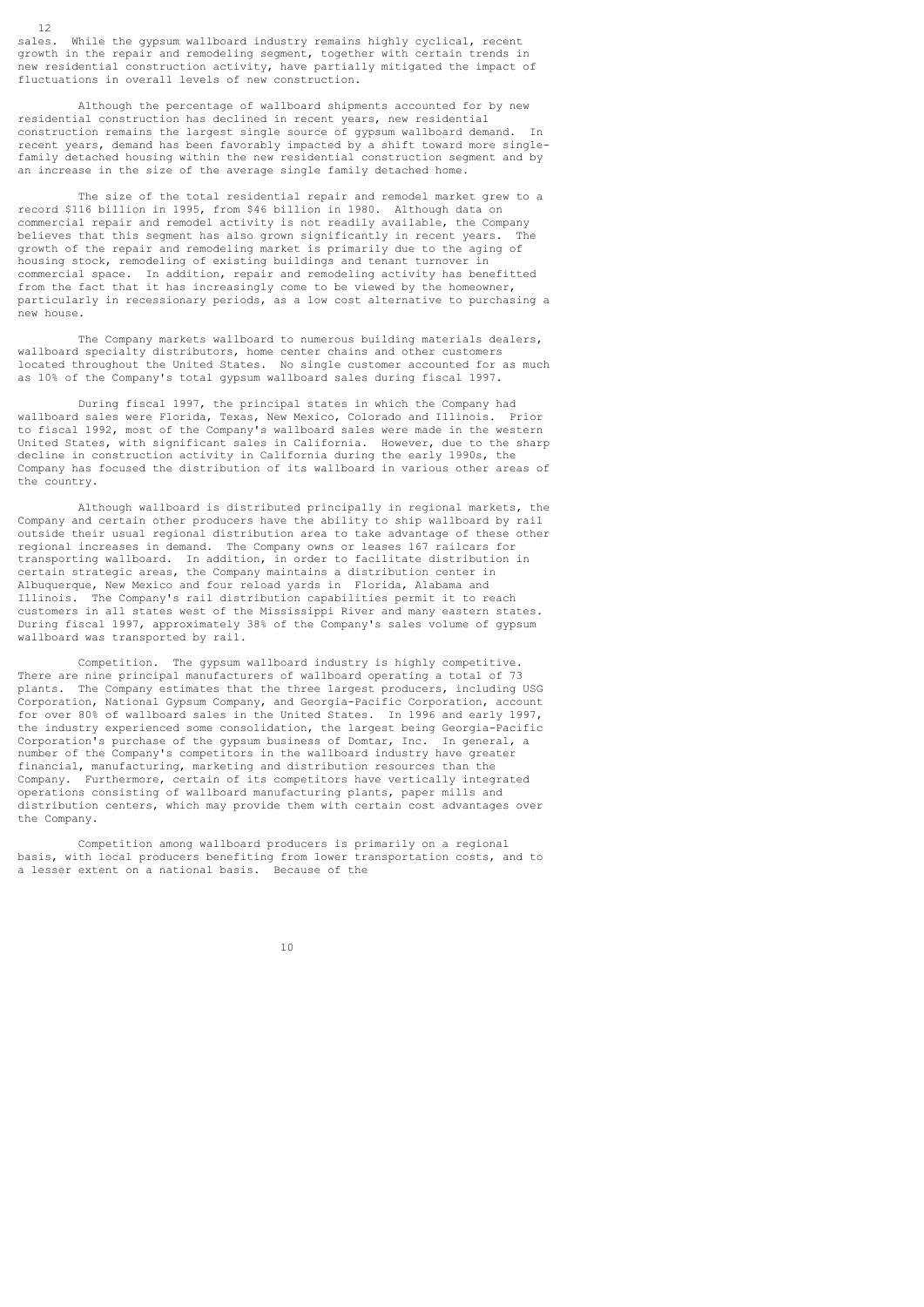sales. While the gypsum wallboard industry remains highly cyclical, recent growth in the repair and remodeling segment, together with certain trends in new residential construction activity, have partially mitigated the impact of fluctuations in overall levels of new construction.

Although the percentage of wallboard shipments accounted for by new residential construction has declined in recent years, new residential construction remains the largest single source of gypsum wallboard demand. In recent years, demand has been favorably impacted by a shift toward more single-family detached housing within the new residential construction segment and by an increase in the size of the average single family detached home.

The size of the total residential repair and remodel market grew to a record $116 billion in 1995, from $46 billion in 1980. Although data on commercial repair and remodel activity is not readily available, the Company believes that this segment has also grown significantly in recent years. The growth of the repair and remodeling market is primarily due to the aging of housing stock, remodeling of existing buildings and tenant turnover in commercial space. In addition, repair and remodeling activity has benefitted from the fact that it has increasingly come to be viewed by the homeowner, particularly in recessionary periods, as a low cost alternative to purchasing a new house.

The Company markets wallboard to numerous building materials dealers, wallboard specialty distributors, home center chains and other customers located throughout the United States. No single customer accounted for as much as 10% of the Company's total gypsum wallboard sales during fiscal 1997.

During fiscal 1997, the principal states in which the Company had wallboard sales were Florida, Texas, New Mexico, Colorado and Illinois. Prior to fiscal 1992, most of the Company's wallboard sales were made in the western United States, with significant sales in California. However, due to the sharp decline in construction activity in California during the early 1990s, the Company has focused the distribution of its wallboard in various other areas of the country.

Although wallboard is distributed principally in regional markets, the Company and certain other producers have the ability to ship wallboard by rail outside their usual regional distribution area to take advantage of these other regional increases in demand. The Company owns or leases 167 railcars for transporting wallboard. In addition, in order to facilitate distribution in certain strategic areas, the Company maintains a distribution center in Albuquerque, New Mexico and four reload yards in Florida, Alabama and Illinois. The Company's rail distribution capabilities permit it to reach customers in all states west of the Mississippi River and many eastern states. During fiscal 1997, approximately 38% of the Company's sales volume of gypsum wallboard was transported by rail.

Competition. The gypsum wallboard industry is highly competitive. There are nine principal manufacturers of wallboard operating a total of 73 plants. The Company estimates that the three largest producers, including USG Corporation, National Gypsum Company, and Georgia-Pacific Corporation, account for over 80% of wallboard sales in the United States. In 1996 and early 1997, the industry experienced some consolidation, the largest being Georgia-Pacific Corporation's purchase of the gypsum business of Domtar, Inc. In general, a number of the Company's competitors in the wallboard industry have greater financial, manufacturing, marketing and distribution resources than the Company. Furthermore, certain of its competitors have vertically integrated operations consisting of wallboard manufacturing plants, paper mills and distribution centers, which may provide them with certain cost advantages over the Company.

Competition among wallboard producers is primarily on a regional basis, with local producers benefiting from lower transportation costs, and to a lesser extent on a national basis. Because of the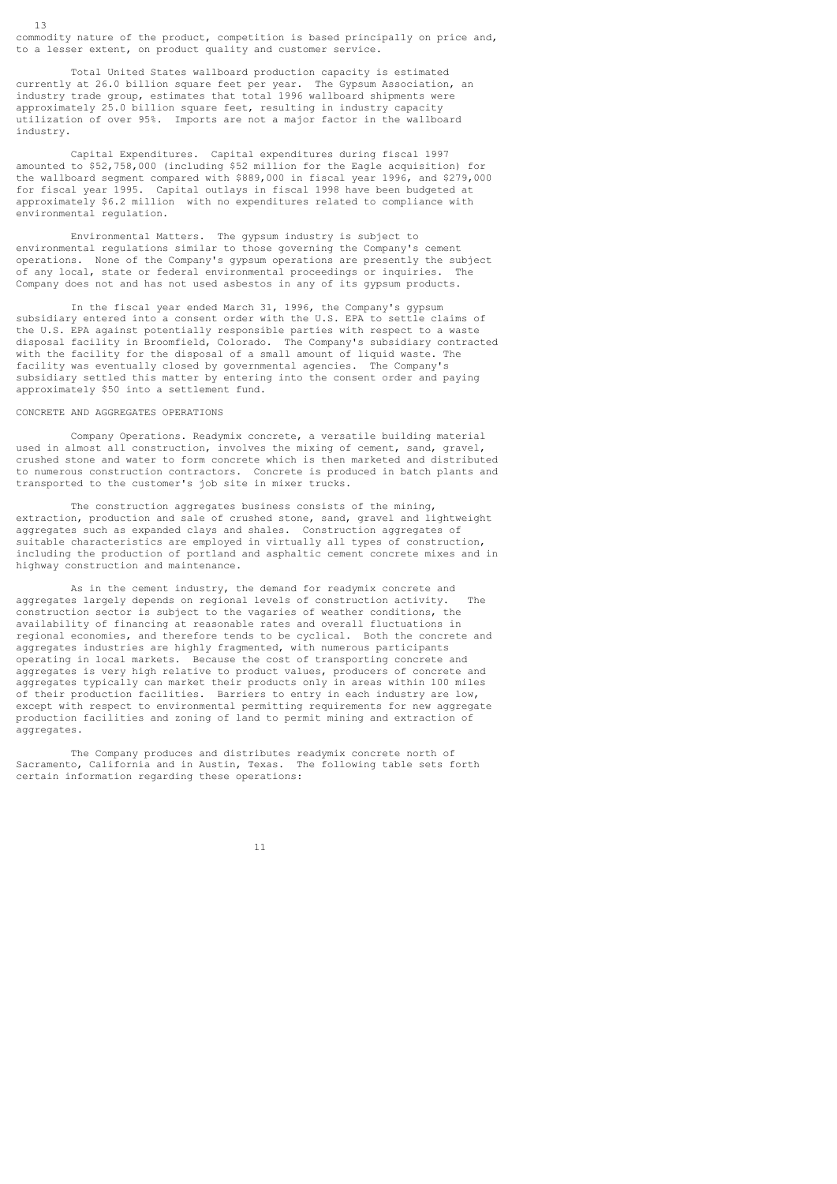commodity nature of the product, competition is based principally on price and, to a lesser extent, on product quality and customer service.

Total United States wallboard production capacity is estimated currently at 26.0 billion square feet per year. The Gypsum Association, an industry trade group, estimates that total 1996 wallboard shipments were approximately 25.0 billion square feet, resulting in industry capacity utilization of over 95%. Imports are not a major factor in the wallboard industry.

Capital Expenditures. Capital expenditures during fiscal 1997 amounted to $52,758,000 (including $52 million for the Eagle acquisition) for the wallboard segment compared with $889,000 in fiscal year 1996, and $279,000 for fiscal year 1995. Capital outlays in fiscal 1998 have been budgeted at approximately $6.2 million with no expenditures related to compliance with environmental regulation.

Environmental Matters. The gypsum industry is subject to environmental regulations similar to those governing the Company's cement operations. None of the Company's gypsum operations are presently the subject of any local, state or federal environmental proceedings or inquiries. The Company does not and has not used asbestos in any of its gypsum products.

In the fiscal year ended March 31, 1996, the Company's gypsum subsidiary entered into a consent order with the U.S. EPA to settle claims of the U.S. EPA against potentially responsible parties with respect to a waste disposal facility in Broomfield, Colorado. The Company's subsidiary contracted with the facility for the disposal of a small amount of liquid waste. The facility was eventually closed by governmental agencies. The Company's subsidiary settled this matter by entering into the consent order and paying approximately $50 into a settlement fund.

## CONCRETE AND AGGREGATES OPERATIONS

Company Operations. Readymix concrete, a versatile building material used in almost all construction, involves the mixing of cement, sand, gravel, crushed stone and water to form concrete which is then marketed and distributed to numerous construction contractors. Concrete is produced in batch plants and transported to the customer's job site in mixer trucks.

The construction aggregates business consists of the mining, extraction, production and sale of crushed stone, sand, gravel and lightweight aggregates such as expanded clays and shales. Construction aggregates of suitable characteristics are employed in virtually all types of construction, including the production of portland and asphaltic cement concrete mixes and in highway construction and maintenance.

As in the cement industry, the demand for readymix concrete and aggregates largely depends on regional levels of construction activity. The construction sector is subject to the vagaries of weather conditions, the availability of financing at reasonable rates and overall fluctuations in regional economies, and therefore tends to be cyclical. Both the concrete and aggregates industries are highly fragmented, with numerous participants operating in local markets. Because the cost of transporting concrete and aggregates is very high relative to product values, producers of concrete and aggregates typically can market their products only in areas within 100 miles of their production facilities. Barriers to entry in each industry are low, except with respect to environmental permitting requirements for new aggregate production facilities and zoning of land to permit mining and extraction of aggregates.

The Company produces and distributes readymix concrete north of Sacramento, California and in Austin, Texas. The following table sets forth certain information regarding these operations: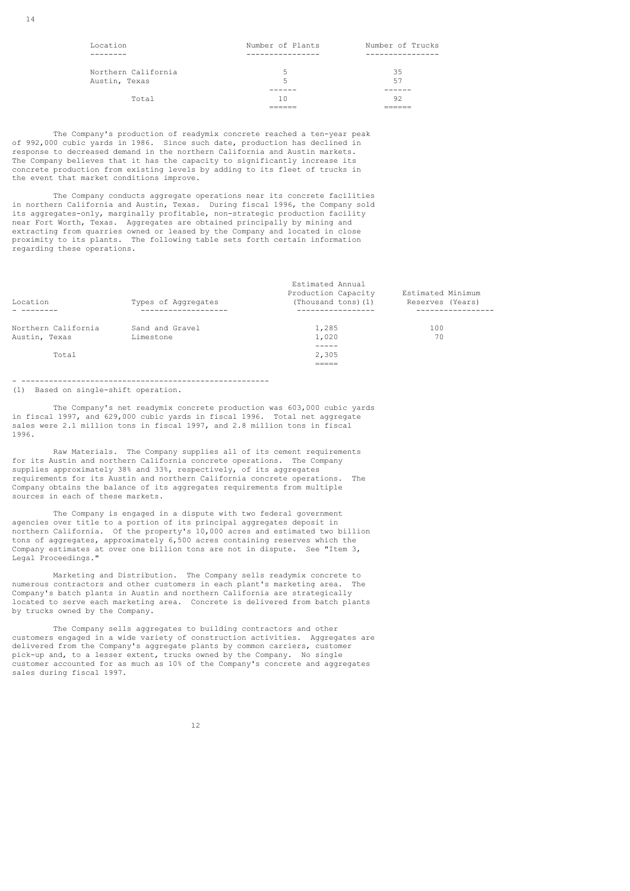| Location | Number of Plants | Number of Trucks |
|---|---|---|
| Northern California | 5 | 35 |
| Austin, Texas | 5 | 57 |
| Total | 10 | 92 |

The Company's production of readymix concrete reached a ten-year peak of 992,000 cubic yards in 1986. Since such date, production has declined in response to decreased demand in the northern California and Austin markets. The Company believes that it has the capacity to significantly increase its concrete production from existing levels by adding to its fleet of trucks in the event that market conditions improve.

The Company conducts aggregate operations near its concrete facilities in northern California and Austin, Texas. During fiscal 1996, the Company sold its aggregates-only, marginally profitable, non-strategic production facility near Fort Worth, Texas. Aggregates are obtained principally by mining and extracting from quarries owned or leased by the Company and located in close proximity to its plants. The following table sets forth certain information regarding these operations.

| Location | Types of Aggregates | Estimated Annual Production Capacity (Thousand tons)(1) | Estimated Minimum Reserves (Years) |
|---|---|---|---|
| Northern California | Sand and Gravel | 1,285 | 100 |
| Austin, Texas | Limestone | 1,020 | 70 |
| Total | | 2,305 | |

(1) Based on single-shift operation.

The Company's net readymix concrete production was 603,000 cubic yards in fiscal 1997, and 629,000 cubic yards in fiscal 1996. Total net aggregate sales were 2.1 million tons in fiscal 1997, and 2.8 million tons in fiscal 1996.

Raw Materials. The Company supplies all of its cement requirements for its Austin and northern California concrete operations. The Company supplies approximately 38% and 33%, respectively, of its aggregates requirements for its Austin and northern California concrete operations. The Company obtains the balance of its aggregates requirements from multiple sources in each of these markets.

The Company is engaged in a dispute with two federal government agencies over title to a portion of its principal aggregates deposit in northern California. Of the property's 10,000 acres and estimated two billion tons of aggregates, approximately 6,500 acres containing reserves which the Company estimates at over one billion tons are not in dispute. See "Item 3, Legal Proceedings."

Marketing and Distribution. The Company sells readymix concrete to numerous contractors and other customers in each plant's marketing area. The Company's batch plants in Austin and northern California are strategically located to serve each marketing area. Concrete is delivered from batch plants by trucks owned by the Company.

The Company sells aggregates to building contractors and other customers engaged in a wide variety of construction activities. Aggregates are delivered from the Company's aggregate plants by common carriers, customer pick-up and, to a lesser extent, trucks owned by the Company. No single customer accounted for as much as 10% of the Company's concrete and aggregates sales during fiscal 1997.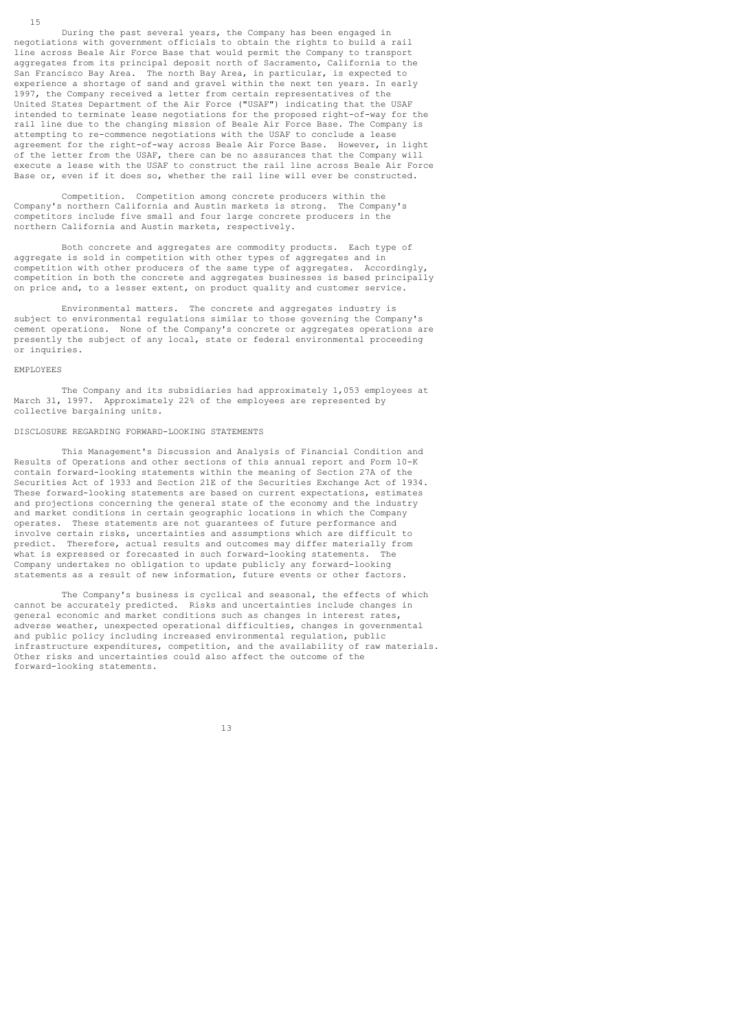During the past several years, the Company has been engaged in negotiations with government officials to obtain the rights to build a rail line across Beale Air Force Base that would permit the Company to transport aggregates from its principal deposit north of Sacramento, California to the San Francisco Bay Area. The north Bay Area, in particular, is expected to experience a shortage of sand and gravel within the next ten years. In early 1997, the Company received a letter from certain representatives of the United States Department of the Air Force ("USAF") indicating that the USAF intended to terminate lease negotiations for the proposed right-of-way for the rail line due to the changing mission of Beale Air Force Base. The Company is attempting to re-commence negotiations with the USAF to conclude a lease agreement for the right-of-way across Beale Air Force Base. However, in light of the letter from the USAF, there can be no assurances that the Company will execute a lease with the USAF to construct the rail line across Beale Air Force Base or, even if it does so, whether the rail line will ever be constructed.

Competition. Competition among concrete producers within the Company's northern California and Austin markets is strong. The Company's competitors include five small and four large concrete producers in the northern California and Austin markets, respectively.

Both concrete and aggregates are commodity products. Each type of aggregate is sold in competition with other types of aggregates and in competition with other producers of the same type of aggregates. Accordingly, competition in both the concrete and aggregates businesses is based principally on price and, to a lesser extent, on product quality and customer service.

Environmental matters. The concrete and aggregates industry is subject to environmental regulations similar to those governing the Company's cement operations. None of the Company's concrete or aggregates operations are presently the subject of any local, state or federal environmental proceeding or inquiries.

## EMPLOYEES

The Company and its subsidiaries had approximately 1,053 employees at March 31, 1997. Approximately 22% of the employees are represented by collective bargaining units.

## DISCLOSURE REGARDING FORWARD-LOOKING STATEMENTS

This Management's Discussion and Analysis of Financial Condition and Results of Operations and other sections of this annual report and Form 10-K contain forward-looking statements within the meaning of Section 27A of the Securities Act of 1933 and Section 21E of the Securities Exchange Act of 1934. These forward-looking statements are based on current expectations, estimates and projections concerning the general state of the economy and the industry and market conditions in certain geographic locations in which the Company operates. These statements are not guarantees of future performance and involve certain risks, uncertainties and assumptions which are difficult to predict. Therefore, actual results and outcomes may differ materially from what is expressed or forecasted in such forward-looking statements. The Company undertakes no obligation to update publicly any forward-looking statements as a result of new information, future events or other factors.

The Company's business is cyclical and seasonal, the effects of which cannot be accurately predicted. Risks and uncertainties include changes in general economic and market conditions such as changes in interest rates, adverse weather, unexpected operational difficulties, changes in governmental and public policy including increased environmental regulation, public infrastructure expenditures, competition, and the availability of raw materials. Other risks and uncertainties could also affect the outcome of the forward-looking statements.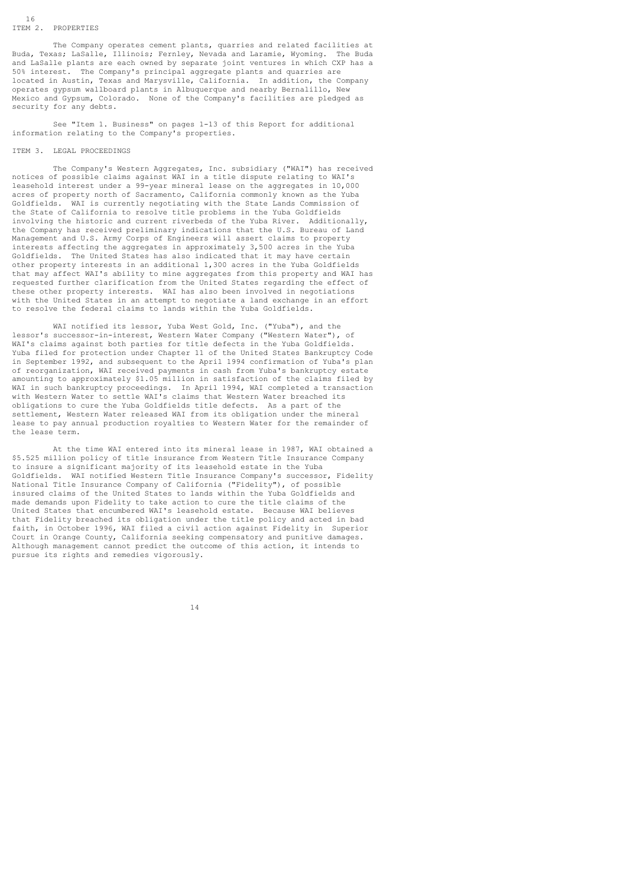## ITEM 2. PROPERTIES

The Company operates cement plants, quarries and related facilities at Buda, Texas; LaSalle, Illinois; Fernley, Nevada and Laramie, Wyoming. The Buda and LaSalle plants are each owned by separate joint ventures in which CXP has a 50% interest. The Company's principal aggregate plants and quarries are located in Austin, Texas and Marysville, California. In addition, the Company operates gypsum wallboard plants in Albuquerque and nearby Bernalillo, New Mexico and Gypsum, Colorado. None of the Company's facilities are pledged as security for any debts.

See "Item 1. Business" on pages 1-13 of this Report for additional information relating to the Company's properties.

## ITEM 3. LEGAL PROCEEDINGS

The Company's Western Aggregates, Inc. subsidiary ("WAI") has received notices of possible claims against WAI in a title dispute relating to WAI's leasehold interest under a 99-year mineral lease on the aggregates in 10,000 acres of property north of Sacramento, California commonly known as the Yuba Goldfields. WAI is currently negotiating with the State Lands Commission of the State of California to resolve title problems in the Yuba Goldfields involving the historic and current riverbeds of the Yuba River. Additionally, the Company has received preliminary indications that the U.S. Bureau of Land Management and U.S. Army Corps of Engineers will assert claims to property interests affecting the aggregates in approximately 3,500 acres in the Yuba Goldfields. The United States has also indicated that it may have certain other property interests in an additional 1,300 acres in the Yuba Goldfields that may affect WAI's ability to mine aggregates from this property and WAI has requested further clarification from the United States regarding the effect of these other property interests. WAI has also been involved in negotiations with the United States in an attempt to negotiate a land exchange in an effort to resolve the federal claims to lands within the Yuba Goldfields.

WAI notified its lessor, Yuba West Gold, Inc. ("Yuba"), and the lessor's successor-in-interest, Western Water Company ("Western Water"), of WAI's claims against both parties for title defects in the Yuba Goldfields. Yuba filed for protection under Chapter 11 of the United States Bankruptcy Code in September 1992, and subsequent to the April 1994 confirmation of Yuba's plan of reorganization, WAI received payments in cash from Yuba's bankruptcy estate amounting to approximately $1.05 million in satisfaction of the claims filed by WAI in such bankruptcy proceedings. In April 1994, WAI completed a transaction with Western Water to settle WAI's claims that Western Water breached its obligations to cure the Yuba Goldfields title defects. As a part of the settlement, Western Water released WAI from its obligation under the mineral lease to pay annual production royalties to Western Water for the remainder of the lease term.

At the time WAI entered into its mineral lease in 1987, WAI obtained a $5.525 million policy of title insurance from Western Title Insurance Company to insure a significant majority of its leasehold estate in the Yuba Goldfields. WAI notified Western Title Insurance Company's successor, Fidelity National Title Insurance Company of California ("Fidelity"), of possible insured claims of the United States to lands within the Yuba Goldfields and made demands upon Fidelity to take action to cure the title claims of the United States that encumbered WAI's leasehold estate. Because WAI believes that Fidelity breached its obligation under the title policy and acted in bad faith, in October 1996, WAI filed a civil action against Fidelity in Superior Court in Orange County, California seeking compensatory and punitive damages. Although management cannot predict the outcome of this action, it intends to pursue its rights and remedies vigorously.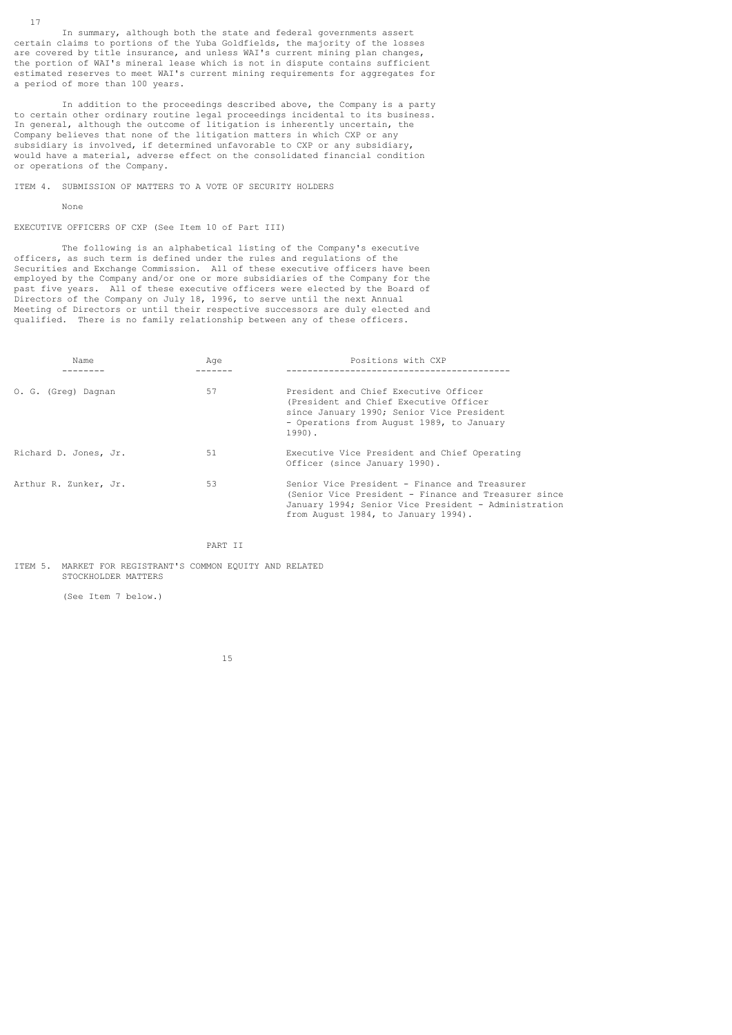In summary, although both the state and federal governments assert certain claims to portions of the Yuba Goldfields, the majority of the losses are covered by title insurance, and unless WAI's current mining plan changes, the portion of WAI's mineral lease which is not in dispute contains sufficient estimated reserves to meet WAI's current mining requirements for aggregates for a period of more than 100 years.

In addition to the proceedings described above, the Company is a party to certain other ordinary routine legal proceedings incidental to its business. In general, although the outcome of litigation is inherently uncertain, the Company believes that none of the litigation matters in which CXP or any subsidiary is involved, if determined unfavorable to CXP or any subsidiary, would have a material, adverse effect on the consolidated financial condition or operations of the Company.

## ITEM 4. SUBMISSION OF MATTERS TO A VOTE OF SECURITY HOLDERS

None

## EXECUTIVE OFFICERS OF CXP (See Item 10 of Part III)

The following is an alphabetical listing of the Company's executive officers, as such term is defined under the rules and regulations of the Securities and Exchange Commission. All of these executive officers have been employed by the Company and/or one or more subsidiaries of the Company for the past five years. All of these executive officers were elected by the Board of Directors of the Company on July 18, 1996, to serve until the next Annual Meeting of Directors or until their respective successors are duly elected and qualified. There is no family relationship between any of these officers.

| Name | Age | Positions with CXP |
|---|---|---|
| O. G. (Greg) Dagnan | 57 | President and Chief Executive Officer (President and Chief Executive Officer since January 1990; Senior Vice President - Operations from August 1989, to January 1990). |
| Richard D. Jones, Jr. | 51 | Executive Vice President and Chief Operating Officer (since January 1990). |
| Arthur R. Zunker, Jr. | 53 | Senior Vice President - Finance and Treasurer (Senior Vice President - Finance and Treasurer since January 1994; Senior Vice President - Administration from August 1984, to January 1994). |

# PART II

## ITEM 5. MARKET FOR REGISTRANT'S COMMON EQUITY AND RELATED STOCKHOLDER MATTERS

(See Item 7 below.)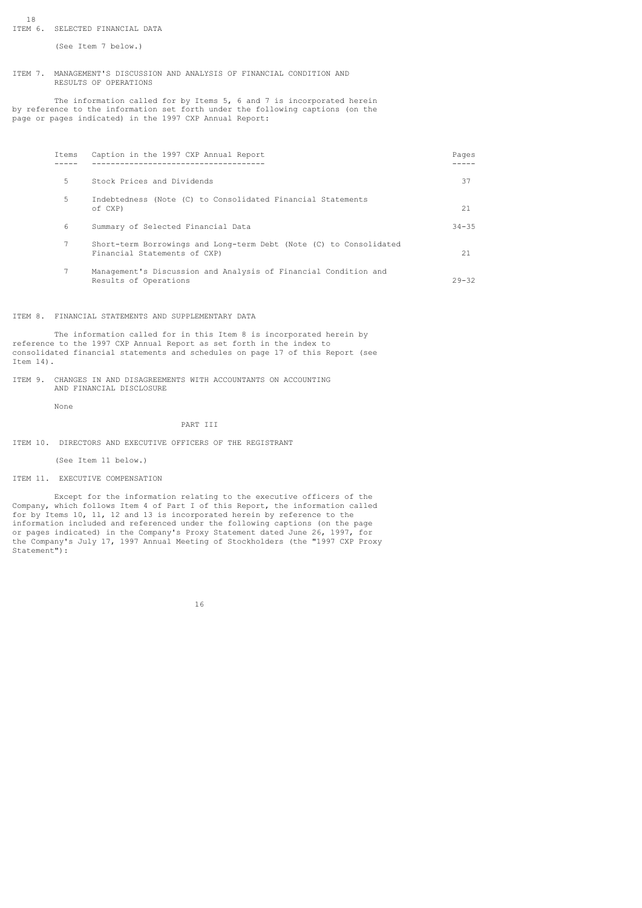## ITEM 6. SELECTED FINANCIAL DATA

(See Item 7 below.)

## ITEM 7. MANAGEMENT'S DISCUSSION AND ANALYSIS OF FINANCIAL CONDITION AND RESULTS OF OPERATIONS

The information called for by Items 5, 6 and 7 is incorporated herein by reference to the information set forth under the following captions (on the page or pages indicated) in the 1997 CXP Annual Report:

| Items | Caption in the 1997 CXP Annual Report | Pages |
|---|---|---|
| 5 | Stock Prices and Dividends | 37 |
| 5 | Indebtedness (Note (C) to Consolidated Financial Statements of CXP) | 21 |
| 6 | Summary of Selected Financial Data | 34-35 |
| 7 | Short-term Borrowings and Long-term Debt (Note (C) to Consolidated Financial Statements of CXP) | 21 |
| 7 | Management's Discussion and Analysis of Financial Condition and Results of Operations | 29-32 |

## ITEM 8. FINANCIAL STATEMENTS AND SUPPLEMENTARY DATA

The information called for in this Item 8 is incorporated herein by reference to the 1997 CXP Annual Report as set forth in the index to consolidated financial statements and schedules on page 17 of this Report (see Item 14).

## ITEM 9. CHANGES IN AND DISAGREEMENTS WITH ACCOUNTANTS ON ACCOUNTING AND FINANCIAL DISCLOSURE

None

# PART III

## ITEM 10. DIRECTORS AND EXECUTIVE OFFICERS OF THE REGISTRANT

(See Item 11 below.)

## ITEM 11. EXECUTIVE COMPENSATION

Except for the information relating to the executive officers of the Company, which follows Item 4 of Part I of this Report, the information called for by Items 10, 11, 12 and 13 is incorporated herein by reference to the information included and referenced under the following captions (on the page or pages indicated) in the Company's Proxy Statement dated June 26, 1997, for the Company's July 17, 1997 Annual Meeting of Stockholders (the "1997 CXP Proxy Statement"):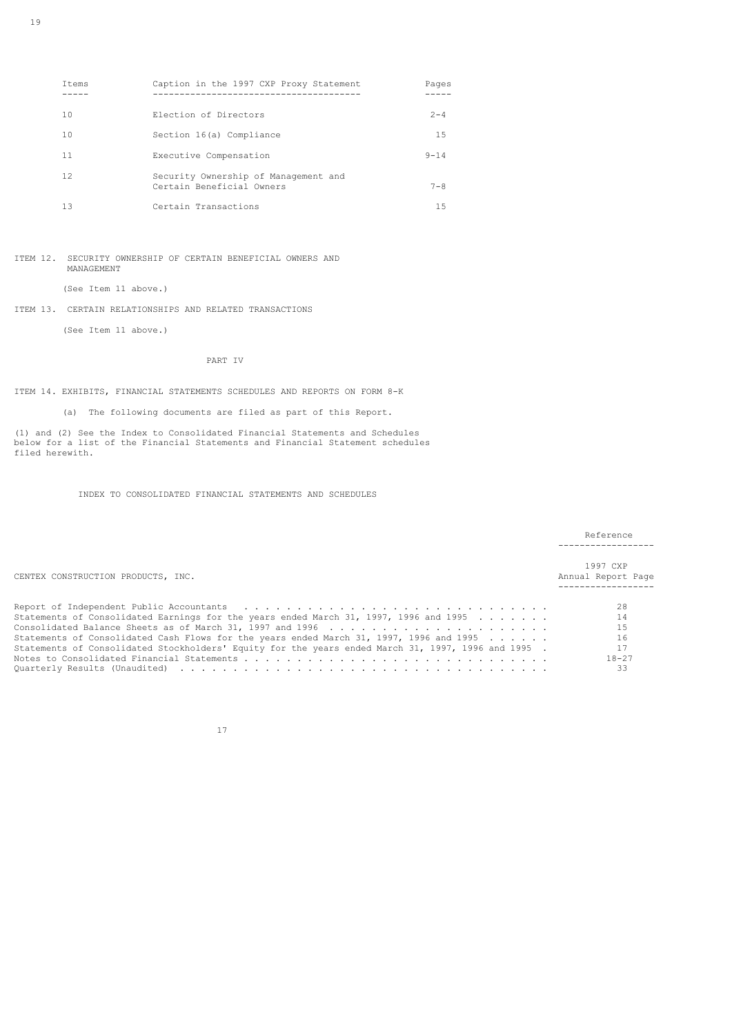| Items | Caption in the 1997 CXP Proxy Statement | Pages |
|---|---|---|
| 10 | Election of Directors | 2-4 |
| 10 | Section 16(a) Compliance | 15 |
| 11 | Executive Compensation | 9-14 |
| 12 | Security Ownership of Management and Certain Beneficial Owners | 7-8 |
| 13 | Certain Transactions | 15 |

ITEM 12. SECURITY OWNERSHIP OF CERTAIN BENEFICIAL OWNERS AND MANAGEMENT

(See Item 11 above.)

ITEM 13. CERTAIN RELATIONSHIPS AND RELATED TRANSACTIONS

(See Item 11 above.)

## PART IV

ITEM 14. EXHIBITS, FINANCIAL STATEMENTS SCHEDULES AND REPORTS ON FORM 8-K

(a) The following documents are filed as part of this Report.

(1) and (2) See the Index to Consolidated Financial Statements and Schedules below for a list of the Financial Statements and Financial Statement schedules filed herewith.

INDEX TO CONSOLIDATED FINANCIAL STATEMENTS AND SCHEDULES

| CENTEX CONSTRUCTION PRODUCTS, INC. | Reference 1997 CXP Annual Report Page |
|---|---|
| Report of Independent Public Accountants | 28 |
| Statements of Consolidated Earnings for the years ended March 31, 1997, 1996 and 1995 | 14 |
| Consolidated Balance Sheets as of March 31, 1997 and 1996 | 15 |
| Statements of Consolidated Cash Flows for the years ended March 31, 1997, 1996 and 1995 | 16 |
| Statements of Consolidated Stockholders' Equity for the years ended March 31, 1997, 1996 and 1995 | 17 |
| Notes to Consolidated Financial Statements | 18-27 |
| Quarterly Results (Unaudited) | 33 |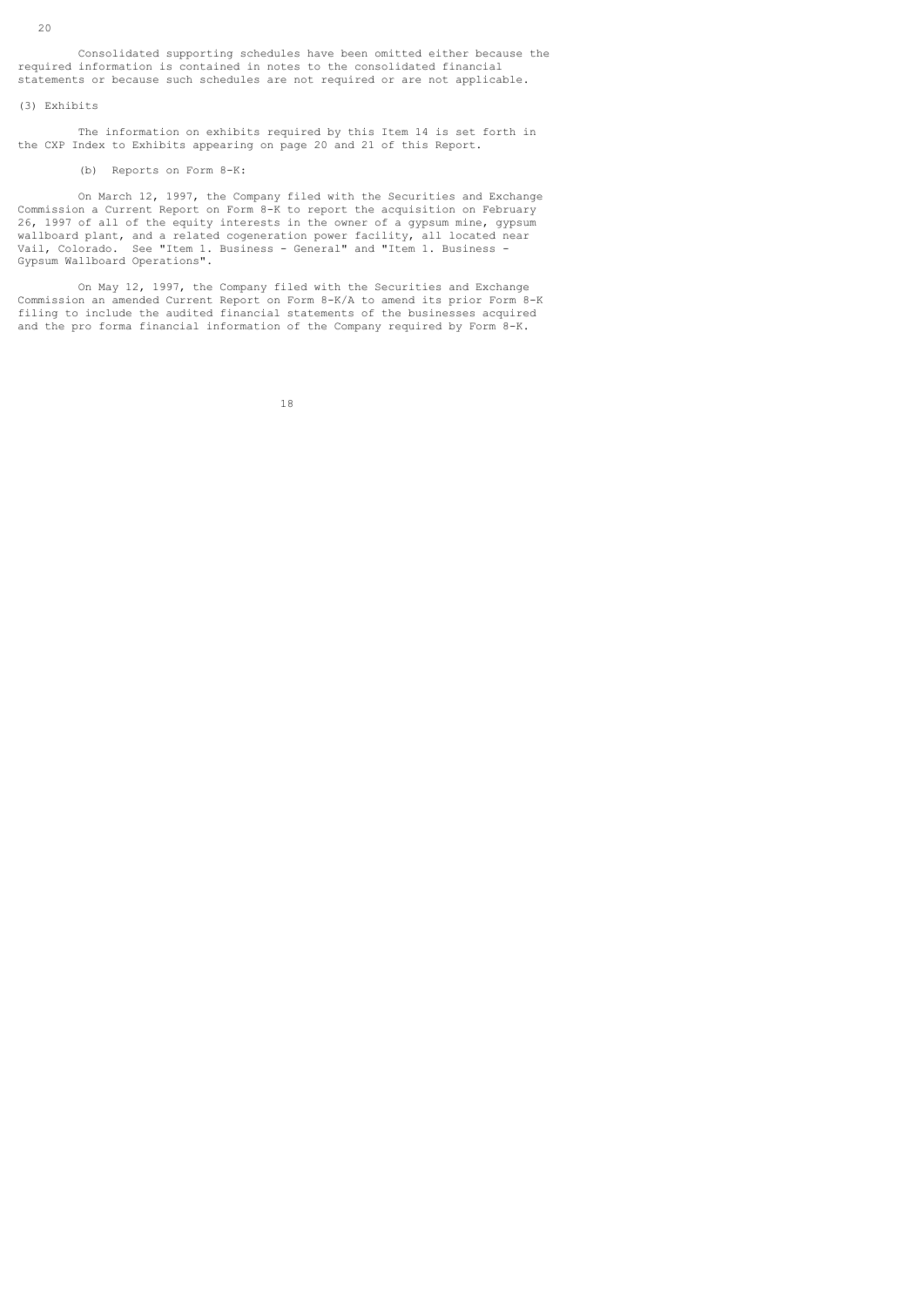Consolidated supporting schedules have been omitted either because the required information is contained in notes to the consolidated financial statements or because such schedules are not required or are not applicable.

(3) Exhibits

The information on exhibits required by this Item 14 is set forth in the CXP Index to Exhibits appearing on page 20 and 21 of this Report.

(b) Reports on Form 8-K:

On March 12, 1997, the Company filed with the Securities and Exchange Commission a Current Report on Form 8-K to report the acquisition on February 26, 1997 of all of the equity interests in the owner of a gypsum mine, gypsum wallboard plant, and a related cogeneration power facility, all located near Vail, Colorado. See "Item 1. Business - General" and "Item 1. Business - Gypsum Wallboard Operations".

On May 12, 1997, the Company filed with the Securities and Exchange Commission an amended Current Report on Form 8-K/A to amend its prior Form 8-K filing to include the audited financial statements of the businesses acquired and the pro forma financial information of the Company required by Form 8-K.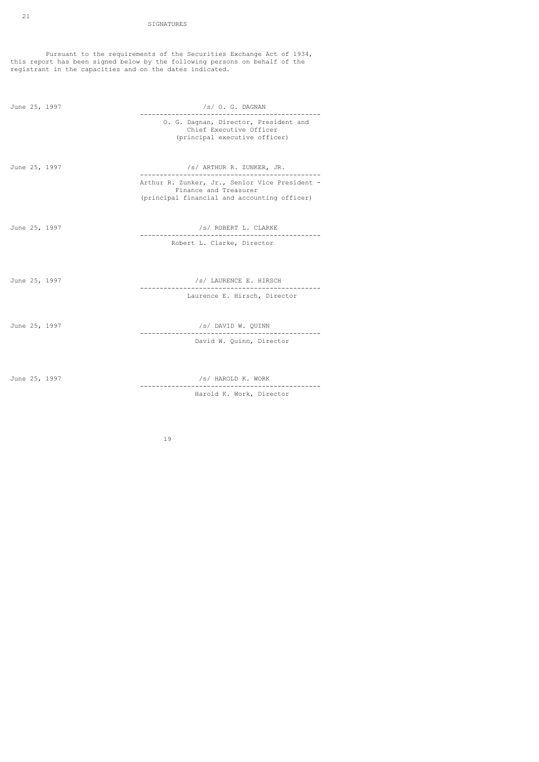## SIGNATURES

Pursuant to the requirements of the Securities Exchange Act of 1934, this report has been signed below by the following persons on behalf of the registrant in the capacities and on the dates indicated.

| | |
|---|---|
| June 25, 1997 | /s/ O. G. DAGNAN<br>O. G. Dagnan, Director, President and Chief Executive Officer (principal executive officer) |
| June 25, 1997 | /s/ ARTHUR R. ZUNKER, JR.<br>Arthur R. Zunker, Jr., Senior Vice President - Finance and Treasurer (principal financial and accounting officer) |
| June 25, 1997 | /s/ ROBERT L. CLARKE<br>Robert L. Clarke, Director |
| June 25, 1997 | /s/ LAURENCE E. HIRSCH<br>Laurence E. Hirsch, Director |
| June 25, 1997 | /s/ DAVID W. QUINN<br>David W. Quinn, Director |
| June 25, 1997 | /s/ HAROLD K. WORK<br>Harold K. Work, Director |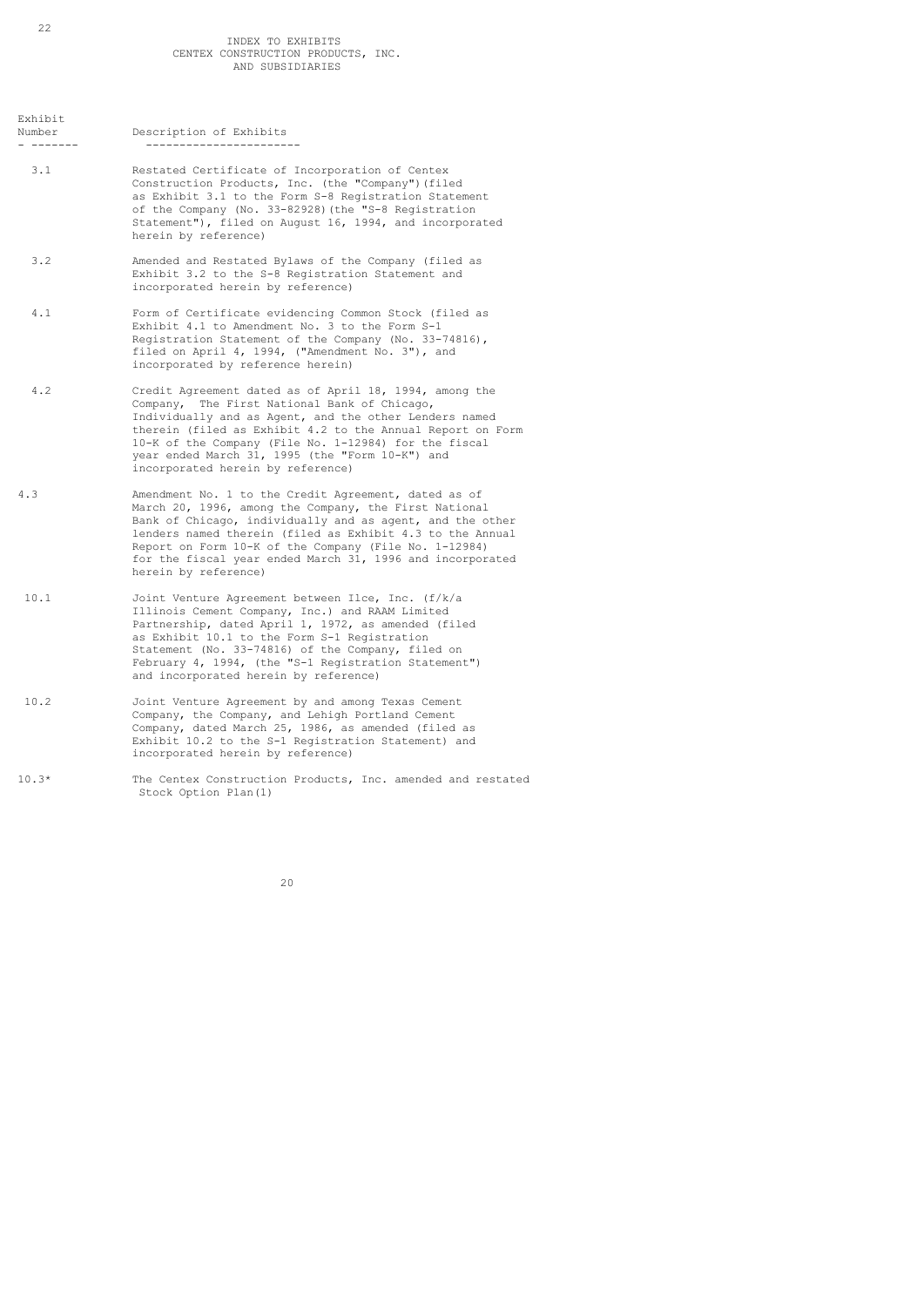INDEX TO EXHIBITS
CENTEX CONSTRUCTION PRODUCTS, INC.
AND SUBSIDIARIES

| Exhibit Number | Description of Exhibits |
| --- | --- |
| 3.1 | Restated Certificate of Incorporation of Centex Construction Products, Inc. (the "Company")(filed as Exhibit 3.1 to the Form S-8 Registration Statement of the Company (No. 33-82928)(the "S-8 Registration Statement"), filed on August 16, 1994, and incorporated herein by reference) |
| 3.2 | Amended and Restated Bylaws of the Company (filed as Exhibit 3.2 to the S-8 Registration Statement and incorporated herein by reference) |
| 4.1 | Form of Certificate evidencing Common Stock (filed as Exhibit 4.1 to Amendment No. 3 to the Form S-1 Registration Statement of the Company (No. 33-74816), filed on April 4, 1994, ("Amendment No. 3"), and incorporated by reference herein) |
| 4.2 | Credit Agreement dated as of April 18, 1994, among the Company, The First National Bank of Chicago, Individually and as Agent, and the other Lenders named therein (filed as Exhibit 4.2 to the Annual Report on Form 10-K of the Company (File No. 1-12984) for the fiscal year ended March 31, 1995 (the "Form 10-K") and incorporated herein by reference) |
| 4.3 | Amendment No. 1 to the Credit Agreement, dated as of March 20, 1996, among the Company, the First National Bank of Chicago, individually and as agent, and the other lenders named therein (filed as Exhibit 4.3 to the Annual Report on Form 10-K of the Company (File No. 1-12984) for the fiscal year ended March 31, 1996 and incorporated herein by reference) |
| 10.1 | Joint Venture Agreement between Ilce, Inc. (f/k/a Illinois Cement Company, Inc.) and RAAM Limited Partnership, dated April 1, 1972, as amended (filed as Exhibit 10.1 to the Form S-1 Registration Statement (No. 33-74816) of the Company, filed on February 4, 1994, (the "S-1 Registration Statement") and incorporated herein by reference) |
| 10.2 | Joint Venture Agreement by and among Texas Cement Company, the Company, and Lehigh Portland Cement Company, dated March 25, 1986, as amended (filed as Exhibit 10.2 to the S-1 Registration Statement) and incorporated herein by reference) |
| 10.3* | The Centex Construction Products, Inc. amended and restated Stock Option Plan(1) |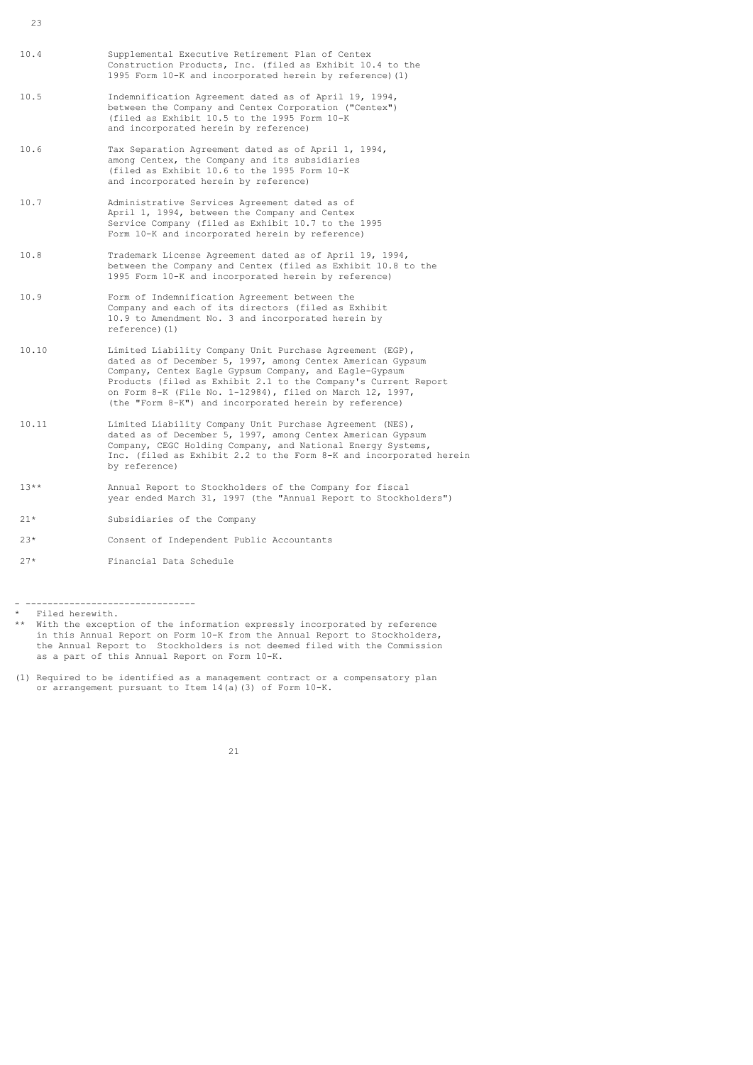| | |
|---|---|
| 10.4 | Supplemental Executive Retirement Plan of Centex Construction Products, Inc. (filed as Exhibit 10.4 to the 1995 Form 10-K and incorporated herein by reference)(1) |
| 10.5 | Indemnification Agreement dated as of April 19, 1994, between the Company and Centex Corporation ("Centex") (filed as Exhibit 10.5 to the 1995 Form 10-K and incorporated herein by reference) |
| 10.6 | Tax Separation Agreement dated as of April 1, 1994, among Centex, the Company and its subsidiaries (filed as Exhibit 10.6 to the 1995 Form 10-K and incorporated herein by reference) |
| 10.7 | Administrative Services Agreement dated as of April 1, 1994, between the Company and Centex Service Company (filed as Exhibit 10.7 to the 1995 Form 10-K and incorporated herein by reference) |
| 10.8 | Trademark License Agreement dated as of April 19, 1994, between the Company and Centex (filed as Exhibit 10.8 to the 1995 Form 10-K and incorporated herein by reference) |
| 10.9 | Form of Indemnification Agreement between the Company and each of its directors (filed as Exhibit 10.9 to Amendment No. 3 and incorporated herein by reference)(1) |
| 10.10 | Limited Liability Company Unit Purchase Agreement (EGP), dated as of December 5, 1997, among Centex American Gypsum Company, Centex Eagle Gypsum Company, and Eagle-Gypsum Products (filed as Exhibit 2.1 to the Company's Current Report on Form 8-K (File No. 1-12984), filed on March 12, 1997, (the "Form 8-K") and incorporated herein by reference) |
| 10.11 | Limited Liability Company Unit Purchase Agreement (NES), dated as of December 5, 1997, among Centex American Gypsum Company, CEGC Holding Company, and National Energy Systems, Inc. (filed as Exhibit 2.2 to the Form 8-K and incorporated herein by reference) |
| 13** | Annual Report to Stockholders of the Company for fiscal year ended March 31, 1997 (the "Annual Report to Stockholders") |
| 21* | Subsidiaries of the Company |
| 23* | Consent of Independent Public Accountants |
| 27* | Financial Data Schedule |

---

\* Filed herewith.

\** With the exception of the information expressly incorporated by reference in this Annual Report on Form 10-K from the Annual Report to Stockholders, the Annual Report to Stockholders is not deemed filed with the Commission as a part of this Annual Report on Form 10-K.

(1) Required to be identified as a management contract or a compensatory plan or arrangement pursuant to Item 14(a)(3) of Form 10-K.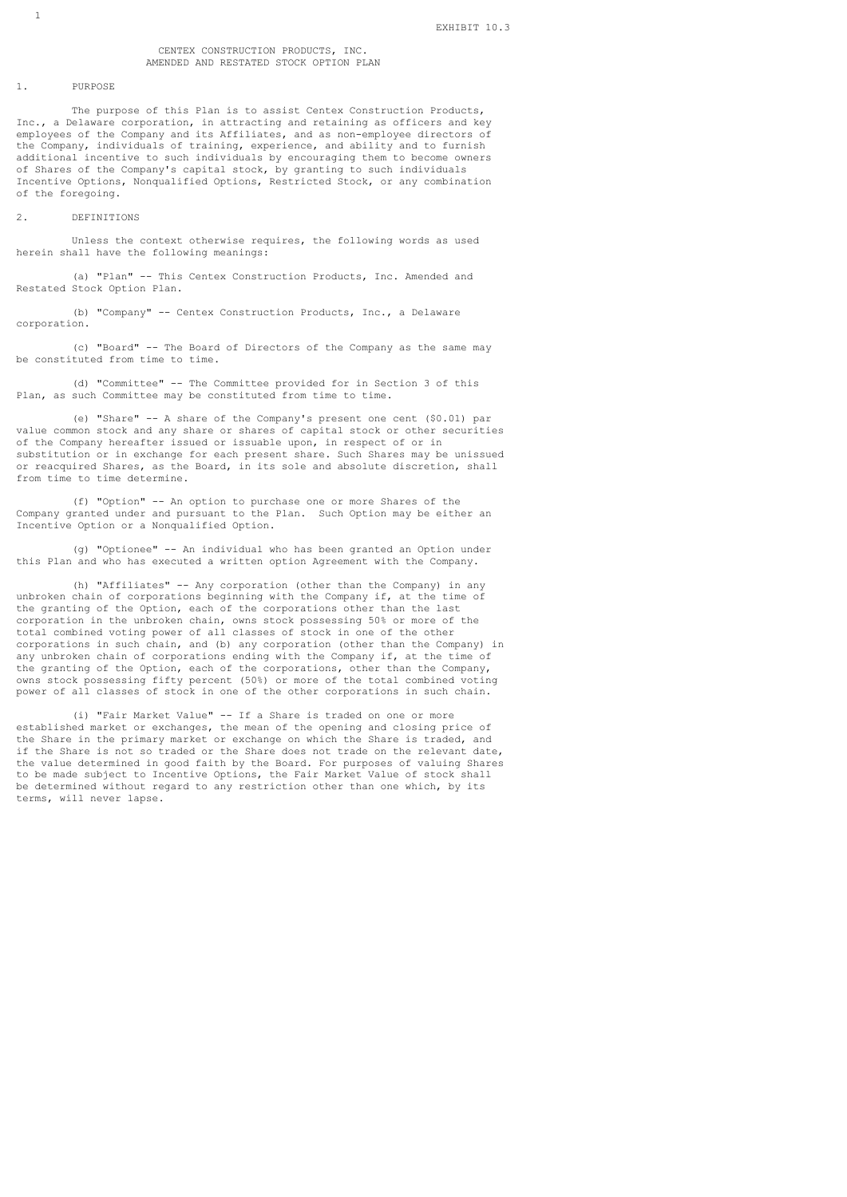EXHIBIT 10.3

# CENTEX CONSTRUCTION PRODUCTS, INC.
## AMENDED AND RESTATED STOCK OPTION PLAN

## 1. PURPOSE

The purpose of this Plan is to assist Centex Construction Products, Inc., a Delaware corporation, in attracting and retaining as officers and key employees of the Company and its Affiliates, and as non-employee directors of the Company, individuals of training, experience, and ability and to furnish additional incentive to such individuals by encouraging them to become owners of Shares of the Company's capital stock, by granting to such individuals Incentive Options, Nonqualified Options, Restricted Stock, or any combination of the foregoing.

## 2. DEFINITIONS

Unless the context otherwise requires, the following words as used herein shall have the following meanings:

(a) "Plan" -- This Centex Construction Products, Inc. Amended and Restated Stock Option Plan.

(b) "Company" -- Centex Construction Products, Inc., a Delaware corporation.

(c) "Board" -- The Board of Directors of the Company as the same may be constituted from time to time.

(d) "Committee" -- The Committee provided for in Section 3 of this Plan, as such Committee may be constituted from time to time.

(e) "Share" -- A share of the Company's present one cent ($0.01) par value common stock and any share or shares of capital stock or other securities of the Company hereafter issued or issuable upon, in respect of or in substitution or in exchange for each present share. Such Shares may be unissued or reacquired Shares, as the Board, in its sole and absolute discretion, shall from time to time determine.

(f) "Option" -- An option to purchase one or more Shares of the Company granted under and pursuant to the Plan. Such Option may be either an Incentive Option or a Nonqualified Option.

(g) "Optionee" -- An individual who has been granted an Option under this Plan and who has executed a written option Agreement with the Company.

(h) "Affiliates" -- Any corporation (other than the Company) in any unbroken chain of corporations beginning with the Company if, at the time of the granting of the Option, each of the corporations other than the last corporation in the unbroken chain, owns stock possessing 50% or more of the total combined voting power of all classes of stock in one of the other corporations in such chain, and (b) any corporation (other than the Company) in any unbroken chain of corporations ending with the Company if, at the time of the granting of the Option, each of the corporations, other than the Company, owns stock possessing fifty percent (50%) or more of the total combined voting power of all classes of stock in one of the other corporations in such chain.

(i) "Fair Market Value" -- If a Share is traded on one or more established market or exchanges, the mean of the opening and closing price of the Share in the primary market or exchange on which the Share is traded, and if the Share is not so traded or the Share does not trade on the relevant date, the value determined in good faith by the Board. For purposes of valuing Shares to be made subject to Incentive Options, the Fair Market Value of stock shall be determined without regard to any restriction other than one which, by its terms, will never lapse.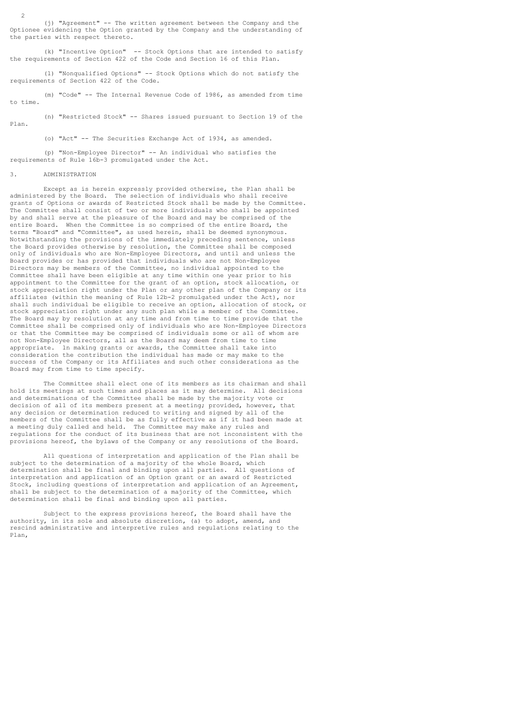(j) "Agreement" -- The written agreement between the Company and the Optionee evidencing the Option granted by the Company and the understanding of the parties with respect thereto.

(k) "Incentive Option" -- Stock Options that are intended to satisfy the requirements of Section 422 of the Code and Section 16 of this Plan.

(l) "Nonqualified Options" -- Stock Options which do not satisfy the requirements of Section 422 of the Code.

(m) "Code" -- The Internal Revenue Code of 1986, as amended from time to time.

(n) "Restricted Stock" -- Shares issued pursuant to Section 19 of the Plan.

(o) "Act" -- The Securities Exchange Act of 1934, as amended.

(p) "Non-Employee Director" -- An individual who satisfies the requirements of Rule 16b-3 promulgated under the Act.

## 3. ADMINISTRATION

Except as is herein expressly provided otherwise, the Plan shall be administered by the Board. The selection of individuals who shall receive grants of Options or awards of Restricted Stock shall be made by the Committee. The Committee shall consist of two or more individuals who shall be appointed by and shall serve at the pleasure of the Board and may be comprised of the entire Board. When the Committee is so comprised of the entire Board, the terms "Board" and "Committee", as used herein, shall be deemed synonymous. Notwithstanding the provisions of the immediately preceding sentence, unless the Board provides otherwise by resolution, the Committee shall be composed only of individuals who are Non-Employee Directors, and until and unless the Board provides or has provided that individuals who are not Non-Employee Directors may be members of the Committee, no individual appointed to the Committee shall have been eligible at any time within one year prior to his appointment to the Committee for the grant of an option, stock allocation, or stock appreciation right under the Plan or any other plan of the Company or its affiliates (within the meaning of Rule 12b-2 promulgated under the Act), nor shall such individual be eligible to receive an option, allocation of stock, or stock appreciation right under any such plan while a member of the Committee. The Board may by resolution at any time and from time to time provide that the Committee shall be comprised only of individuals who are Non-Employee Directors or that the Committee may be comprised of individuals some or all of whom are not Non-Employee Directors, all as the Board may deem from time to time appropriate. In making grants or awards, the Committee shall take into consideration the contribution the individual has made or may make to the success of the Company or its Affiliates and such other considerations as the Board may from time to time specify.

The Committee shall elect one of its members as its chairman and shall hold its meetings at such times and places as it may determine. All decisions and determinations of the Committee shall be made by the majority vote or decision of all of its members present at a meeting; provided, however, that any decision or determination reduced to writing and signed by all of the members of the Committee shall be as fully effective as if it had been made at a meeting duly called and held. The Committee may make any rules and regulations for the conduct of its business that are not inconsistent with the provisions hereof, the bylaws of the Company or any resolutions of the Board.

All questions of interpretation and application of the Plan shall be subject to the determination of a majority of the whole Board, which determination shall be final and binding upon all parties. All questions of interpretation and application of an Option grant or an award of Restricted Stock, including questions of interpretation and application of an Agreement, shall be subject to the determination of a majority of the Committee, which determination shall be final and binding upon all parties.

Subject to the express provisions hereof, the Board shall have the authority, in its sole and absolute discretion, (a) to adopt, amend, and rescind administrative and interpretive rules and regulations relating to the Plan,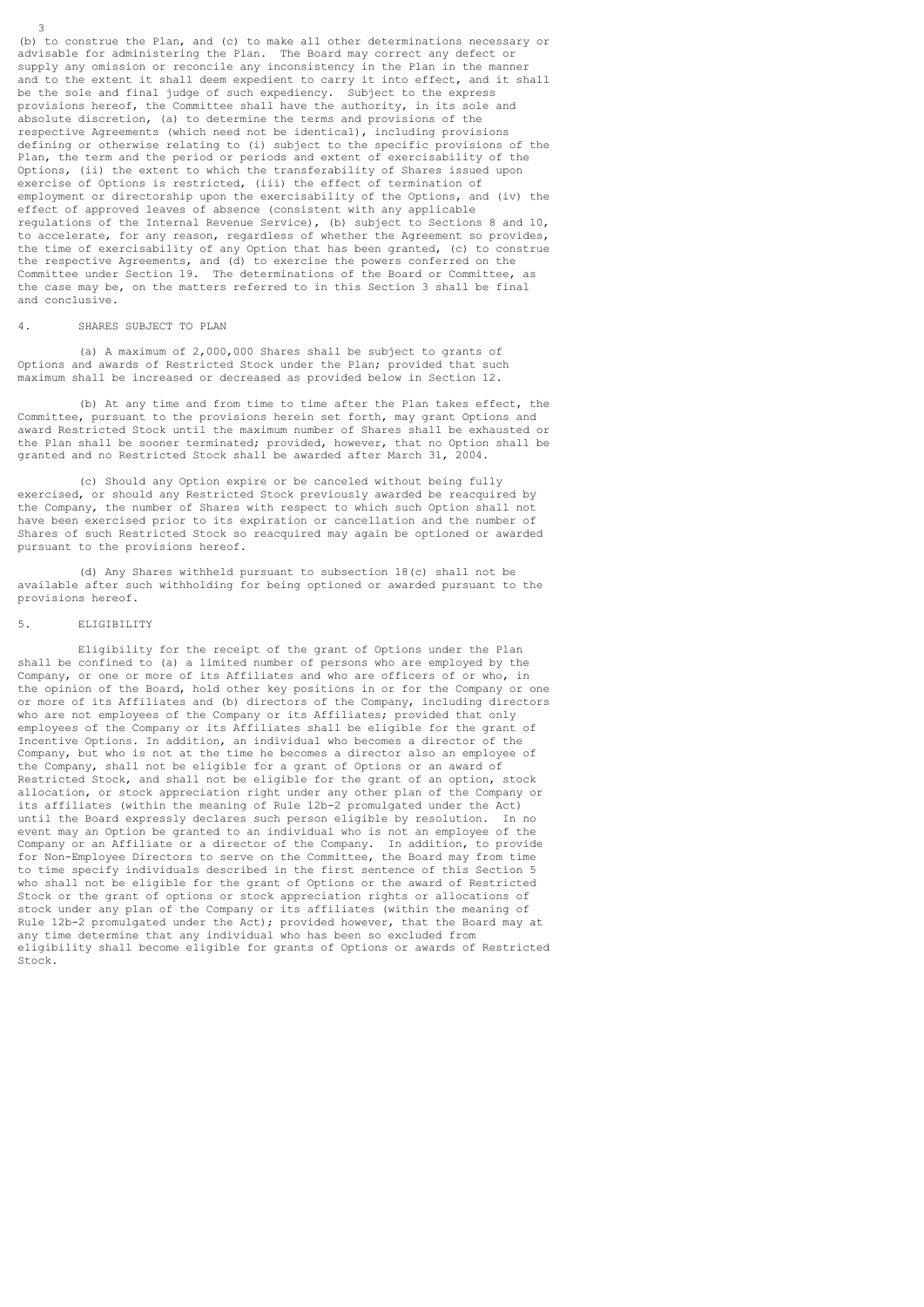(b) to construe the Plan, and (c) to make all other determinations necessary or advisable for administering the Plan. The Board may correct any defect or supply any omission or reconcile any inconsistency in the Plan in the manner and to the extent it shall deem expedient to carry it into effect, and it shall be the sole and final judge of such expediency. Subject to the express provisions hereof, the Committee shall have the authority, in its sole and absolute discretion, (a) to determine the terms and provisions of the respective Agreements (which need not be identical), including provisions defining or otherwise relating to (i) subject to the specific provisions of the Plan, the term and the period or periods and extent of exercisability of the Options, (ii) the extent to which the transferability of Shares issued upon exercise of Options is restricted, (iii) the effect of termination of employment or directorship upon the exercisability of the Options, and (iv) the effect of approved leaves of absence (consistent with any applicable regulations of the Internal Revenue Service), (b) subject to Sections 8 and 10, to accelerate, for any reason, regardless of whether the Agreement so provides, the time of exercisability of any Option that has been granted, (c) to construe the respective Agreements, and (d) to exercise the powers conferred on the Committee under Section 19. The determinations of the Board or Committee, as the case may be, on the matters referred to in this Section 3 shall be final and conclusive.

## 4. SHARES SUBJECT TO PLAN

(a) A maximum of 2,000,000 Shares shall be subject to grants of Options and awards of Restricted Stock under the Plan; provided that such maximum shall be increased or decreased as provided below in Section 12.

(b) At any time and from time to time after the Plan takes effect, the Committee, pursuant to the provisions herein set forth, may grant Options and award Restricted Stock until the maximum number of Shares shall be exhausted or the Plan shall be sooner terminated; provided, however, that no Option shall be granted and no Restricted Stock shall be awarded after March 31, 2004.

(c) Should any Option expire or be canceled without being fully exercised, or should any Restricted Stock previously awarded be reacquired by the Company, the number of Shares with respect to which such Option shall not have been exercised prior to its expiration or cancellation and the number of Shares of such Restricted Stock so reacquired may again be optioned or awarded pursuant to the provisions hereof.

(d) Any Shares withheld pursuant to subsection 18(c) shall not be available after such withholding for being optioned or awarded pursuant to the provisions hereof.

## 5. ELIGIBILITY

Eligibility for the receipt of the grant of Options under the Plan shall be confined to (a) a limited number of persons who are employed by the Company, or one or more of its Affiliates and who are officers of or who, in the opinion of the Board, hold other key positions in or for the Company or one or more of its Affiliates and (b) directors of the Company, including directors who are not employees of the Company or its Affiliates; provided that only employees of the Company or its Affiliates shall be eligible for the grant of Incentive Options. In addition, an individual who becomes a director of the Company, but who is not at the time he becomes a director also an employee of the Company, shall not be eligible for a grant of Options or an award of Restricted Stock, and shall not be eligible for the grant of an option, stock allocation, or stock appreciation right under any other plan of the Company or its affiliates (within the meaning of Rule 12b-2 promulgated under the Act) until the Board expressly declares such person eligible by resolution. In no event may an Option be granted to an individual who is not an employee of the Company or an Affiliate or a director of the Company. In addition, to provide for Non-Employee Directors to serve on the Committee, the Board may from time to time specify individuals described in the first sentence of this Section 5 who shall not be eligible for the grant of Options or the award of Restricted Stock or the grant of options or stock appreciation rights or allocations of stock under any plan of the Company or its affiliates (within the meaning of Rule 12b-2 promulgated under the Act); provided however, that the Board may at any time determine that any individual who has been so excluded from eligibility shall become eligible for grants of Options or awards of Restricted Stock.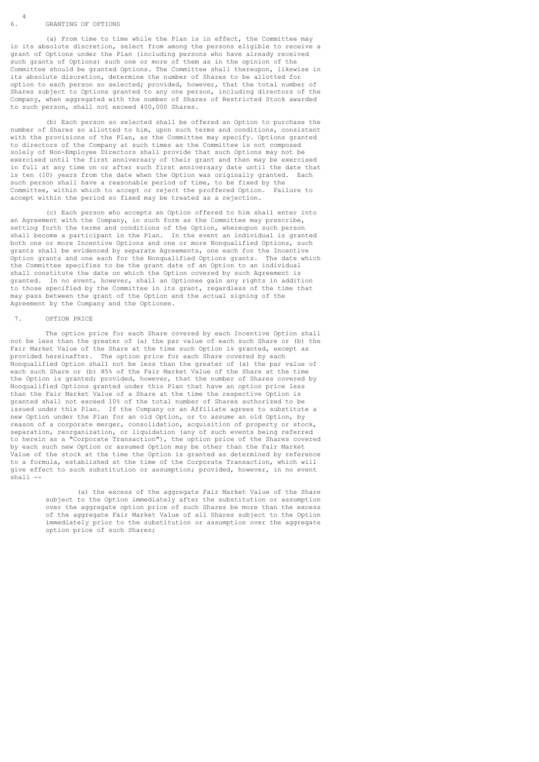## 6. GRANTING OF OPTIONS

(a) From time to time while the Plan is in effect, the Committee may in its absolute discretion, select from among the persons eligible to receive a grant of Options under the Plan (including persons who have already received such grants of Options) such one or more of them as in the opinion of the Committee should be granted Options. The Committee shall thereupon, likewise in its absolute discretion, determine the number of Shares to be allotted for option to each person so selected; provided, however, that the total number of Shares subject to Options granted to any one person, including directors of the Company, when aggregated with the number of Shares of Restricted Stock awarded to such person, shall not exceed 400,000 Shares.

(b) Each person so selected shall be offered an Option to purchase the number of Shares so allotted to him, upon such terms and conditions, consistent with the provisions of the Plan, as the Committee may specify. Options granted to directors of the Company at such times as the Committee is not composed solely of Non-Employee Directors shall provide that such Options may not be exercised until the first anniversary of their grant and then may be exercised in full at any time on or after such first anniversary date until the date that is ten (10) years from the date when the Option was originally granted. Each such person shall have a reasonable period of time, to be fixed by the Committee, within which to accept or reject the proffered Option. Failure to accept within the period so fixed may be treated as a rejection.

(c) Each person who accepts an Option offered to him shall enter into an Agreement with the Company, in such form as the Committee may prescribe, setting forth the terms and conditions of the Option, whereupon such person shall become a participant in the Plan. In the event an individual is granted both one or more Incentive Options and one or more Nonqualified Options, such grants shall be evidenced by separate Agreements, one each for the Incentive Option grants and one each for the Nonqualified Options grants. The date which the Committee specifies to be the grant date of an Option to an individual shall constitute the date on which the Option covered by such Agreement is granted. In no event, however, shall an Optionee gain any rights in addition to those specified by the Committee in its grant, regardless of the time that may pass between the grant of the Option and the actual signing of the Agreement by the Company and the Optionee.

## 7. OPTION PRICE

The option price for each Share covered by each Incentive Option shall not be less than the greater of (a) the par value of each such Share or (b) the Fair Market Value of the Share at the time such Option is granted, except as provided hereinafter. The option price for each Share covered by each Nonqualified Option shall not be less than the greater of (a) the par value of each such Share or (b) 85% of the Fair Market Value of the Share at the time the Option is granted; provided, however, that the number of Shares covered by Nonqualified Options granted under this Plan that have an option price less than the Fair Market Value of a Share at the time the respective Option is granted shall not exceed 10% of the total number of Shares authorized to be issued under this Plan. If the Company or an Affiliate agrees to substitute a new Option under the Plan for an old Option, or to assume an old Option, by reason of a corporate merger, consolidation, acquisition of property or stock, separation, reorganization, or liquidation (any of such events being referred to herein as a "Corporate Transaction"), the option price of the Shares covered by each such new Option or assumed Option may be other than the Fair Market Value of the stock at the time the Option is granted as determined by reference to a formula, established at the time of the Corporate Transaction, which will give effect to such substitution or assumption; provided, however, in no event shall --

(a) the excess of the aggregate Fair Market Value of the Share subject to the Option immediately after the substitution or assumption over the aggregate option price of such Shares be more than the excess of the aggregate Fair Market Value of all Shares subject to the Option immediately prior to the substitution or assumption over the aggregate option price of such Shares;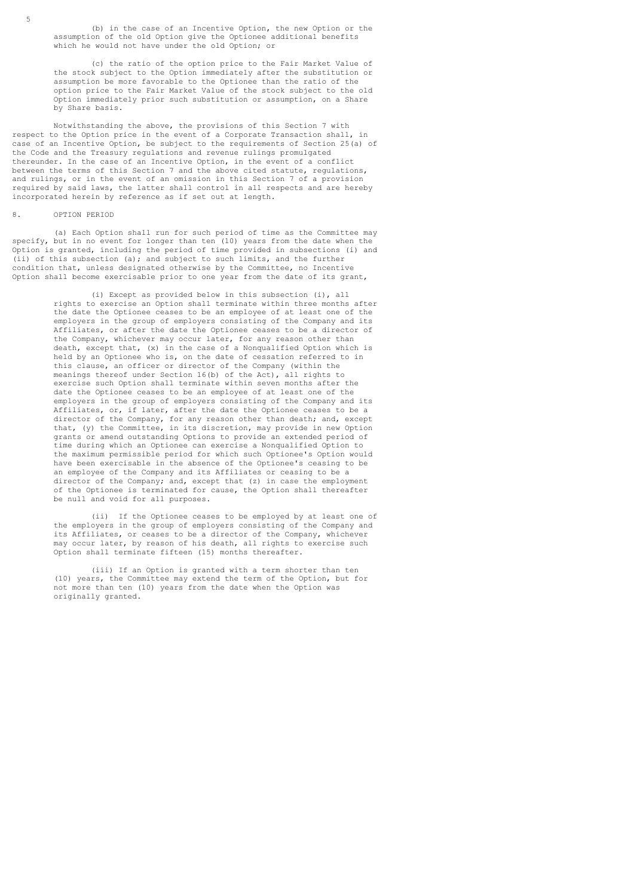(b) in the case of an Incentive Option, the new Option or the assumption of the old Option give the Optionee additional benefits which he would not have under the old Option; or

(c) the ratio of the option price to the Fair Market Value of the stock subject to the Option immediately after the substitution or assumption be more favorable to the Optionee than the ratio of the option price to the Fair Market Value of the stock subject to the old Option immediately prior such substitution or assumption, on a Share by Share basis.

Notwithstanding the above, the provisions of this Section 7 with respect to the Option price in the event of a Corporate Transaction shall, in case of an Incentive Option, be subject to the requirements of Section 25(a) of the Code and the Treasury regulations and revenue rulings promulgated thereunder. In the case of an Incentive Option, in the event of a conflict between the terms of this Section 7 and the above cited statute, regulations, and rulings, or in the event of an omission in this Section 7 of a provision required by said laws, the latter shall control in all respects and are hereby incorporated herein by reference as if set out at length.

## 8. OPTION PERIOD

(a) Each Option shall run for such period of time as the Committee may specify, but in no event for longer than ten (10) years from the date when the Option is granted, including the period of time provided in subsections (i) and (ii) of this subsection (a); and subject to such limits, and the further condition that, unless designated otherwise by the Committee, no Incentive Option shall become exercisable prior to one year from the date of its grant,

(i) Except as provided below in this subsection (i), all rights to exercise an Option shall terminate within three months after the date the Optionee ceases to be an employee of at least one of the employers in the group of employers consisting of the Company and its Affiliates, or after the date the Optionee ceases to be a director of the Company, whichever may occur later, for any reason other than death, except that, (x) in the case of a Nonqualified Option which is held by an Optionee who is, on the date of cessation referred to in this clause, an officer or director of the Company (within the meanings thereof under Section 16(b) of the Act), all rights to exercise such Option shall terminate within seven months after the date the Optionee ceases to be an employee of at least one of the employers in the group of employers consisting of the Company and its Affiliates, or, if later, after the date the Optionee ceases to be a director of the Company, for any reason other than death; and, except that, (y) the Committee, in its discretion, may provide in new Option grants or amend outstanding Options to provide an extended period of time during which an Optionee can exercise a Nonqualified Option to the maximum permissible period for which such Optionee's Option would have been exercisable in the absence of the Optionee's ceasing to be an employee of the Company and its Affiliates or ceasing to be a director of the Company; and, except that (z) in case the employment of the Optionee is terminated for cause, the Option shall thereafter be null and void for all purposes.

(ii) If the Optionee ceases to be employed by at least one of the employers in the group of employers consisting of the Company and its Affiliates, or ceases to be a director of the Company, whichever may occur later, by reason of his death, all rights to exercise such Option shall terminate fifteen (15) months thereafter.

(iii) If an Option is granted with a term shorter than ten (10) years, the Committee may extend the term of the Option, but for not more than ten (10) years from the date when the Option was originally granted.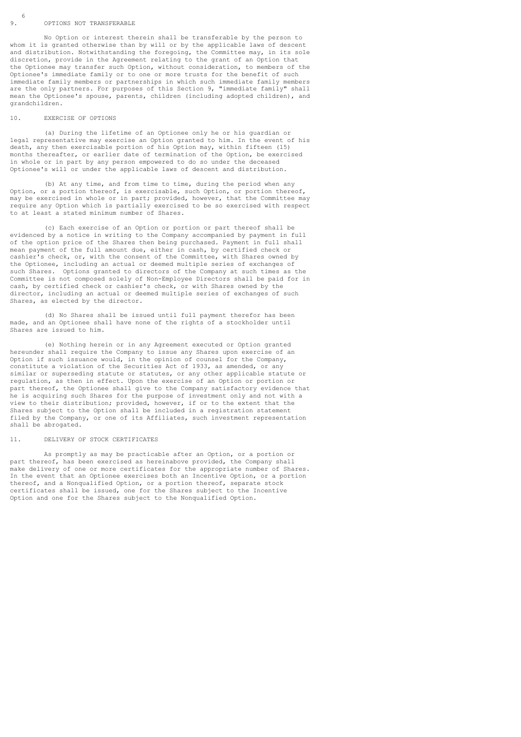## 9. OPTIONS NOT TRANSFERABLE

No Option or interest therein shall be transferable by the person to whom it is granted otherwise than by will or by the applicable laws of descent and distribution. Notwithstanding the foregoing, the Committee may, in its sole discretion, provide in the Agreement relating to the grant of an Option that the Optionee may transfer such Option, without consideration, to members of the Optionee's immediate family or to one or more trusts for the benefit of such immediate family members or partnerships in which such immediate family members are the only partners. For purposes of this Section 9, "immediate family" shall mean the Optionee's spouse, parents, children (including adopted children), and grandchildren.

## 10. EXERCISE OF OPTIONS

(a) During the lifetime of an Optionee only he or his guardian or legal representative may exercise an Option granted to him. In the event of his death, any then exercisable portion of his Option may, within fifteen (15) months thereafter, or earlier date of termination of the Option, be exercised in whole or in part by any person empowered to do so under the deceased Optionee's will or under the applicable laws of descent and distribution.

(b) At any time, and from time to time, during the period when any Option, or a portion thereof, is exercisable, such Option, or portion thereof, may be exercised in whole or in part; provided, however, that the Committee may require any Option which is partially exercised to be so exercised with respect to at least a stated minimum number of Shares.

(c) Each exercise of an Option or portion or part thereof shall be evidenced by a notice in writing to the Company accompanied by payment in full of the option price of the Shares then being purchased. Payment in full shall mean payment of the full amount due, either in cash, by certified check or cashier's check, or, with the consent of the Committee, with Shares owned by the Optionee, including an actual or deemed multiple series of exchanges of such Shares. Options granted to directors of the Company at such times as the Committee is not composed solely of Non-Employee Directors shall be paid for in cash, by certified check or cashier's check, or with Shares owned by the director, including an actual or deemed multiple series of exchanges of such Shares, as elected by the director.

(d) No Shares shall be issued until full payment therefor has been made, and an Optionee shall have none of the rights of a stockholder until Shares are issued to him.

(e) Nothing herein or in any Agreement executed or Option granted hereunder shall require the Company to issue any Shares upon exercise of an Option if such issuance would, in the opinion of counsel for the Company, constitute a violation of the Securities Act of 1933, as amended, or any similar or superseding statute or statutes, or any other applicable statute or regulation, as then in effect. Upon the exercise of an Option or portion or part thereof, the Optionee shall give to the Company satisfactory evidence that he is acquiring such Shares for the purpose of investment only and not with a view to their distribution; provided, however, if or to the extent that the Shares subject to the Option shall be included in a registration statement filed by the Company, or one of its Affiliates, such investment representation shall be abrogated.

## 11. DELIVERY OF STOCK CERTIFICATES

As promptly as may be practicable after an Option, or a portion or part thereof, has been exercised as hereinabove provided, the Company shall make delivery of one or more certificates for the appropriate number of Shares. In the event that an Optionee exercises both an Incentive Option, or a portion thereof, and a Nonqualified Option, or a portion thereof, separate stock certificates shall be issued, one for the Shares subject to the Incentive Option and one for the Shares subject to the Nonqualified Option.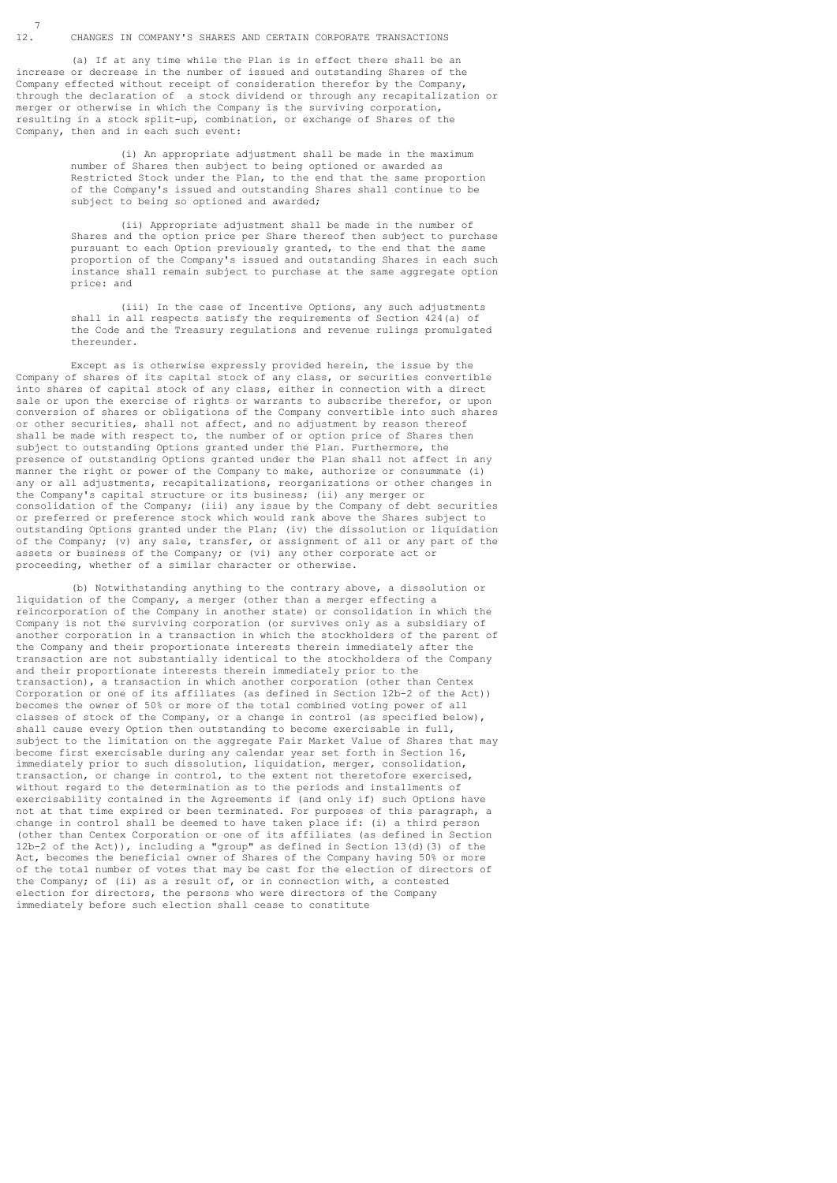## 12. CHANGES IN COMPANY'S SHARES AND CERTAIN CORPORATE TRANSACTIONS

(a) If at any time while the Plan is in effect there shall be an increase or decrease in the number of issued and outstanding Shares of the Company effected without receipt of consideration therefor by the Company, through the declaration of a stock dividend or through any recapitalization or merger or otherwise in which the Company is the surviving corporation, resulting in a stock split-up, combination, or exchange of Shares of the Company, then and in each such event:

(i) An appropriate adjustment shall be made in the maximum number of Shares then subject to being optioned or awarded as Restricted Stock under the Plan, to the end that the same proportion of the Company's issued and outstanding Shares shall continue to be subject to being so optioned and awarded;

(ii) Appropriate adjustment shall be made in the number of Shares and the option price per Share thereof then subject to purchase pursuant to each Option previously granted, to the end that the same proportion of the Company's issued and outstanding Shares in each such instance shall remain subject to purchase at the same aggregate option price: and

(iii) In the case of Incentive Options, any such adjustments shall in all respects satisfy the requirements of Section 424(a) of the Code and the Treasury regulations and revenue rulings promulgated thereunder.

Except as is otherwise expressly provided herein, the issue by the Company of shares of its capital stock of any class, or securities convertible into shares of capital stock of any class, either in connection with a direct sale or upon the exercise of rights or warrants to subscribe therefor, or upon conversion of shares or obligations of the Company convertible into such shares or other securities, shall not affect, and no adjustment by reason thereof shall be made with respect to, the number of or option price of Shares then subject to outstanding Options granted under the Plan. Furthermore, the presence of outstanding Options granted under the Plan shall not affect in any manner the right or power of the Company to make, authorize or consummate (i) any or all adjustments, recapitalizations, reorganizations or other changes in the Company's capital structure or its business; (ii) any merger or consolidation of the Company; (iii) any issue by the Company of debt securities or preferred or preference stock which would rank above the Shares subject to outstanding Options granted under the Plan; (iv) the dissolution or liquidation of the Company; (v) any sale, transfer, or assignment of all or any part of the assets or business of the Company; or (vi) any other corporate act or proceeding, whether of a similar character or otherwise.

(b) Notwithstanding anything to the contrary above, a dissolution or liquidation of the Company, a merger (other than a merger effecting a reincorporation of the Company in another state) or consolidation in which the Company is not the surviving corporation (or survives only as a subsidiary of another corporation in a transaction in which the stockholders of the parent of the Company and their proportionate interests therein immediately after the transaction are not substantially identical to the stockholders of the Company and their proportionate interests therein immediately prior to the transaction), a transaction in which another corporation (other than Centex Corporation or one of its affiliates (as defined in Section 12b-2 of the Act)) becomes the owner of 50% or more of the total combined voting power of all classes of stock of the Company, or a change in control (as specified below), shall cause every Option then outstanding to become exercisable in full, subject to the limitation on the aggregate Fair Market Value of Shares that may become first exercisable during any calendar year set forth in Section 16, immediately prior to such dissolution, liquidation, merger, consolidation, transaction, or change in control, to the extent not theretofore exercised, without regard to the determination as to the periods and installments of exercisability contained in the Agreements if (and only if) such Options have not at that time expired or been terminated. For purposes of this paragraph, a change in control shall be deemed to have taken place if: (i) a third person (other than Centex Corporation or one of its affiliates (as defined in Section 12b-2 of the Act)), including a "group" as defined in Section 13(d)(3) of the Act, becomes the beneficial owner of Shares of the Company having 50% or more of the total number of votes that may be cast for the election of directors of the Company; of (ii) as a result of, or in connection with, a contested election for directors, the persons who were directors of the Company immediately before such election shall cease to constitute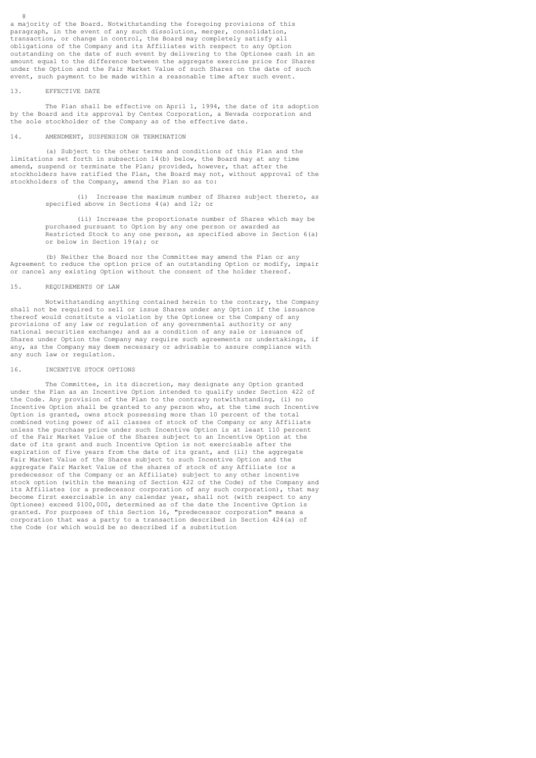a majority of the Board. Notwithstanding the foregoing provisions of this paragraph, in the event of any such dissolution, merger, consolidation, transaction, or change in control, the Board may completely satisfy all obligations of the Company and its Affiliates with respect to any Option outstanding on the date of such event by delivering to the Optionee cash in an amount equal to the difference between the aggregate exercise price for Shares under the Option and the Fair Market Value of such Shares on the date of such event, such payment to be made within a reasonable time after such event.

## 13. EFFECTIVE DATE

The Plan shall be effective on April 1, 1994, the date of its adoption by the Board and its approval by Centex Corporation, a Nevada corporation and the sole stockholder of the Company as of the effective date.

## 14. AMENDMENT, SUSPENSION OR TERMINATION

(a) Subject to the other terms and conditions of this Plan and the limitations set forth in subsection 14(b) below, the Board may at any time amend, suspend or terminate the Plan; provided, however, that after the stockholders have ratified the Plan, the Board may not, without approval of the stockholders of the Company, amend the Plan so as to:

(i) Increase the maximum number of Shares subject thereto, as specified above in Sections 4(a) and 12; or

(ii) Increase the proportionate number of Shares which may be purchased pursuant to Option by any one person or awarded as Restricted Stock to any one person, as specified above in Section 6(a) or below in Section 19(a); or

(b) Neither the Board nor the Committee may amend the Plan or any Agreement to reduce the option price of an outstanding Option or modify, impair or cancel any existing Option without the consent of the holder thereof.

## 15. REQUIREMENTS OF LAW

Notwithstanding anything contained herein to the contrary, the Company shall not be required to sell or issue Shares under any Option if the issuance thereof would constitute a violation by the Optionee or the Company of any provisions of any law or regulation of any governmental authority or any national securities exchange; and as a condition of any sale or issuance of Shares under Option the Company may require such agreements or undertakings, if any, as the Company may deem necessary or advisable to assure compliance with any such law or regulation.

## 16. INCENTIVE STOCK OPTIONS

The Committee, in its discretion, may designate any Option granted under the Plan as an Incentive Option intended to qualify under Section 422 of the Code. Any provision of the Plan to the contrary notwithstanding, (i) no Incentive Option shall be granted to any person who, at the time such Incentive Option is granted, owns stock possessing more than 10 percent of the total combined voting power of all classes of stock of the Company or any Affiliate unless the purchase price under such Incentive Option is at least 110 percent of the Fair Market Value of the Shares subject to an Incentive Option at the date of its grant and such Incentive Option is not exercisable after the expiration of five years from the date of its grant, and (ii) the aggregate Fair Market Value of the Shares subject to such Incentive Option and the aggregate Fair Market Value of the shares of stock of any Affiliate (or a predecessor of the Company or an Affiliate) subject to any other incentive stock option (within the meaning of Section 422 of the Code) of the Company and its Affiliates (or a predecessor corporation of any such corporation), that may become first exercisable in any calendar year, shall not (with respect to any Optionee) exceed $100,000, determined as of the date the Incentive Option is granted. For purposes of this Section 16, "predecessor corporation" means a corporation that was a party to a transaction described in Section 424(a) of the Code (or which would be so described if a substitution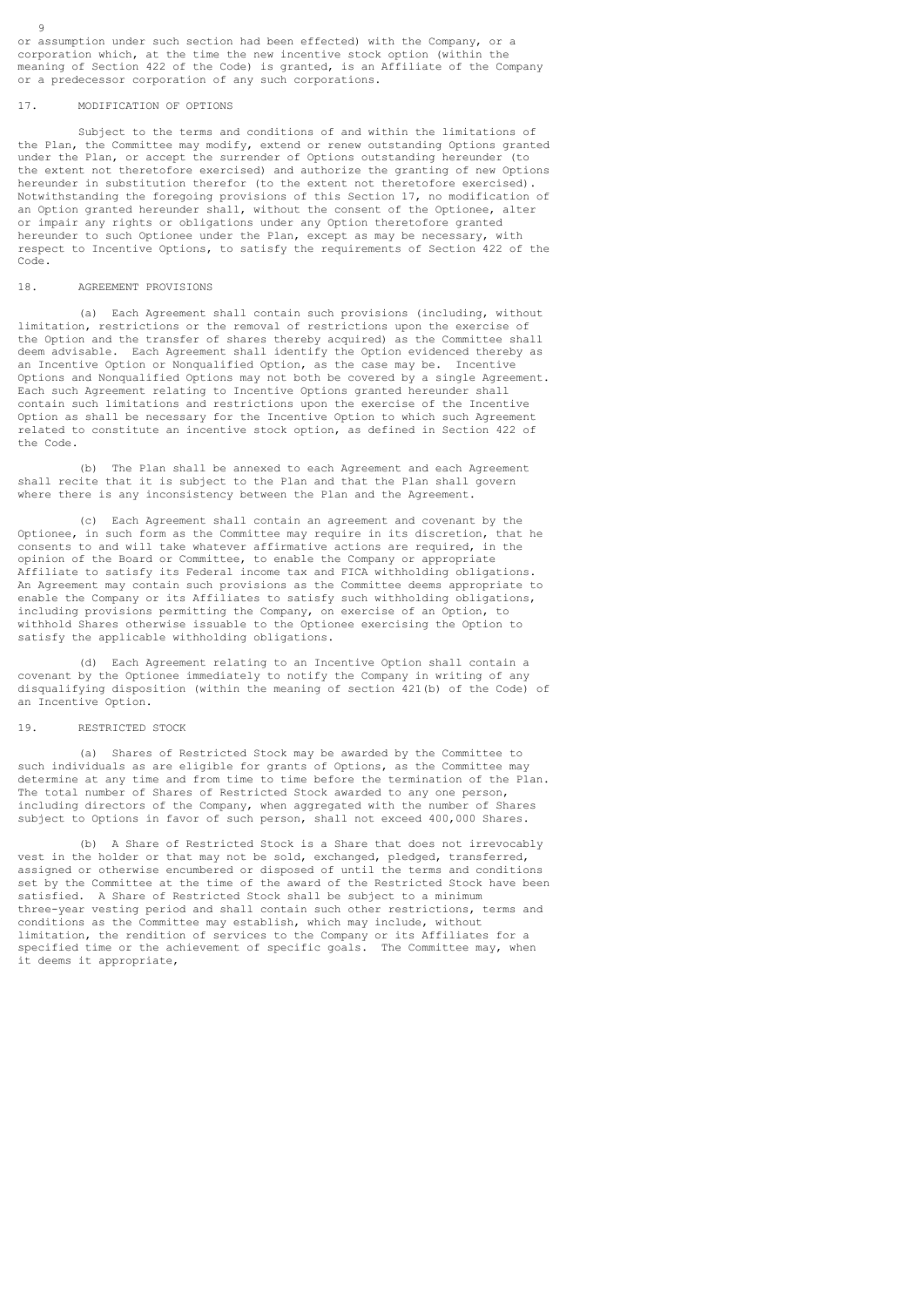or assumption under such section had been effected) with the Company, or a corporation which, at the time the new incentive stock option (within the meaning of Section 422 of the Code) is granted, is an Affiliate of the Company or a predecessor corporation of any such corporations.

## 17. MODIFICATION OF OPTIONS

Subject to the terms and conditions of and within the limitations of the Plan, the Committee may modify, extend or renew outstanding Options granted under the Plan, or accept the surrender of Options outstanding hereunder (to the extent not theretofore exercised) and authorize the granting of new Options hereunder in substitution therefor (to the extent not theretofore exercised). Notwithstanding the foregoing provisions of this Section 17, no modification of an Option granted hereunder shall, without the consent of the Optionee, alter or impair any rights or obligations under any Option theretofore granted hereunder to such Optionee under the Plan, except as may be necessary, with respect to Incentive Options, to satisfy the requirements of Section 422 of the Code.

## 18. AGREEMENT PROVISIONS

(a) Each Agreement shall contain such provisions (including, without limitation, restrictions or the removal of restrictions upon the exercise of the Option and the transfer of shares thereby acquired) as the Committee shall deem advisable. Each Agreement shall identify the Option evidenced thereby as an Incentive Option or Nonqualified Option, as the case may be. Incentive Options and Nonqualified Options may not both be covered by a single Agreement. Each such Agreement relating to Incentive Options granted hereunder shall contain such limitations and restrictions upon the exercise of the Incentive Option as shall be necessary for the Incentive Option to which such Agreement related to constitute an incentive stock option, as defined in Section 422 of the Code.

(b) The Plan shall be annexed to each Agreement and each Agreement shall recite that it is subject to the Plan and that the Plan shall govern where there is any inconsistency between the Plan and the Agreement.

(c) Each Agreement shall contain an agreement and covenant by the Optionee, in such form as the Committee may require in its discretion, that he consents to and will take whatever affirmative actions are required, in the opinion of the Board or Committee, to enable the Company or appropriate Affiliate to satisfy its Federal income tax and FICA withholding obligations. An Agreement may contain such provisions as the Committee deems appropriate to enable the Company or its Affiliates to satisfy such withholding obligations, including provisions permitting the Company, on exercise of an Option, to withhold Shares otherwise issuable to the Optionee exercising the Option to satisfy the applicable withholding obligations.

(d) Each Agreement relating to an Incentive Option shall contain a covenant by the Optionee immediately to notify the Company in writing of any disqualifying disposition (within the meaning of section 421(b) of the Code) of an Incentive Option.

## 19. RESTRICTED STOCK

(a) Shares of Restricted Stock may be awarded by the Committee to such individuals as are eligible for grants of Options, as the Committee may determine at any time and from time to time before the termination of the Plan. The total number of Shares of Restricted Stock awarded to any one person, including directors of the Company, when aggregated with the number of Shares subject to Options in favor of such person, shall not exceed 400,000 Shares.

(b) A Share of Restricted Stock is a Share that does not irrevocably vest in the holder or that may not be sold, exchanged, pledged, transferred, assigned or otherwise encumbered or disposed of until the terms and conditions set by the Committee at the time of the award of the Restricted Stock have been satisfied. A Share of Restricted Stock shall be subject to a minimum three-year vesting period and shall contain such other restrictions, terms and conditions as the Committee may establish, which may include, without limitation, the rendition of services to the Company or its Affiliates for a specified time or the achievement of specific goals. The Committee may, when it deems it appropriate,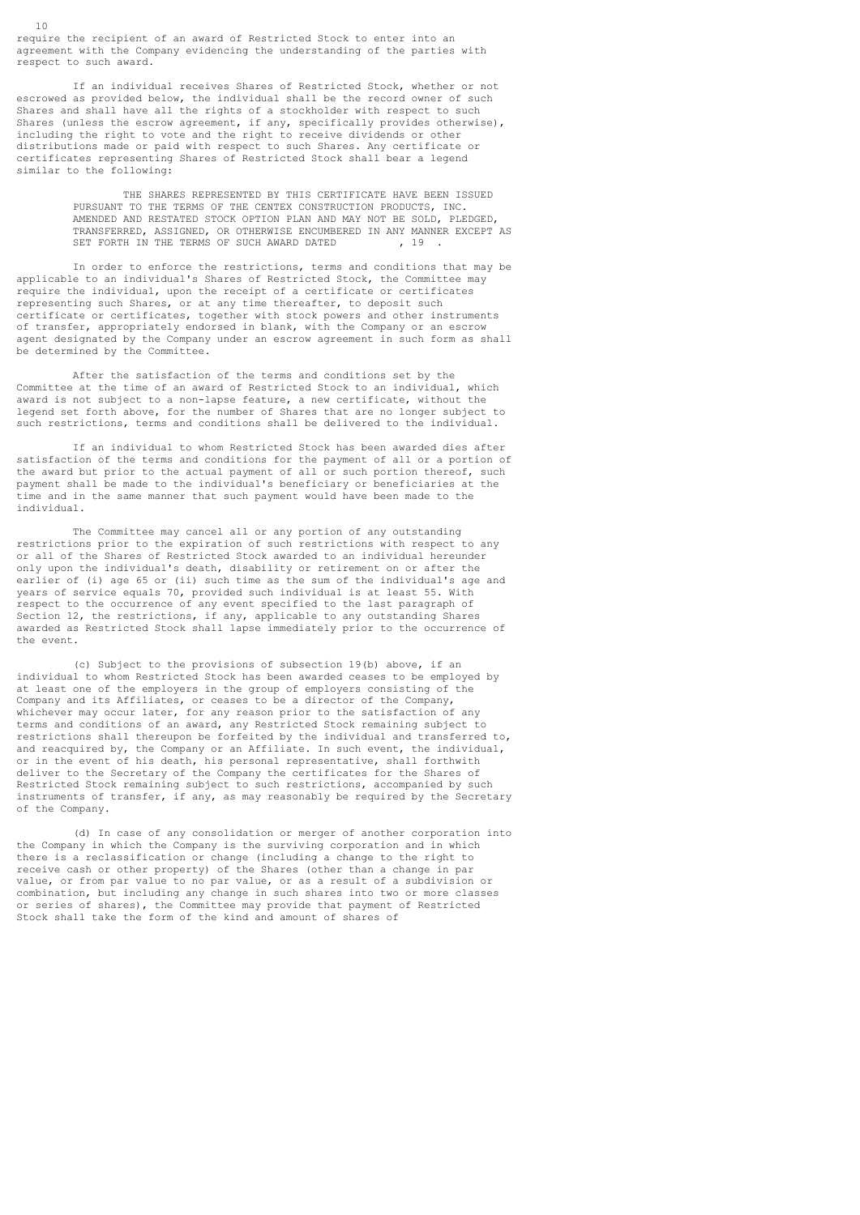require the recipient of an award of Restricted Stock to enter into an agreement with the Company evidencing the understanding of the parties with respect to such award.

If an individual receives Shares of Restricted Stock, whether or not escrowed as provided below, the individual shall be the record owner of such Shares and shall have all the rights of a stockholder with respect to such Shares (unless the escrow agreement, if any, specifically provides otherwise), including the right to vote and the right to receive dividends or other distributions made or paid with respect to such Shares. Any certificate or certificates representing Shares of Restricted Stock shall bear a legend similar to the following:

> THE SHARES REPRESENTED BY THIS CERTIFICATE HAVE BEEN ISSUED PURSUANT TO THE TERMS OF THE CENTEX CONSTRUCTION PRODUCTS, INC. AMENDED AND RESTATED STOCK OPTION PLAN AND MAY NOT BE SOLD, PLEDGED, TRANSFERRED, ASSIGNED, OR OTHERWISE ENCUMBERED IN ANY MANNER EXCEPT AS SET FORTH IN THE TERMS OF SUCH AWARD DATED          , 19  .

In order to enforce the restrictions, terms and conditions that may be applicable to an individual's Shares of Restricted Stock, the Committee may require the individual, upon the receipt of a certificate or certificates representing such Shares, or at any time thereafter, to deposit such certificate or certificates, together with stock powers and other instruments of transfer, appropriately endorsed in blank, with the Company or an escrow agent designated by the Company under an escrow agreement in such form as shall be determined by the Committee.

After the satisfaction of the terms and conditions set by the Committee at the time of an award of Restricted Stock to an individual, which award is not subject to a non-lapse feature, a new certificate, without the legend set forth above, for the number of Shares that are no longer subject to such restrictions, terms and conditions shall be delivered to the individual.

If an individual to whom Restricted Stock has been awarded dies after satisfaction of the terms and conditions for the payment of all or a portion of the award but prior to the actual payment of all or such portion thereof, such payment shall be made to the individual's beneficiary or beneficiaries at the time and in the same manner that such payment would have been made to the individual.

The Committee may cancel all or any portion of any outstanding restrictions prior to the expiration of such restrictions with respect to any or all of the Shares of Restricted Stock awarded to an individual hereunder only upon the individual's death, disability or retirement on or after the earlier of (i) age 65 or (ii) such time as the sum of the individual's age and years of service equals 70, provided such individual is at least 55. With respect to the occurrence of any event specified to the last paragraph of Section 12, the restrictions, if any, applicable to any outstanding Shares awarded as Restricted Stock shall lapse immediately prior to the occurrence of the event.

(c) Subject to the provisions of subsection 19(b) above, if an individual to whom Restricted Stock has been awarded ceases to be employed by at least one of the employers in the group of employers consisting of the Company and its Affiliates, or ceases to be a director of the Company, whichever may occur later, for any reason prior to the satisfaction of any terms and conditions of an award, any Restricted Stock remaining subject to restrictions shall thereupon be forfeited by the individual and transferred to, and reacquired by, the Company or an Affiliate. In such event, the individual, or in the event of his death, his personal representative, shall forthwith deliver to the Secretary of the Company the certificates for the Shares of Restricted Stock remaining subject to such restrictions, accompanied by such instruments of transfer, if any, as may reasonably be required by the Secretary of the Company.

(d) In case of any consolidation or merger of another corporation into the Company in which the Company is the surviving corporation and in which there is a reclassification or change (including a change to the right to receive cash or other property) of the Shares (other than a change in par value, or from par value to no par value, or as a result of a subdivision or combination, but including any change in such shares into two or more classes or series of shares), the Committee may provide that payment of Restricted Stock shall take the form of the kind and amount of shares of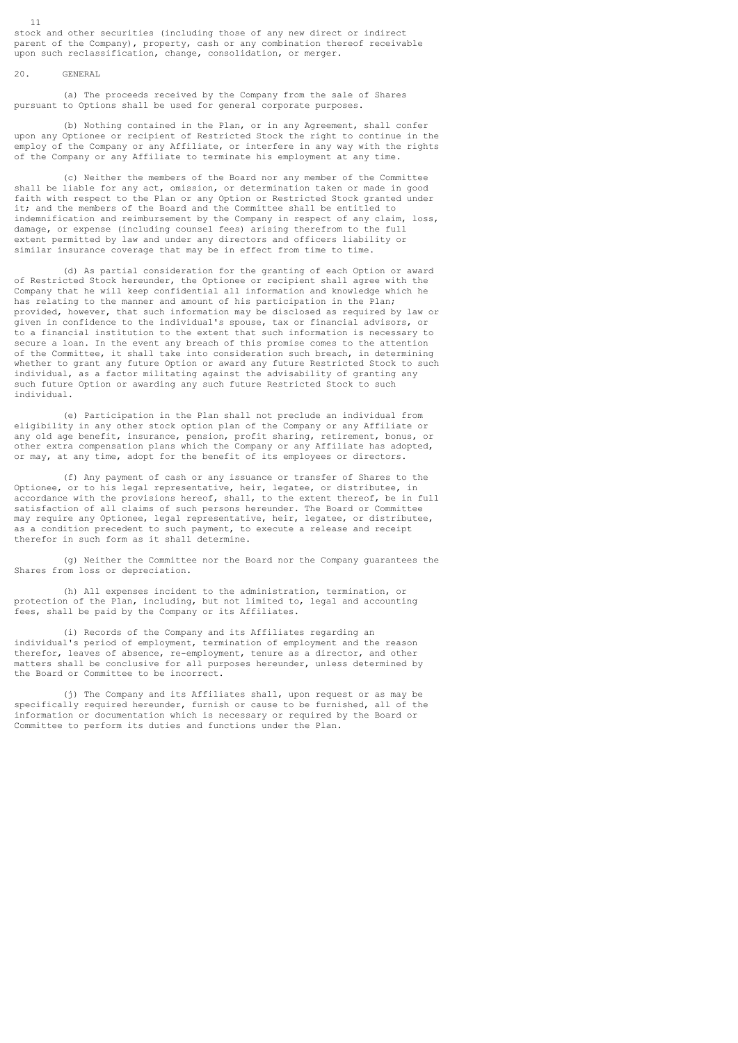stock and other securities (including those of any new direct or indirect parent of the Company), property, cash or any combination thereof receivable upon such reclassification, change, consolidation, or merger.

## 20. GENERAL

(a) The proceeds received by the Company from the sale of Shares pursuant to Options shall be used for general corporate purposes.

(b) Nothing contained in the Plan, or in any Agreement, shall confer upon any Optionee or recipient of Restricted Stock the right to continue in the employ of the Company or any Affiliate, or interfere in any way with the rights of the Company or any Affiliate to terminate his employment at any time.

(c) Neither the members of the Board nor any member of the Committee shall be liable for any act, omission, or determination taken or made in good faith with respect to the Plan or any Option or Restricted Stock granted under it; and the members of the Board and the Committee shall be entitled to indemnification and reimbursement by the Company in respect of any claim, loss, damage, or expense (including counsel fees) arising therefrom to the full extent permitted by law and under any directors and officers liability or similar insurance coverage that may be in effect from time to time.

(d) As partial consideration for the granting of each Option or award of Restricted Stock hereunder, the Optionee or recipient shall agree with the Company that he will keep confidential all information and knowledge which he has relating to the manner and amount of his participation in the Plan; provided, however, that such information may be disclosed as required by law or given in confidence to the individual's spouse, tax or financial advisors, or to a financial institution to the extent that such information is necessary to secure a loan. In the event any breach of this promise comes to the attention of the Committee, it shall take into consideration such breach, in determining whether to grant any future Option or award any future Restricted Stock to such individual, as a factor militating against the advisability of granting any such future Option or awarding any such future Restricted Stock to such individual.

(e) Participation in the Plan shall not preclude an individual from eligibility in any other stock option plan of the Company or any Affiliate or any old age benefit, insurance, pension, profit sharing, retirement, bonus, or other extra compensation plans which the Company or any Affiliate has adopted, or may, at any time, adopt for the benefit of its employees or directors.

(f) Any payment of cash or any issuance or transfer of Shares to the Optionee, or to his legal representative, heir, legatee, or distributee, in accordance with the provisions hereof, shall, to the extent thereof, be in full satisfaction of all claims of such persons hereunder. The Board or Committee may require any Optionee, legal representative, heir, legatee, or distributee, as a condition precedent to such payment, to execute a release and receipt therefor in such form as it shall determine.

(g) Neither the Committee nor the Board nor the Company guarantees the Shares from loss or depreciation.

(h) All expenses incident to the administration, termination, or protection of the Plan, including, but not limited to, legal and accounting fees, shall be paid by the Company or its Affiliates.

(i) Records of the Company and its Affiliates regarding an individual's period of employment, termination of employment and the reason therefor, leaves of absence, re-employment, tenure as a director, and other matters shall be conclusive for all purposes hereunder, unless determined by the Board or Committee to be incorrect.

(j) The Company and its Affiliates shall, upon request or as may be specifically required hereunder, furnish or cause to be furnished, all of the information or documentation which is necessary or required by the Board or Committee to perform its duties and functions under the Plan.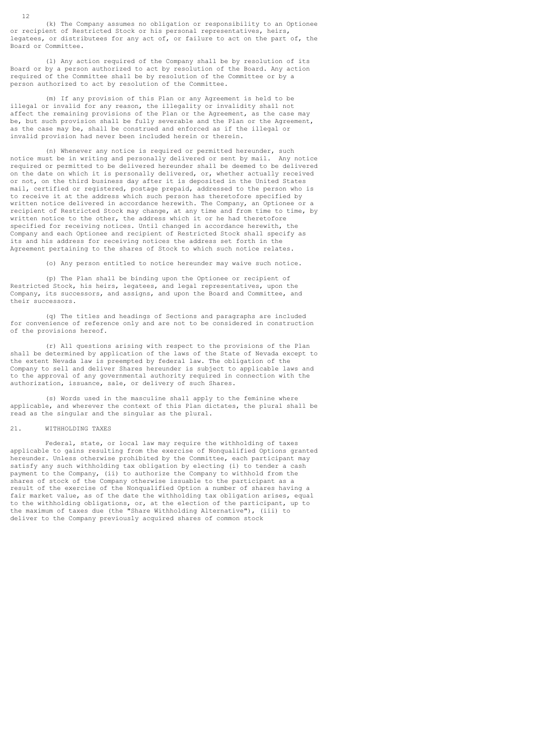(k) The Company assumes no obligation or responsibility to an Optionee or recipient of Restricted Stock or his personal representatives, heirs, legatees, or distributees for any act of, or failure to act on the part of, the Board or Committee.

(l) Any action required of the Company shall be by resolution of its Board or by a person authorized to act by resolution of the Board. Any action required of the Committee shall be by resolution of the Committee or by a person authorized to act by resolution of the Committee.

(m) If any provision of this Plan or any Agreement is held to be illegal or invalid for any reason, the illegality or invalidity shall not affect the remaining provisions of the Plan or the Agreement, as the case may be, but such provision shall be fully severable and the Plan or the Agreement, as the case may be, shall be construed and enforced as if the illegal or invalid provision had never been included herein or therein.

(n) Whenever any notice is required or permitted hereunder, such notice must be in writing and personally delivered or sent by mail. Any notice required or permitted to be delivered hereunder shall be deemed to be delivered on the date on which it is personally delivered, or, whether actually received or not, on the third business day after it is deposited in the United States mail, certified or registered, postage prepaid, addressed to the person who is to receive it at the address which such person has theretofore specified by written notice delivered in accordance herewith. The Company, an Optionee or a recipient of Restricted Stock may change, at any time and from time to time, by written notice to the other, the address which it or he had theretofore specified for receiving notices. Until changed in accordance herewith, the Company and each Optionee and recipient of Restricted Stock shall specify as its and his address for receiving notices the address set forth in the Agreement pertaining to the shares of Stock to which such notice relates.

(o) Any person entitled to notice hereunder may waive such notice.

(p) The Plan shall be binding upon the Optionee or recipient of Restricted Stock, his heirs, legatees, and legal representatives, upon the Company, its successors, and assigns, and upon the Board and Committee, and their successors.

(q) The titles and headings of Sections and paragraphs are included for convenience of reference only and are not to be considered in construction of the provisions hereof.

(r) All questions arising with respect to the provisions of the Plan shall be determined by application of the laws of the State of Nevada except to the extent Nevada law is preempted by federal law. The obligation of the Company to sell and deliver Shares hereunder is subject to applicable laws and to the approval of any governmental authority required in connection with the authorization, issuance, sale, or delivery of such Shares.

(s) Words used in the masculine shall apply to the feminine where applicable, and wherever the context of this Plan dictates, the plural shall be read as the singular and the singular as the plural.

## 21. WITHHOLDING TAXES

Federal, state, or local law may require the withholding of taxes applicable to gains resulting from the exercise of Nonqualified Options granted hereunder. Unless otherwise prohibited by the Committee, each participant may satisfy any such withholding tax obligation by electing (i) to tender a cash payment to the Company, (ii) to authorize the Company to withhold from the shares of stock of the Company otherwise issuable to the participant as a result of the exercise of the Nonqualified Option a number of shares having a fair market value, as of the date the withholding tax obligation arises, equal to the withholding obligations, or, at the election of the participant, up to the maximum of taxes due (the "Share Withholding Alternative"), (iii) to deliver to the Company previously acquired shares of common stock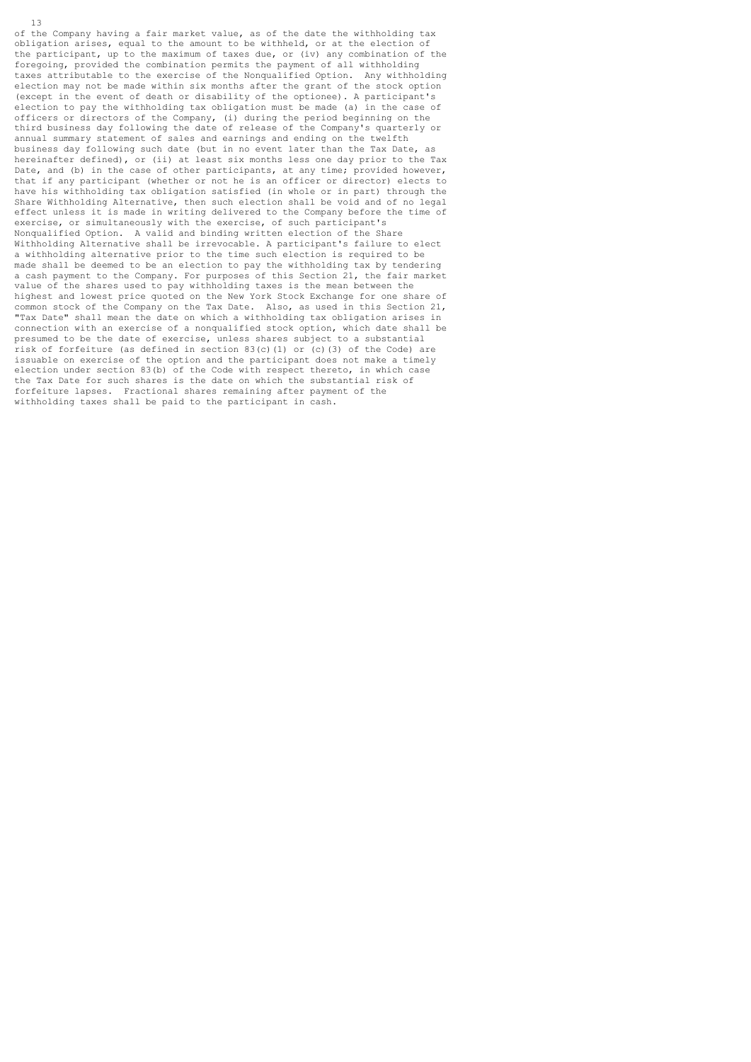of the Company having a fair market value, as of the date the withholding tax obligation arises, equal to the amount to be withheld, or at the election of the participant, up to the maximum of taxes due, or (iv) any combination of the foregoing, provided the combination permits the payment of all withholding taxes attributable to the exercise of the Nonqualified Option. Any withholding election may not be made within six months after the grant of the stock option (except in the event of death or disability of the optionee). A participant's election to pay the withholding tax obligation must be made (a) in the case of officers or directors of the Company, (i) during the period beginning on the third business day following the date of release of the Company's quarterly or annual summary statement of sales and earnings and ending on the twelfth business day following such date (but in no event later than the Tax Date, as hereinafter defined), or (ii) at least six months less one day prior to the Tax Date, and (b) in the case of other participants, at any time; provided however, that if any participant (whether or not he is an officer or director) elects to have his withholding tax obligation satisfied (in whole or in part) through the Share Withholding Alternative, then such election shall be void and of no legal effect unless it is made in writing delivered to the Company before the time of exercise, or simultaneously with the exercise, of such participant's Nonqualified Option. A valid and binding written election of the Share Withholding Alternative shall be irrevocable. A participant's failure to elect a withholding alternative prior to the time such election is required to be made shall be deemed to be an election to pay the withholding tax by tendering a cash payment to the Company. For purposes of this Section 21, the fair market value of the shares used to pay withholding taxes is the mean between the highest and lowest price quoted on the New York Stock Exchange for one share of common stock of the Company on the Tax Date. Also, as used in this Section 21, "Tax Date" shall mean the date on which a withholding tax obligation arises in connection with an exercise of a nonqualified stock option, which date shall be presumed to be the date of exercise, unless shares subject to a substantial risk of forfeiture (as defined in section 83(c)(1) or (c)(3) of the Code) are issuable on exercise of the option and the participant does not make a timely election under section 83(b) of the Code with respect thereto, in which case the Tax Date for such shares is the date on which the substantial risk of forfeiture lapses. Fractional shares remaining after payment of the withholding taxes shall be paid to the participant in cash.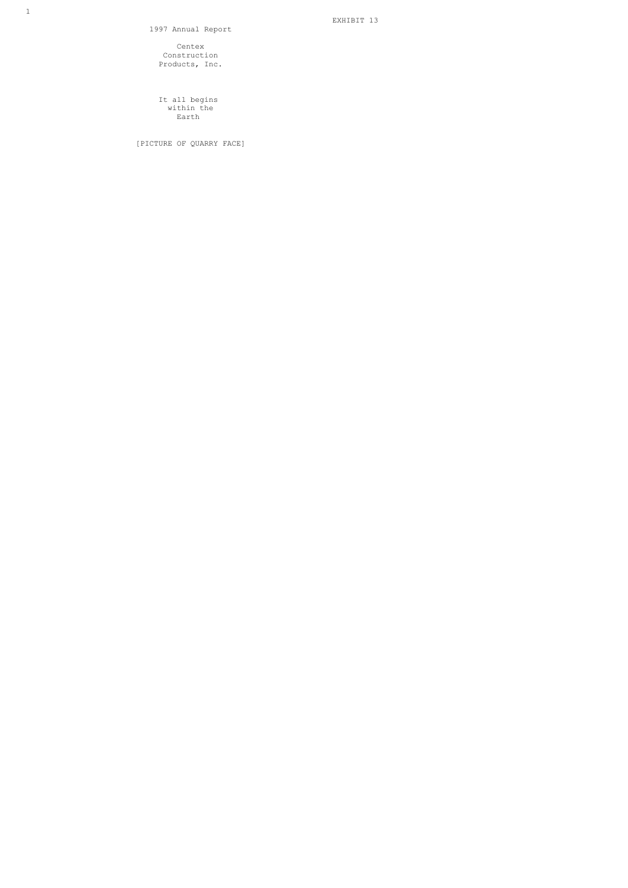EXHIBIT 13

1997 Annual Report

# Centex Construction Products, Inc.

It all begins within the Earth

[PICTURE OF QUARRY FACE]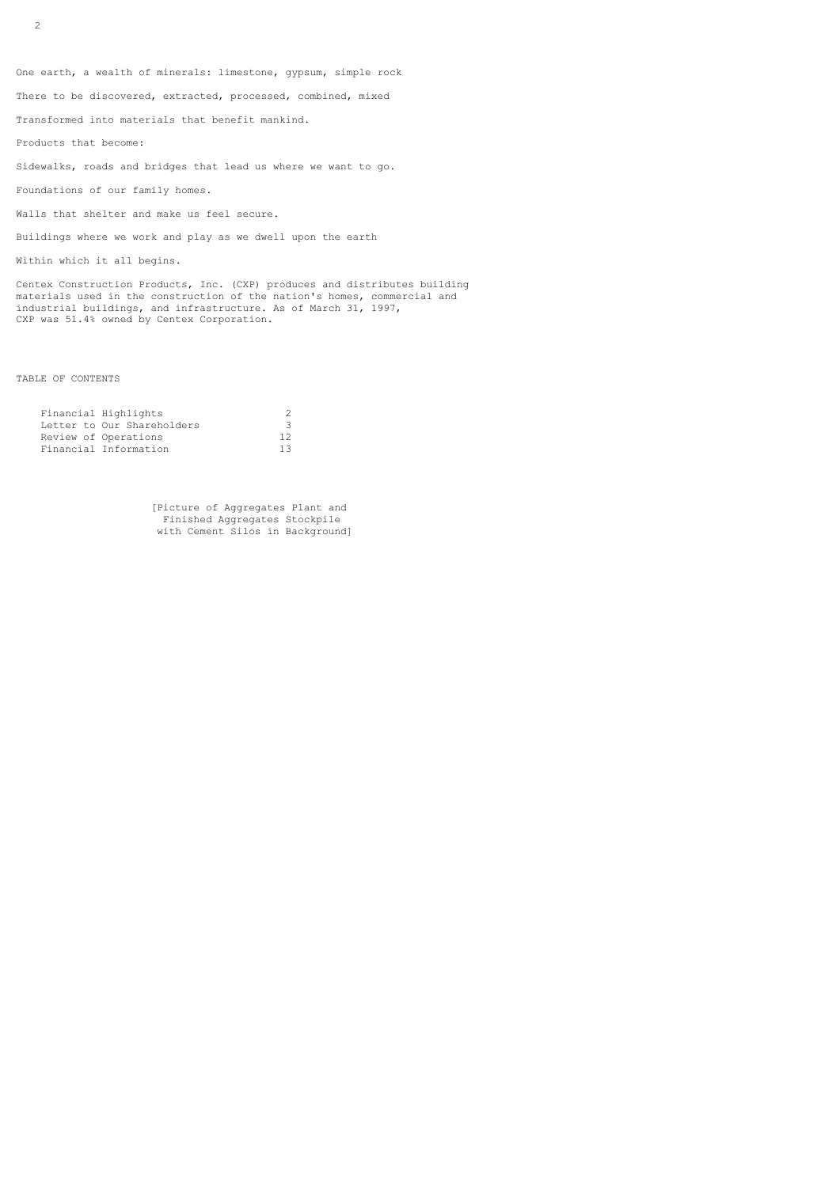One earth, a wealth of minerals: limestone, gypsum, simple rock

There to be discovered, extracted, processed, combined, mixed

Transformed into materials that benefit mankind.

Products that become:

Sidewalks, roads and bridges that lead us where we want to go.

Foundations of our family homes.

Walls that shelter and make us feel secure.

Buildings where we work and play as we dwell upon the earth

Within which it all begins.

Centex Construction Products, Inc. (CXP) produces and distributes building materials used in the construction of the nation's homes, commercial and industrial buildings, and infrastructure. As of March 31, 1997, CXP was 51.4% owned by Centex Corporation.

TABLE OF CONTENTS

| | |
|---|---|
| Financial Highlights | 2 |
| Letter to Our Shareholders | 3 |
| Review of Operations | 12 |
| Financial Information | 13 |

[Picture of Aggregates Plant and Finished Aggregates Stockpile with Cement Silos in Background]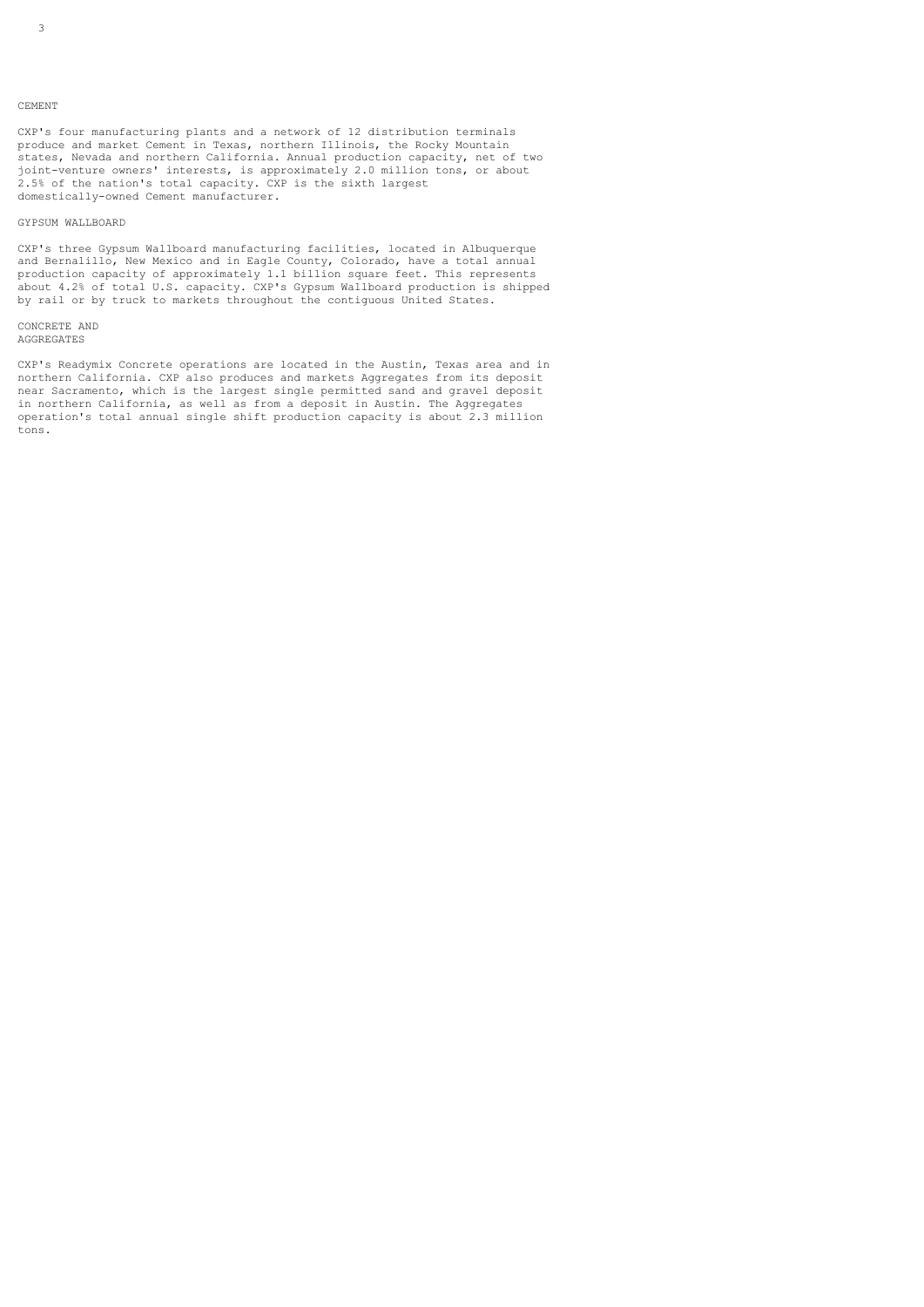## CEMENT

CXP's four manufacturing plants and a network of 12 distribution terminals produce and market Cement in Texas, northern Illinois, the Rocky Mountain states, Nevada and northern California. Annual production capacity, net of two joint-venture owners' interests, is approximately 2.0 million tons, or about 2.5% of the nation's total capacity. CXP is the sixth largest domestically-owned Cement manufacturer.

## GYPSUM WALLBOARD

CXP's three Gypsum Wallboard manufacturing facilities, located in Albuquerque and Bernalillo, New Mexico and in Eagle County, Colorado, have a total annual production capacity of approximately 1.1 billion square feet. This represents about 4.2% of total U.S. capacity. CXP's Gypsum Wallboard production is shipped by rail or by truck to markets throughout the contiguous United States.

## CONCRETE AND AGGREGATES

CXP's Readymix Concrete operations are located in the Austin, Texas area and in northern California. CXP also produces and markets Aggregates from its deposit near Sacramento, which is the largest single permitted sand and gravel deposit in northern California, as well as from a deposit in Austin. The Aggregates operation's total annual single shift production capacity is about 2.3 million tons.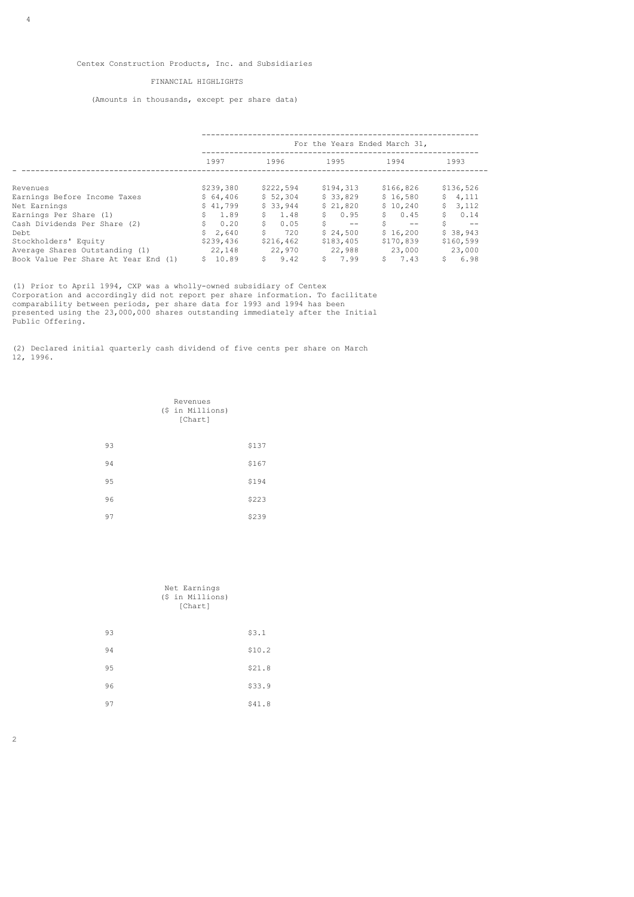Centex Construction Products, Inc. and Subsidiaries

## FINANCIAL HIGHLIGHTS

(Amounts in thousands, except per share data)

| | For the Years Ended March 31, | | | | |
|---|---|---|---|---|---|
| | 1997 | 1996 | 1995 | 1994 | 1993 |
| Revenues | $239,380 | $222,594 | $194,313 | $166,826 | $136,526 |
| Earnings Before Income Taxes | $ 64,406 | $ 52,304 | $ 33,829 | $ 16,580 | $ 4,111 |
| Net Earnings | $ 41,799 | $ 33,944 | $ 21,820 | $ 10,240 | $ 3,112 |
| Earnings Per Share (1) | $ 1.89 | $ 1.48 | $ 0.95 | $ 0.45 | $ 0.14 |
| Cash Dividends Per Share (2) | $ 0.20 | $ 0.05 | $ -- | $ -- | $ -- |
| Debt | $ 2,640 | $ 720 | $ 24,500 | $ 16,200 | $ 38,943 |
| Stockholders' Equity | $239,436 | $216,462 | $183,405 | $170,839 | $160,599 |
| Average Shares Outstanding (1) | 22,148 | 22,970 | 22,988 | 23,000 | 23,000 |
| Book Value Per Share At Year End (1) | $ 10.89 | $ 9.42 | $ 7.99 | $ 7.43 | $ 6.98 |

(1) Prior to April 1994, CXP was a wholly-owned subsidiary of Centex Corporation and accordingly did not report per share information. To facilitate comparability between periods, per share data for 1993 and 1994 has been presented using the 23,000,000 shares outstanding immediately after the Initial Public Offering.

(2) Declared initial quarterly cash dividend of five cents per share on March 12, 1996.

Revenues
($ in Millions)
[Chart]

| | |
|---|---|
| 93 | $137 |
| 94 | $167 |
| 95 | $194 |
| 96 | $223 |
| 97 | $239 |

Net Earnings
($ in Millions)
[Chart]

| | |
|---|---|
| 93 | $3.1 |
| 94 | $10.2 |
| 95 | $21.8 |
| 96 | $33.9 |
| 97 | $41.8 |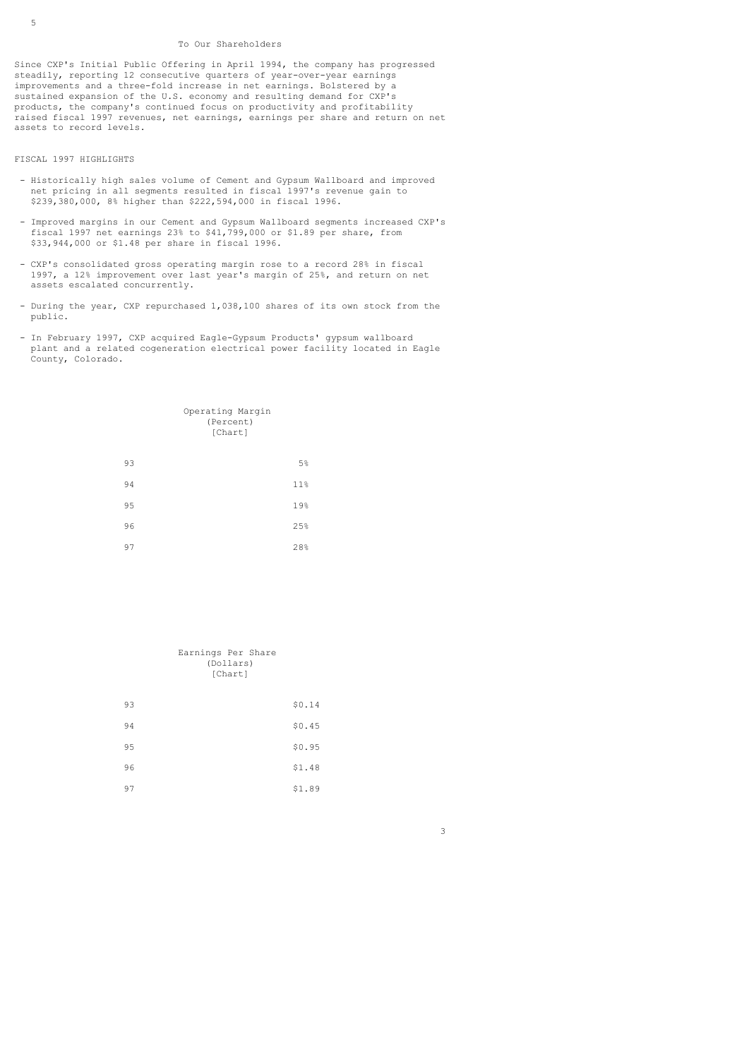## To Our Shareholders

Since CXP's Initial Public Offering in April 1994, the company has progressed steadily, reporting 12 consecutive quarters of year-over-year earnings improvements and a three-fold increase in net earnings. Bolstered by a sustained expansion of the U.S. economy and resulting demand for CXP's products, the company's continued focus on productivity and profitability raised fiscal 1997 revenues, net earnings, earnings per share and return on net assets to record levels.

### FISCAL 1997 HIGHLIGHTS

- Historically high sales volume of Cement and Gypsum Wallboard and improved net pricing in all segments resulted in fiscal 1997's revenue gain to \$239,380,000, 8% higher than \$222,594,000 in fiscal 1996.
- Improved margins in our Cement and Gypsum Wallboard segments increased CXP's fiscal 1997 net earnings 23% to \$41,799,000 or \$1.89 per share, from \$33,944,000 or \$1.48 per share in fiscal 1996.
- CXP's consolidated gross operating margin rose to a record 28% in fiscal 1997, a 12% improvement over last year's margin of 25%, and return on net assets escalated concurrently.
- During the year, CXP repurchased 1,038,100 shares of its own stock from the public.
- In February 1997, CXP acquired Eagle-Gypsum Products' gypsum wallboard plant and a related cogeneration electrical power facility located in Eagle County, Colorado.

Operating Margin (Percent) [Chart]

| Year | Operating Margin |
|---|---|
| 93 | 5% |
| 94 | 11% |
| 95 | 19% |
| 96 | 25% |
| 97 | 28% |

Earnings Per Share (Dollars) [Chart]

| Year | Earnings Per Share |
|---|---|
| 93 | \$0.14 |
| 94 | \$0.45 |
| 95 | \$0.95 |
| 96 | \$1.48 |
| 97 | \$1.89 |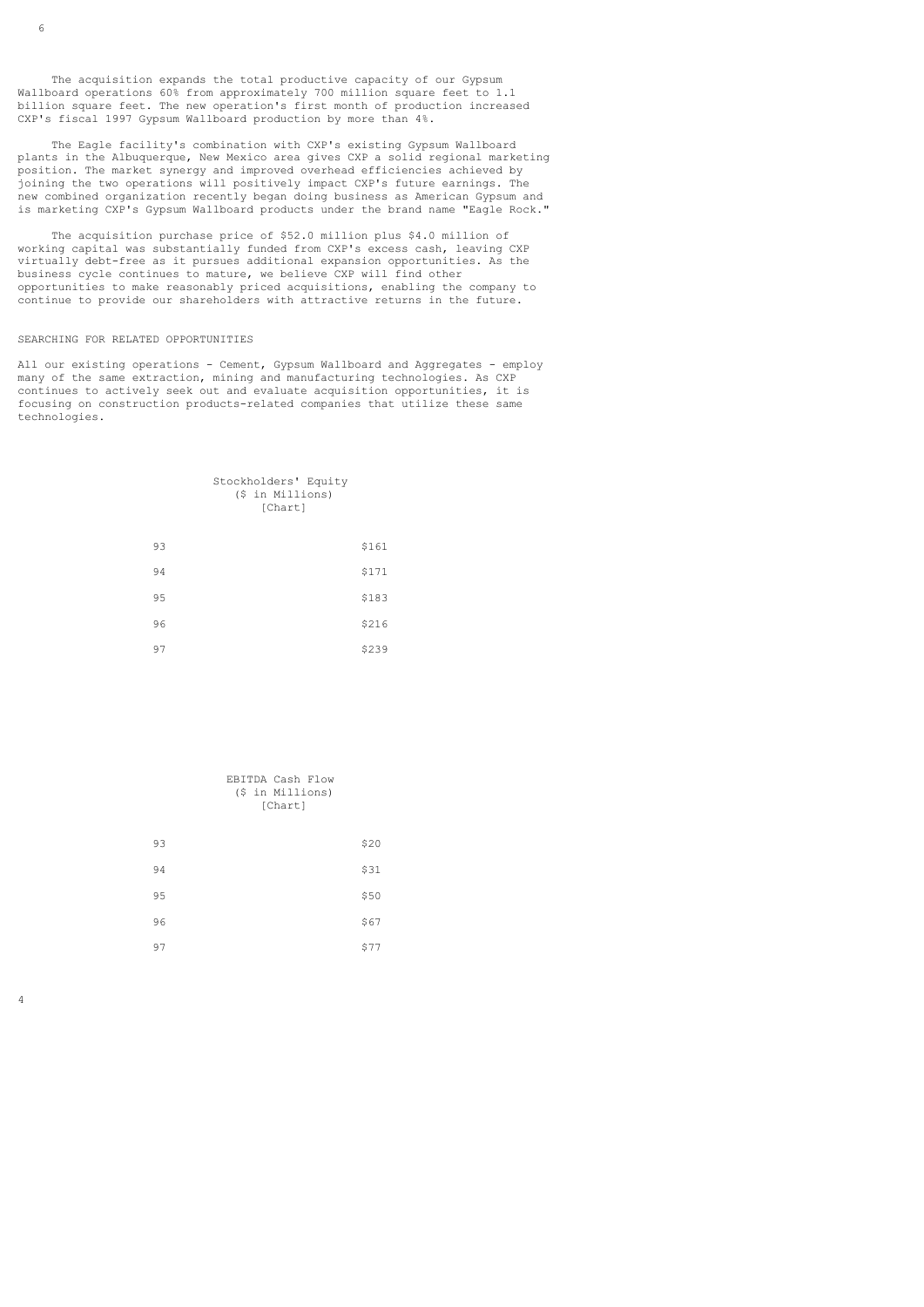The acquisition expands the total productive capacity of our Gypsum Wallboard operations 60% from approximately 700 million square feet to 1.1 billion square feet. The new operation's first month of production increased CXP's fiscal 1997 Gypsum Wallboard production by more than 4%.

The Eagle facility's combination with CXP's existing Gypsum Wallboard plants in the Albuquerque, New Mexico area gives CXP a solid regional marketing position. The market synergy and improved overhead efficiencies achieved by joining the two operations will positively impact CXP's future earnings. The new combined organization recently began doing business as American Gypsum and is marketing CXP's Gypsum Wallboard products under the brand name "Eagle Rock."

The acquisition purchase price of $52.0 million plus $4.0 million of working capital was substantially funded from CXP's excess cash, leaving CXP virtually debt-free as it pursues additional expansion opportunities. As the business cycle continues to mature, we believe CXP will find other opportunities to make reasonably priced acquisitions, enabling the company to continue to provide our shareholders with attractive returns in the future.

## SEARCHING FOR RELATED OPPORTUNITIES

All our existing operations - Cement, Gypsum Wallboard and Aggregates - employ many of the same extraction, mining and manufacturing technologies. As CXP continues to actively seek out and evaluate acquisition opportunities, it is focusing on construction products-related companies that utilize these same technologies.

Stockholders' Equity
($ in Millions)
[Chart]

| Year | Stockholders' Equity |
|---|---|
| 93 | $161 |
| 94 | $171 |
| 95 | $183 |
| 96 | $216 |
| 97 | $239 |

EBITDA Cash Flow
($ in Millions)
[Chart]

| Year | EBITDA Cash Flow |
|---|---|
| 93 | $20 |
| 94 | $31 |
| 95 | $50 |
| 96 | $67 |
| 97 | $77 |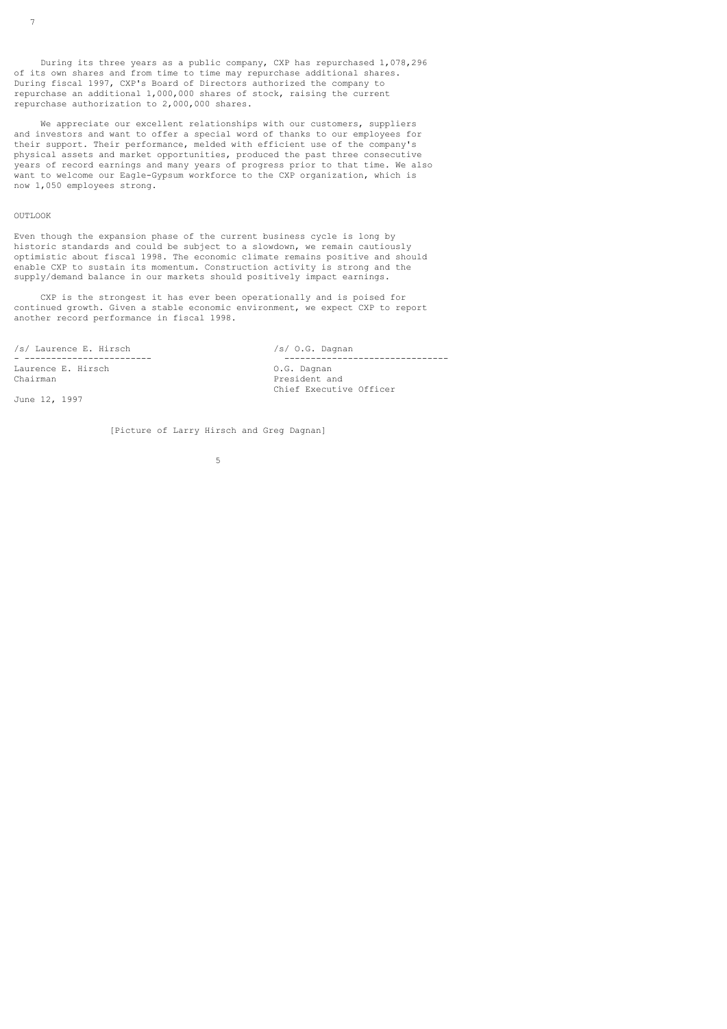During its three years as a public company, CXP has repurchased 1,078,296 of its own shares and from time to time may repurchase additional shares. During fiscal 1997, CXP's Board of Directors authorized the company to repurchase an additional 1,000,000 shares of stock, raising the current repurchase authorization to 2,000,000 shares.

We appreciate our excellent relationships with our customers, suppliers and investors and want to offer a special word of thanks to our employees for their support. Their performance, melded with efficient use of the company's physical assets and market opportunities, produced the past three consecutive years of record earnings and many years of progress prior to that time. We also want to welcome our Eagle-Gypsum workforce to the CXP organization, which is now 1,050 employees strong.

## OUTLOOK

Even though the expansion phase of the current business cycle is long by historic standards and could be subject to a slowdown, we remain cautiously optimistic about fiscal 1998. The economic climate remains positive and should enable CXP to sustain its momentum. Construction activity is strong and the supply/demand balance in our markets should positively impact earnings.

CXP is the strongest it has ever been operationally and is poised for continued growth. Given a stable economic environment, we expect CXP to report another record performance in fiscal 1998.

/s/ Laurence E. Hirsch
Laurence E. Hirsch
Chairman

/s/ O.G. Dagnan
O.G. Dagnan
President and
Chief Executive Officer

June 12, 1997

[Picture of Larry Hirsch and Greg Dagnan]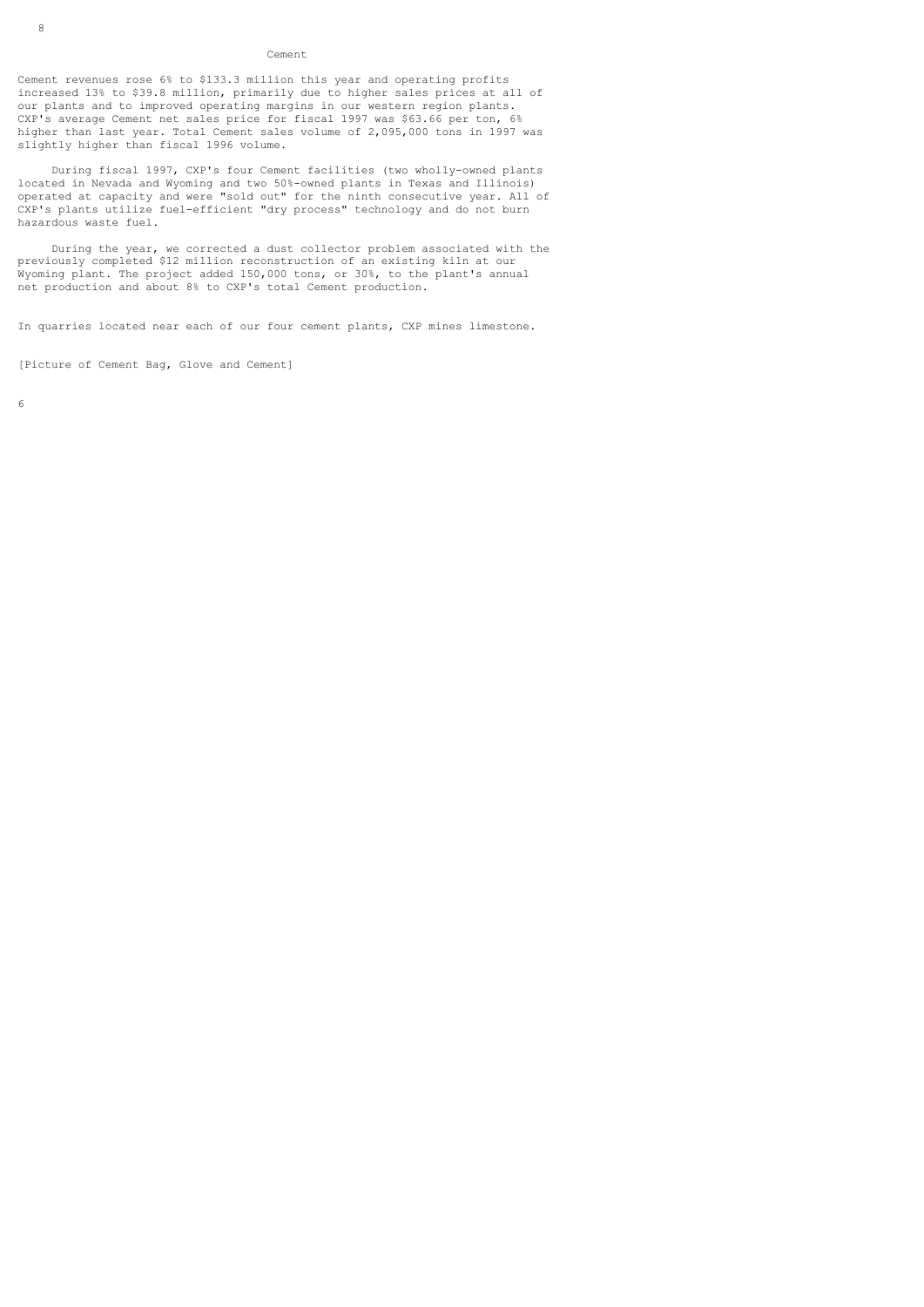## Cement

Cement revenues rose 6% to $133.3 million this year and operating profits increased 13% to $39.8 million, primarily due to higher sales prices at all of our plants and to improved operating margins in our western region plants. CXP's average Cement net sales price for fiscal 1997 was $63.66 per ton, 6% higher than last year. Total Cement sales volume of 2,095,000 tons in 1997 was slightly higher than fiscal 1996 volume.

During fiscal 1997, CXP's four Cement facilities (two wholly-owned plants located in Nevada and Wyoming and two 50%-owned plants in Texas and Illinois) operated at capacity and were "sold out" for the ninth consecutive year. All of CXP's plants utilize fuel-efficient "dry process" technology and do not burn hazardous waste fuel.

During the year, we corrected a dust collector problem associated with the previously completed $12 million reconstruction of an existing kiln at our Wyoming plant. The project added 150,000 tons, or 30%, to the plant's annual net production and about 8% to CXP's total Cement production.

In quarries located near each of our four cement plants, CXP mines limestone.

[Picture of Cement Bag, Glove and Cement]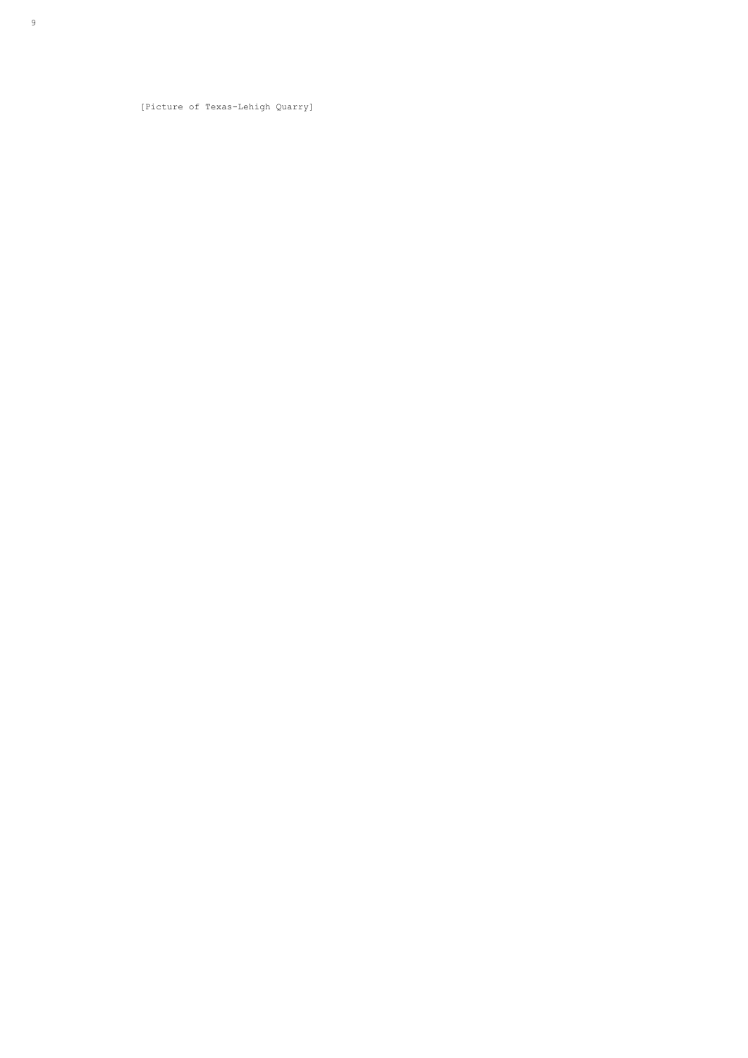[Picture of Texas-Lehigh Quarry]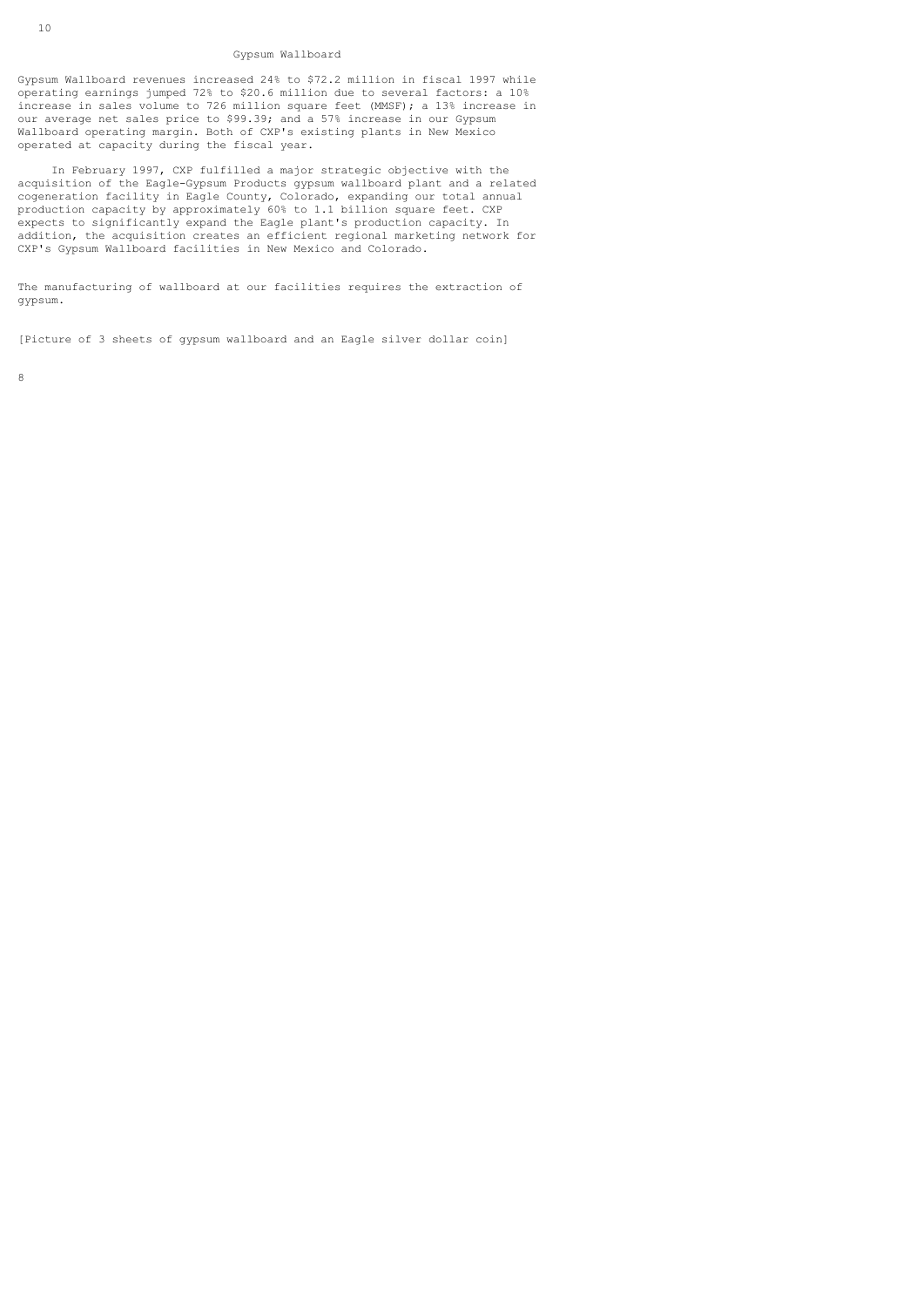## Gypsum Wallboard

Gypsum Wallboard revenues increased 24% to $72.2 million in fiscal 1997 while operating earnings jumped 72% to $20.6 million due to several factors: a 10% increase in sales volume to 726 million square feet (MMSF); a 13% increase in our average net sales price to $99.39; and a 57% increase in our Gypsum Wallboard operating margin. Both of CXP's existing plants in New Mexico operated at capacity during the fiscal year.

In February 1997, CXP fulfilled a major strategic objective with the acquisition of the Eagle-Gypsum Products gypsum wallboard plant and a related cogeneration facility in Eagle County, Colorado, expanding our total annual production capacity by approximately 60% to 1.1 billion square feet. CXP expects to significantly expand the Eagle plant's production capacity. In addition, the acquisition creates an efficient regional marketing network for CXP's Gypsum Wallboard facilities in New Mexico and Colorado.

The manufacturing of wallboard at our facilities requires the extraction of gypsum.

[Picture of 3 sheets of gypsum wallboard and an Eagle silver dollar coin]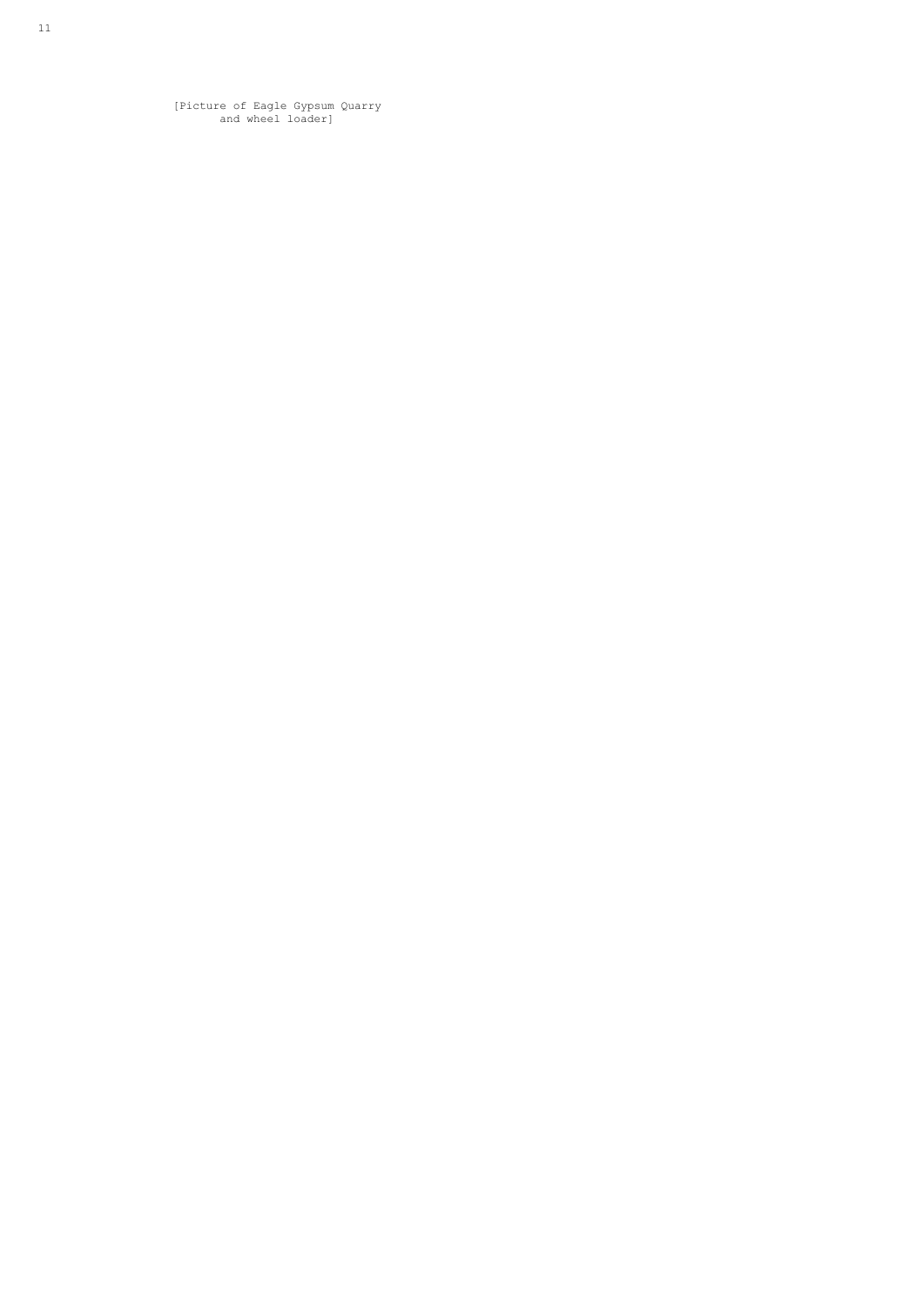[Picture of Eagle Gypsum Quarry
and wheel loader]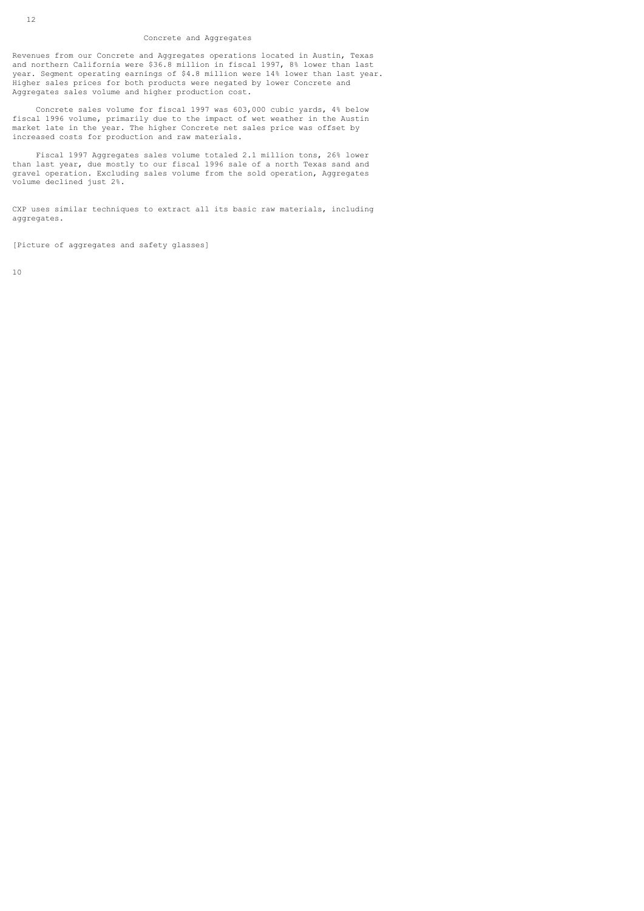## Concrete and Aggregates

Revenues from our Concrete and Aggregates operations located in Austin, Texas and northern California were $36.8 million in fiscal 1997, 8% lower than last year. Segment operating earnings of $4.8 million were 14% lower than last year. Higher sales prices for both products were negated by lower Concrete and Aggregates sales volume and higher production cost.

Concrete sales volume for fiscal 1997 was 603,000 cubic yards, 4% below fiscal 1996 volume, primarily due to the impact of wet weather in the Austin market late in the year. The higher Concrete net sales price was offset by increased costs for production and raw materials.

Fiscal 1997 Aggregates sales volume totaled 2.1 million tons, 26% lower than last year, due mostly to our fiscal 1996 sale of a north Texas sand and gravel operation. Excluding sales volume from the sold operation, Aggregates volume declined just 2%.

CXP uses similar techniques to extract all its basic raw materials, including aggregates.

[Picture of aggregates and safety glasses]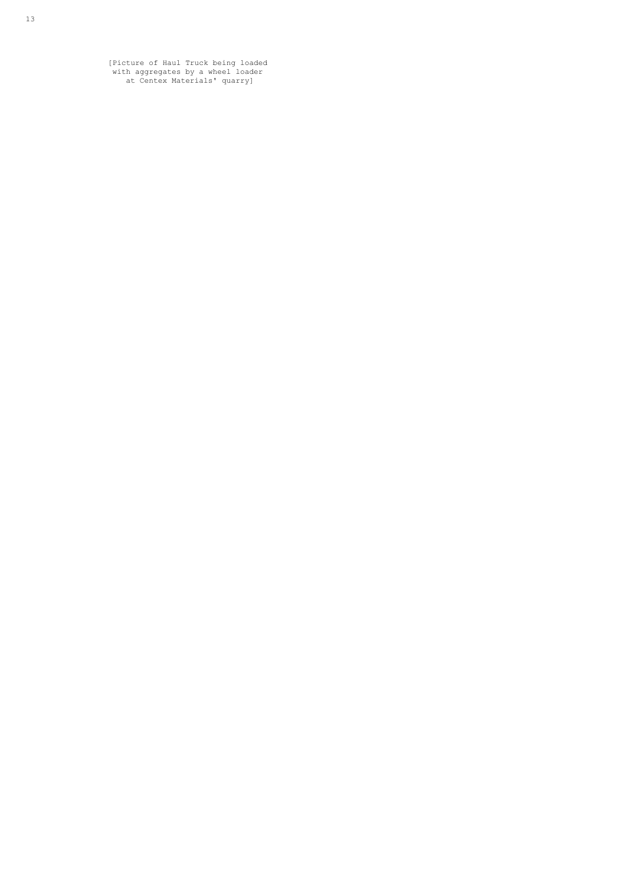[Picture of Haul Truck being loaded
with aggregates by a wheel loader
at Centex Materials' quarry]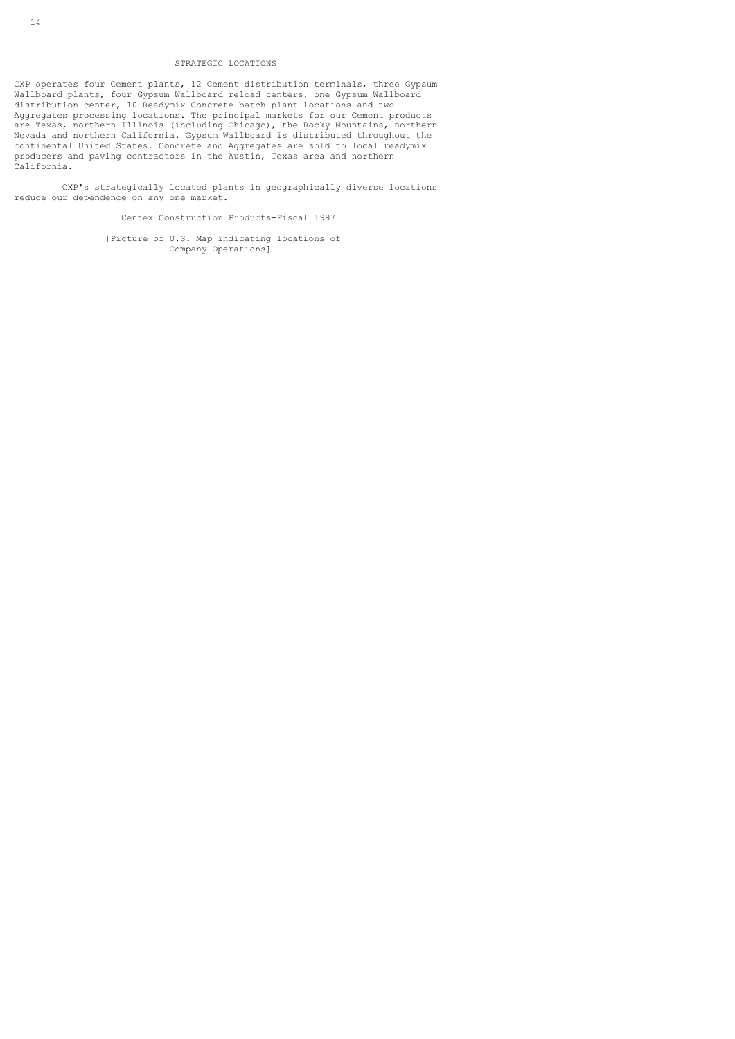## STRATEGIC LOCATIONS

CXP operates four Cement plants, 12 Cement distribution terminals, three Gypsum Wallboard plants, four Gypsum Wallboard reload centers, one Gypsum Wallboard distribution center, 10 Readymix Concrete batch plant locations and two Aggregates processing locations. The principal markets for our Cement products are Texas, northern Illinois (including Chicago), the Rocky Mountains, northern Nevada and northern California. Gypsum Wallboard is distributed throughout the continental United States. Concrete and Aggregates are sold to local readymix producers and paving contractors in the Austin, Texas area and northern California.

CXP's strategically located plants in geographically diverse locations reduce our dependence on any one market.

Centex Construction Products-Fiscal 1997

[Picture of U.S. Map indicating locations of Company Operations]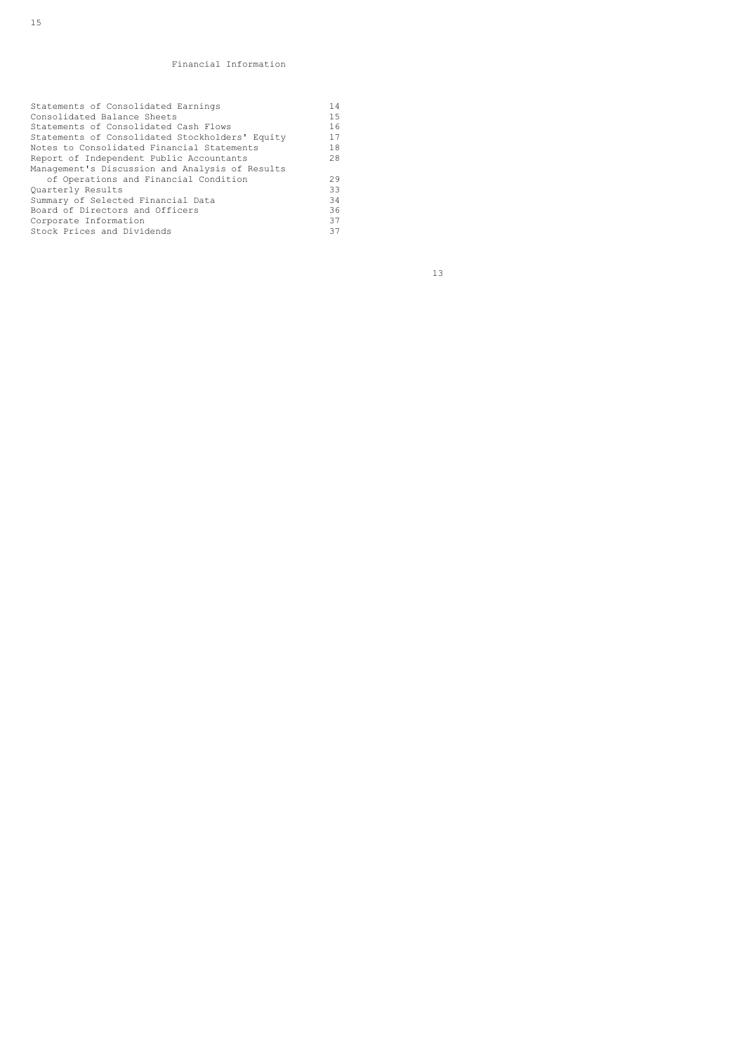# Financial Information

| | |
|---|---|
| Statements of Consolidated Earnings | 14 |
| Consolidated Balance Sheets | 15 |
| Statements of Consolidated Cash Flows | 16 |
| Statements of Consolidated Stockholders' Equity | 17 |
| Notes to Consolidated Financial Statements | 18 |
| Report of Independent Public Accountants | 28 |
| Management's Discussion and Analysis of Results of Operations and Financial Condition | 29 |
| Quarterly Results | 33 |
| Summary of Selected Financial Data | 34 |
| Board of Directors and Officers | 36 |
| Corporate Information | 37 |
| Stock Prices and Dividends | 37 |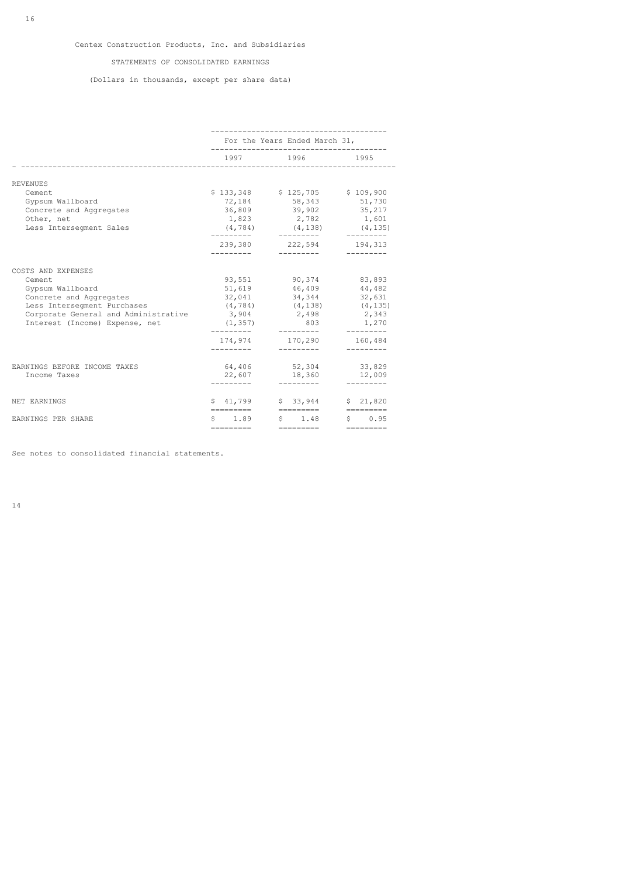Centex Construction Products, Inc. and Subsidiaries

STATEMENTS OF CONSOLIDATED EARNINGS

(Dollars in thousands, except per share data)

| | For the Years Ended March 31, | | |
|---|---|---|---|
| | 1997 | 1996 | 1995 |
| REVENUES | | | |
| Cement | $ 133,348 | $ 125,705 | $ 109,900 |
| Gypsum Wallboard | 72,184 | 58,343 | 51,730 |
| Concrete and Aggregates | 36,809 | 39,902 | 35,217 |
| Other, net | 1,823 | 2,782 | 1,601 |
| Less Intersegment Sales | (4,784) | (4,138) | (4,135) |
| | 239,380 | 222,594 | 194,313 |
| COSTS AND EXPENSES | | | |
| Cement | 93,551 | 90,374 | 83,893 |
| Gypsum Wallboard | 51,619 | 46,409 | 44,482 |
| Concrete and Aggregates | 32,041 | 34,344 | 32,631 |
| Less Intersegment Purchases | (4,784) | (4,138) | (4,135) |
| Corporate General and Administrative | 3,904 | 2,498 | 2,343 |
| Interest (Income) Expense, net | (1,357) | 803 | 1,270 |
| | 174,974 | 170,290 | 160,484 |
| EARNINGS BEFORE INCOME TAXES | 64,406 | 52,304 | 33,829 |
| Income Taxes | 22,607 | 18,360 | 12,009 |
| NET EARNINGS | $ 41,799 | $ 33,944 | $ 21,820 |
| EARNINGS PER SHARE | $ 1.89 | $ 1.48 | $ 0.95 |

See notes to consolidated financial statements.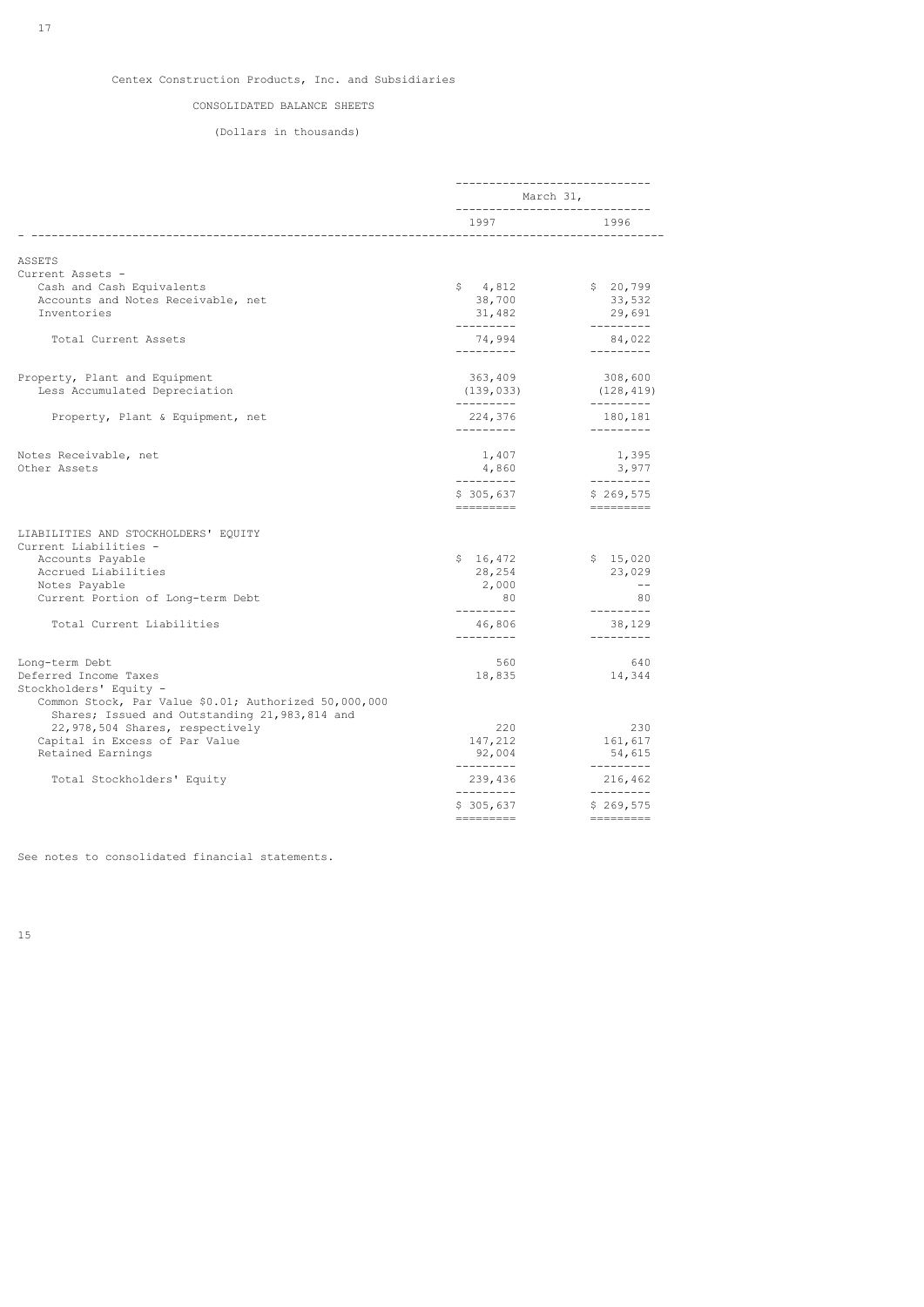Centex Construction Products, Inc. and Subsidiaries

CONSOLIDATED BALANCE SHEETS

(Dollars in thousands)

| | March 31, | |
|---|---|---|
| | 1997 | 1996 |
| **ASSETS** | | |
| Current Assets - | | |
| Cash and Cash Equivalents | $ 4,812 | $ 20,799 |
| Accounts and Notes Receivable, net | 38,700 | 33,532 |
| Inventories | 31,482 | 29,691 |
| Total Current Assets | 74,994 | 84,022 |
| Property, Plant and Equipment | 363,409 | 308,600 |
| Less Accumulated Depreciation | (139,033) | (128,419) |
| Property, Plant & Equipment, net | 224,376 | 180,181 |
| Notes Receivable, net | 1,407 | 1,395 |
| Other Assets | 4,860 | 3,977 |
| | $ 305,637 | $ 269,575 |
| **LIABILITIES AND STOCKHOLDERS' EQUITY** | | |
| Current Liabilities - | | |
| Accounts Payable | $ 16,472 | $ 15,020 |
| Accrued Liabilities | 28,254 | 23,029 |
| Notes Payable | 2,000 | -- |
| Current Portion of Long-term Debt | 80 | 80 |
| Total Current Liabilities | 46,806 | 38,129 |
| Long-term Debt | 560 | 640 |
| Deferred Income Taxes | 18,835 | 14,344 |
| Stockholders' Equity - | | |
| Common Stock, Par Value $0.01; Authorized 50,000,000 Shares; Issued and Outstanding 21,983,814 and 22,978,504 Shares, respectively | 220 | 230 |
| Capital in Excess of Par Value | 147,212 | 161,617 |
| Retained Earnings | 92,004 | 54,615 |
| Total Stockholders' Equity | 239,436 | 216,462 |
| | $ 305,637 | $ 269,575 |

See notes to consolidated financial statements.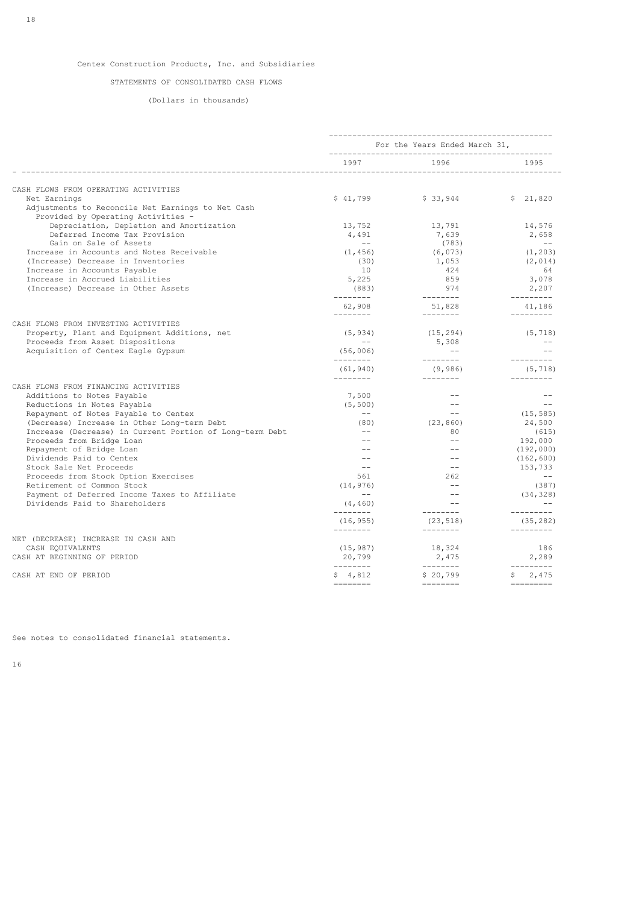Centex Construction Products, Inc. and Subsidiaries

STATEMENTS OF CONSOLIDATED CASH FLOWS

(Dollars in thousands)

| | For the Years Ended March 31, | | |
|---|---|---|---|
| | 1997 | 1996 | 1995 |
| **CASH FLOWS FROM OPERATING ACTIVITIES** | | | |
| Net Earnings | $ 41,799 | $ 33,944 | $ 21,820 |
| Adjustments to Reconcile Net Earnings to Net Cash Provided by Operating Activities - | | | |
| Depreciation, Depletion and Amortization | 13,752 | 13,791 | 14,576 |
| Deferred Income Tax Provision | 4,491 | 7,639 | 2,658 |
| Gain on Sale of Assets | -- | (783) | -- |
| Increase in Accounts and Notes Receivable | (1,456) | (6,073) | (1,203) |
| (Increase) Decrease in Inventories | (30) | 1,053 | (2,014) |
| Increase in Accounts Payable | 10 | 424 | 64 |
| Increase in Accrued Liabilities | 5,225 | 859 | 3,078 |
| (Increase) Decrease in Other Assets | (883) | 974 | 2,207 |
| | 62,908 | 51,828 | 41,186 |
| **CASH FLOWS FROM INVESTING ACTIVITIES** | | | |
| Property, Plant and Equipment Additions, net | (5,934) | (15,294) | (5,718) |
| Proceeds from Asset Dispositions | -- | 5,308 | -- |
| Acquisition of Centex Eagle Gypsum | (56,006) | -- | -- |
| | (61,940) | (9,986) | (5,718) |
| **CASH FLOWS FROM FINANCING ACTIVITIES** | | | |
| Additions to Notes Payable | 7,500 | -- | -- |
| Reductions in Notes Payable | (5,500) | -- | -- |
| Repayment of Notes Payable to Centex | -- | -- | (15,585) |
| (Decrease) Increase in Other Long-term Debt | (80) | (23,860) | 24,500 |
| Increase (Decrease) in Current Portion of Long-term Debt | -- | 80 | (615) |
| Proceeds from Bridge Loan | -- | -- | 192,000 |
| Repayment of Bridge Loan | -- | -- | (192,000) |
| Dividends Paid to Centex | -- | -- | (162,600) |
| Stock Sale Net Proceeds | -- | -- | 153,733 |
| Proceeds from Stock Option Exercises | 561 | 262 | -- |
| Retirement of Common Stock | (14,976) | -- | (387) |
| Payment of Deferred Income Taxes to Affiliate | -- | -- | (34,328) |
| Dividends Paid to Shareholders | (4,460) | -- | -- |
| | (16,955) | (23,518) | (35,282) |
| NET (DECREASE) INCREASE IN CASH AND CASH EQUIVALENTS | (15,987) | 18,324 | 186 |
| CASH AT BEGINNING OF PERIOD | 20,799 | 2,475 | 2,289 |
| CASH AT END OF PERIOD | $ 4,812 | $ 20,799 | $ 2,475 |

See notes to consolidated financial statements.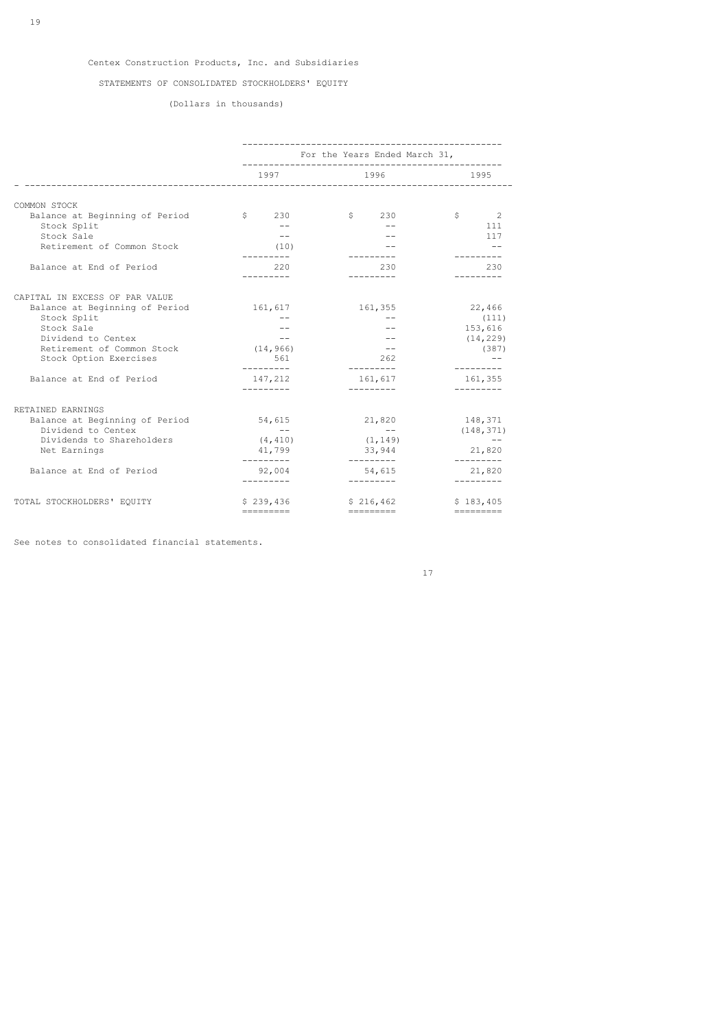Centex Construction Products, Inc. and Subsidiaries

STATEMENTS OF CONSOLIDATED STOCKHOLDERS' EQUITY

(Dollars in thousands)

| | For the Years Ended March 31, | | |
|---|---|---|---|
| | 1997 | 1996 | 1995 |
| COMMON STOCK | | | |
| Balance at Beginning of Period | $ 230 | $ 230 | $ 2 |
| Stock Split | -- | -- | 111 |
| Stock Sale | -- | -- | 117 |
| Retirement of Common Stock | (10) | -- | -- |
| Balance at End of Period | 220 | 230 | 230 |
| CAPITAL IN EXCESS OF PAR VALUE | | | |
| Balance at Beginning of Period | 161,617 | 161,355 | 22,466 |
| Stock Split | -- | -- | (111) |
| Stock Sale | -- | -- | 153,616 |
| Dividend to Centex | -- | -- | (14,229) |
| Retirement of Common Stock | (14,966) | -- | (387) |
| Stock Option Exercises | 561 | 262 | -- |
| Balance at End of Period | 147,212 | 161,617 | 161,355 |
| RETAINED EARNINGS | | | |
| Balance at Beginning of Period | 54,615 | 21,820 | 148,371 |
| Dividend to Centex | -- | -- | (148,371) |
| Dividends to Shareholders | (4,410) | (1,149) | -- |
| Net Earnings | 41,799 | 33,944 | 21,820 |
| Balance at End of Period | 92,004 | 54,615 | 21,820 |
| TOTAL STOCKHOLDERS' EQUITY | $ 239,436 | $ 216,462 | $ 183,405 |

See notes to consolidated financial statements.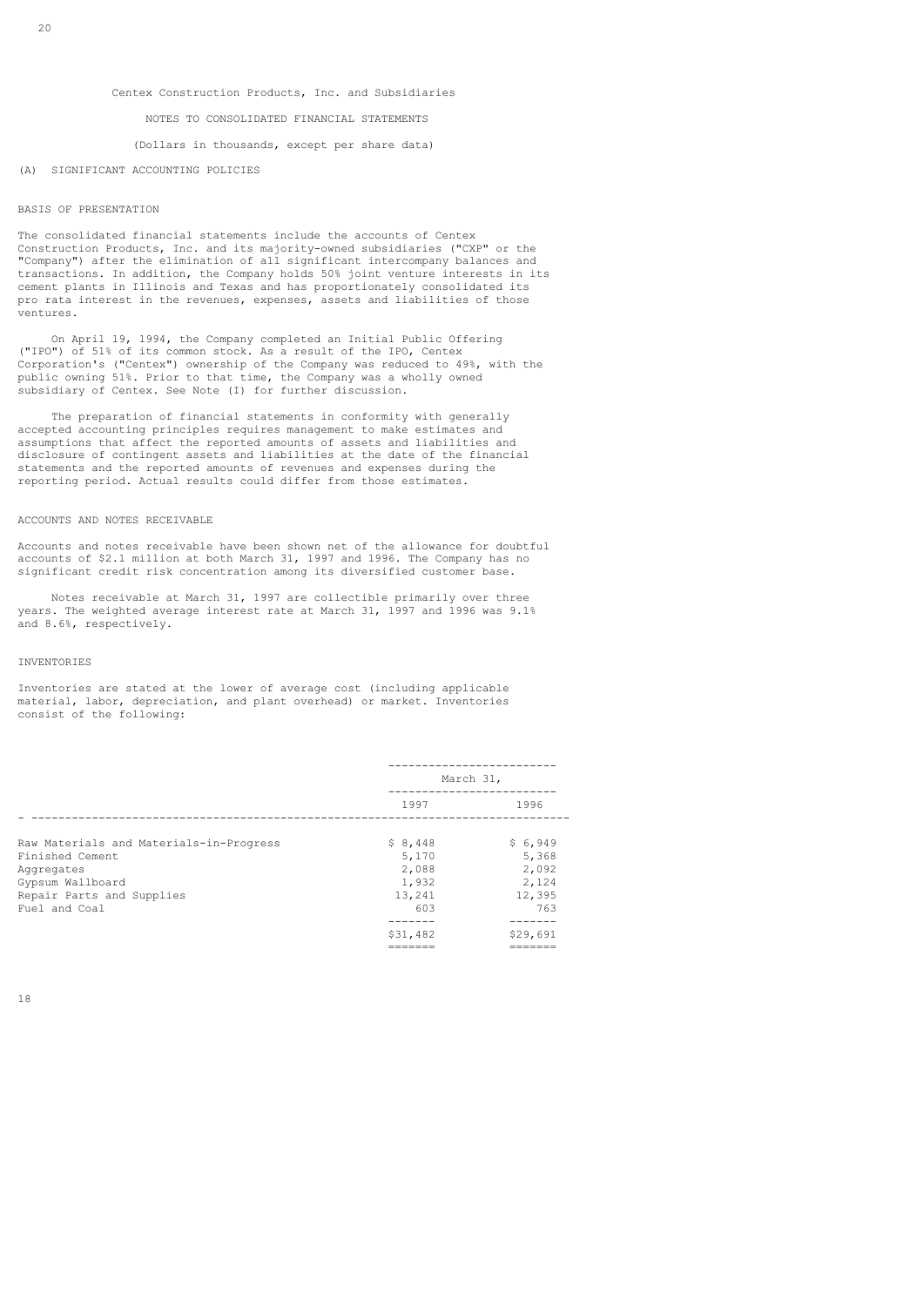Centex Construction Products, Inc. and Subsidiaries

NOTES TO CONSOLIDATED FINANCIAL STATEMENTS

(Dollars in thousands, except per share data)

## (A) SIGNIFICANT ACCOUNTING POLICIES

### BASIS OF PRESENTATION

The consolidated financial statements include the accounts of Centex Construction Products, Inc. and its majority-owned subsidiaries ("CXP" or the "Company") after the elimination of all significant intercompany balances and transactions. In addition, the Company holds 50% joint venture interests in its cement plants in Illinois and Texas and has proportionately consolidated its pro rata interest in the revenues, expenses, assets and liabilities of those ventures.

On April 19, 1994, the Company completed an Initial Public Offering ("IPO") of 51% of its common stock. As a result of the IPO, Centex Corporation's ("Centex") ownership of the Company was reduced to 49%, with the public owning 51%. Prior to that time, the Company was a wholly owned subsidiary of Centex. See Note (I) for further discussion.

The preparation of financial statements in conformity with generally accepted accounting principles requires management to make estimates and assumptions that affect the reported amounts of assets and liabilities and disclosure of contingent assets and liabilities at the date of the financial statements and the reported amounts of revenues and expenses during the reporting period. Actual results could differ from those estimates.

### ACCOUNTS AND NOTES RECEIVABLE

Accounts and notes receivable have been shown net of the allowance for doubtful accounts of $2.1 million at both March 31, 1997 and 1996. The Company has no significant credit risk concentration among its diversified customer base.

Notes receivable at March 31, 1997 are collectible primarily over three years. The weighted average interest rate at March 31, 1997 and 1996 was 9.1% and 8.6%, respectively.

### INVENTORIES

Inventories are stated at the lower of average cost (including applicable material, labor, depreciation, and plant overhead) or market. Inventories consist of the following:

| | March 31, | |
|---|---|---|
| | 1997 | 1996 |
| Raw Materials and Materials-in-Progress | $ 8,448 | $ 6,949 |
| Finished Cement | 5,170 | 5,368 |
| Aggregates | 2,088 | 2,092 |
| Gypsum Wallboard | 1,932 | 2,124 |
| Repair Parts and Supplies | 13,241 | 12,395 |
| Fuel and Coal | 603 | 763 |
| | $31,482 | $29,691 |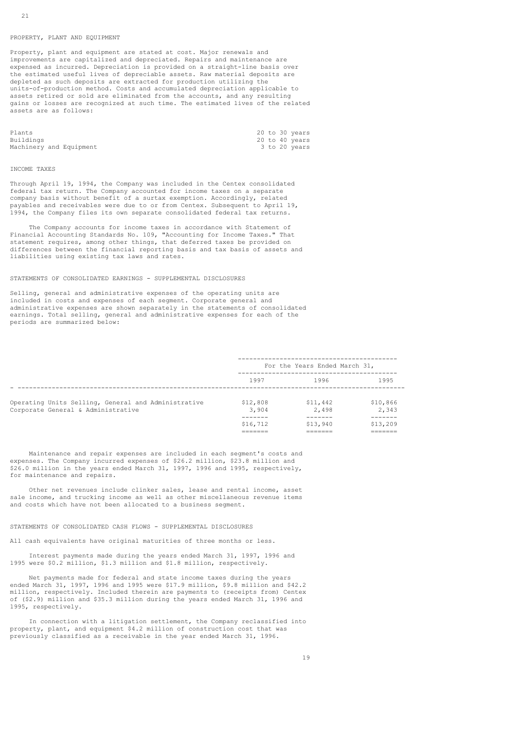## PROPERTY, PLANT AND EQUIPMENT

Property, plant and equipment are stated at cost. Major renewals and improvements are capitalized and depreciated. Repairs and maintenance are expensed as incurred. Depreciation is provided on a straight-line basis over the estimated useful lives of depreciable assets. Raw material deposits are depleted as such deposits are extracted for production utilizing the units-of-production method. Costs and accumulated depreciation applicable to assets retired or sold are eliminated from the accounts, and any resulting gains or losses are recognized at such time. The estimated lives of the related assets are as follows:

| | |
|---|---|
| Plants | 20 to 30 years |
| Buildings | 20 to 40 years |
| Machinery and Equipment | 3 to 20 years |

## INCOME TAXES

Through April 19, 1994, the Company was included in the Centex consolidated federal tax return. The Company accounted for income taxes on a separate company basis without benefit of a surtax exemption. Accordingly, related payables and receivables were due to or from Centex. Subsequent to April 19, 1994, the Company files its own separate consolidated federal tax returns.

The Company accounts for income taxes in accordance with Statement of Financial Accounting Standards No. 109, "Accounting for Income Taxes." That statement requires, among other things, that deferred taxes be provided on differences between the financial reporting basis and tax basis of assets and liabilities using existing tax laws and rates.

## STATEMENTS OF CONSOLIDATED EARNINGS - SUPPLEMENTAL DISCLOSURES

Selling, general and administrative expenses of the operating units are included in costs and expenses of each segment. Corporate general and administrative expenses are shown separately in the statements of consolidated earnings. Total selling, general and administrative expenses for each of the periods are summarized below:

| | For the Years Ended March 31, | | |
|---|---|---|---|
| | 1997 | 1996 | 1995 |
| Operating Units Selling, General and Administrative | $12,808 | $11,442 | $10,866 |
| Corporate General & Administrative | 3,904 | 2,498 | 2,343 |
| | $16,712 | $13,940 | $13,209 |

Maintenance and repair expenses are included in each segment's costs and expenses. The Company incurred expenses of $26.2 million, $23.8 million and $26.0 million in the years ended March 31, 1997, 1996 and 1995, respectively, for maintenance and repairs.

Other net revenues include clinker sales, lease and rental income, asset sale income, and trucking income as well as other miscellaneous revenue items and costs which have not been allocated to a business segment.

## STATEMENTS OF CONSOLIDATED CASH FLOWS - SUPPLEMENTAL DISCLOSURES

All cash equivalents have original maturities of three months or less.

Interest payments made during the years ended March 31, 1997, 1996 and 1995 were $0.2 million, $1.3 million and $1.8 million, respectively.

Net payments made for federal and state income taxes during the years ended March 31, 1997, 1996 and 1995 were $17.9 million, $9.8 million and $42.2 million, respectively. Included therein are payments to (receipts from) Centex of ($2.9) million and $35.3 million during the years ended March 31, 1996 and 1995, respectively.

In connection with a litigation settlement, the Company reclassified into property, plant, and equipment $4.2 million of construction cost that was previously classified as a receivable in the year ended March 31, 1996.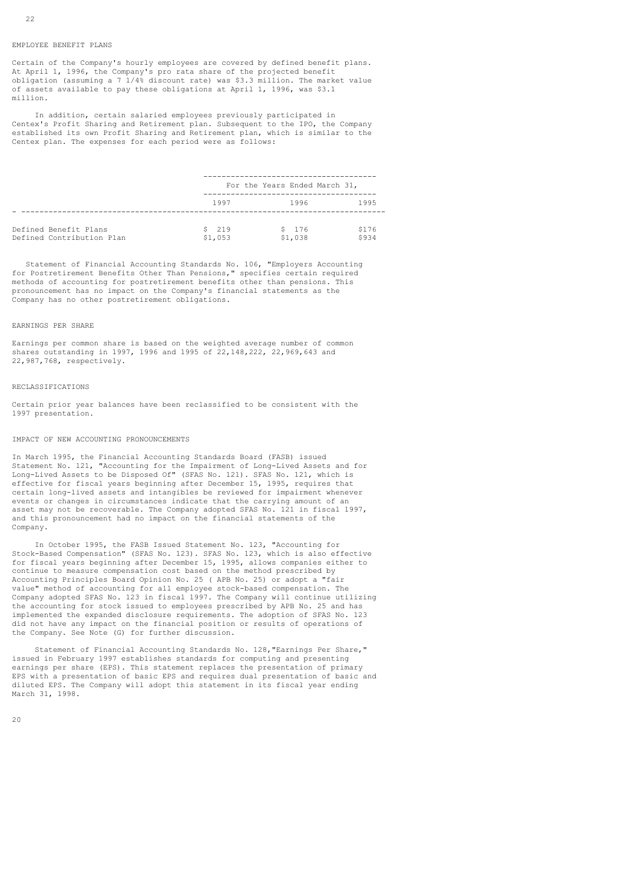## EMPLOYEE BENEFIT PLANS

Certain of the Company's hourly employees are covered by defined benefit plans. At April 1, 1996, the Company's pro rata share of the projected benefit obligation (assuming a 7 1/4% discount rate) was $3.3 million. The market value of assets available to pay these obligations at April 1, 1996, was $3.1 million.

In addition, certain salaried employees previously participated in Centex's Profit Sharing and Retirement plan. Subsequent to the IPO, the Company established its own Profit Sharing and Retirement plan, which is similar to the Centex plan. The expenses for each period were as follows:

| | For the Years Ended March 31, | | |
|---|---|---|---|
| | 1997 | 1996 | 1995 |
| Defined Benefit Plans | $ 219 | $ 176 | $176 |
| Defined Contribution Plan | $1,053 | $1,038 | $934 |

Statement of Financial Accounting Standards No. 106, "Employers Accounting for Postretirement Benefits Other Than Pensions," specifies certain required methods of accounting for postretirement benefits other than pensions. This pronouncement has no impact on the Company's financial statements as the Company has no other postretirement obligations.

## EARNINGS PER SHARE

Earnings per common share is based on the weighted average number of common shares outstanding in 1997, 1996 and 1995 of 22,148,222, 22,969,643 and 22,987,768, respectively.

## RECLASSIFICATIONS

Certain prior year balances have been reclassified to be consistent with the 1997 presentation.

## IMPACT OF NEW ACCOUNTING PRONOUNCEMENTS

In March 1995, the Financial Accounting Standards Board (FASB) issued Statement No. 121, "Accounting for the Impairment of Long-Lived Assets and for Long-Lived Assets to be Disposed Of" (SFAS No. 121). SFAS No. 121, which is effective for fiscal years beginning after December 15, 1995, requires that certain long-lived assets and intangibles be reviewed for impairment whenever events or changes in circumstances indicate that the carrying amount of an asset may not be recoverable. The Company adopted SFAS No. 121 in fiscal 1997, and this pronouncement had no impact on the financial statements of the Company.

In October 1995, the FASB Issued Statement No. 123, "Accounting for Stock-Based Compensation" (SFAS No. 123). SFAS No. 123, which is also effective for fiscal years beginning after December 15, 1995, allows companies either to continue to measure compensation cost based on the method prescribed by Accounting Principles Board Opinion No. 25 ( APB No. 25) or adopt a "fair value" method of accounting for all employee stock-based compensation. The Company adopted SFAS No. 123 in fiscal 1997. The Company will continue utilizing the accounting for stock issued to employees prescribed by APB No. 25 and has implemented the expanded disclosure requirements. The adoption of SFAS No. 123 did not have any impact on the financial position or results of operations of the Company. See Note (G) for further discussion.

Statement of Financial Accounting Standards No. 128,"Earnings Per Share," issued in February 1997 establishes standards for computing and presenting earnings per share (EPS). This statement replaces the presentation of primary EPS with a presentation of basic EPS and requires dual presentation of basic and diluted EPS. The Company will adopt this statement in its fiscal year ending March 31, 1998.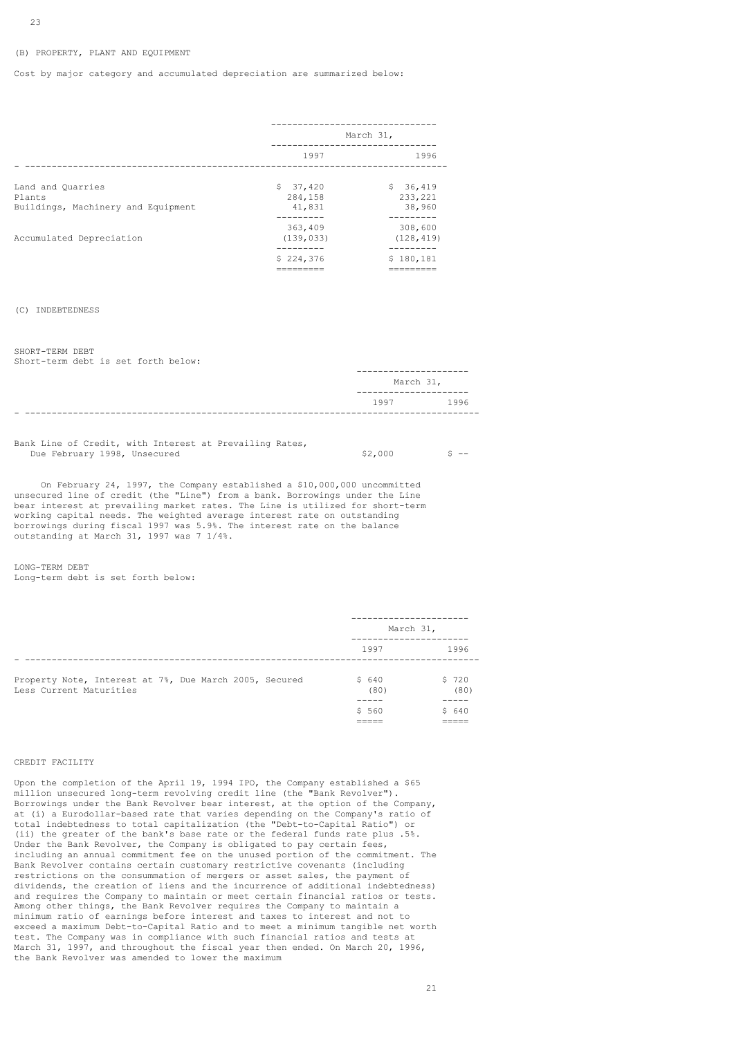(B) PROPERTY, PLANT AND EQUIPMENT

Cost by major category and accumulated depreciation are summarized below:

| | March 31, | |
|---|---|---|
| | 1997 | 1996 |
| Land and Quarries | $ 37,420 | $ 36,419 |
| Plants | 284,158 | 233,221 |
| Buildings, Machinery and Equipment | 41,831 | 38,960 |
| | 363,409 | 308,600 |
| Accumulated Depreciation | (139,033) | (128,419) |
| | $ 224,376 | $ 180,181 |

(C) INDEBTEDNESS

SHORT-TERM DEBT
Short-term debt is set forth below:

| | March 31, | |
|---|---|---|
| | 1997 | 1996 |
| Bank Line of Credit, with Interest at Prevailing Rates, Due February 1998, Unsecured | $2,000 | $ -- |

On February 24, 1997, the Company established a $10,000,000 uncommitted unsecured line of credit (the "Line") from a bank. Borrowings under the Line bear interest at prevailing market rates. The Line is utilized for short-term working capital needs. The weighted average interest rate on outstanding borrowings during fiscal 1997 was 5.9%. The interest rate on the balance outstanding at March 31, 1997 was 7 1/4%.

LONG-TERM DEBT
Long-term debt is set forth below:

| | March 31, | |
|---|---|---|
| | 1997 | 1996 |
| Property Note, Interest at 7%, Due March 2005, Secured | $ 640 | $ 720 |
| Less Current Maturities | (80) | (80) |
| | $ 560 | $ 640 |

CREDIT FACILITY

Upon the completion of the April 19, 1994 IPO, the Company established a $65 million unsecured long-term revolving credit line (the "Bank Revolver"). Borrowings under the Bank Revolver bear interest, at the option of the Company, at (i) a Eurodollar-based rate that varies depending on the Company's ratio of total indebtedness to total capitalization (the "Debt-to-Capital Ratio") or (ii) the greater of the bank's base rate or the federal funds rate plus .5%. Under the Bank Revolver, the Company is obligated to pay certain fees, including an annual commitment fee on the unused portion of the commitment. The Bank Revolver contains certain customary restrictive covenants (including restrictions on the consummation of mergers or asset sales, the payment of dividends, the creation of liens and the incurrence of additional indebtedness) and requires the Company to maintain or meet certain financial ratios or tests. Among other things, the Bank Revolver requires the Company to maintain a minimum ratio of earnings before interest and taxes to interest and not to exceed a maximum Debt-to-Capital Ratio and to meet a minimum tangible net worth test. The Company was in compliance with such financial ratios and tests at March 31, 1997, and throughout the fiscal year then ended. On March 20, 1996, the Bank Revolver was amended to lower the maximum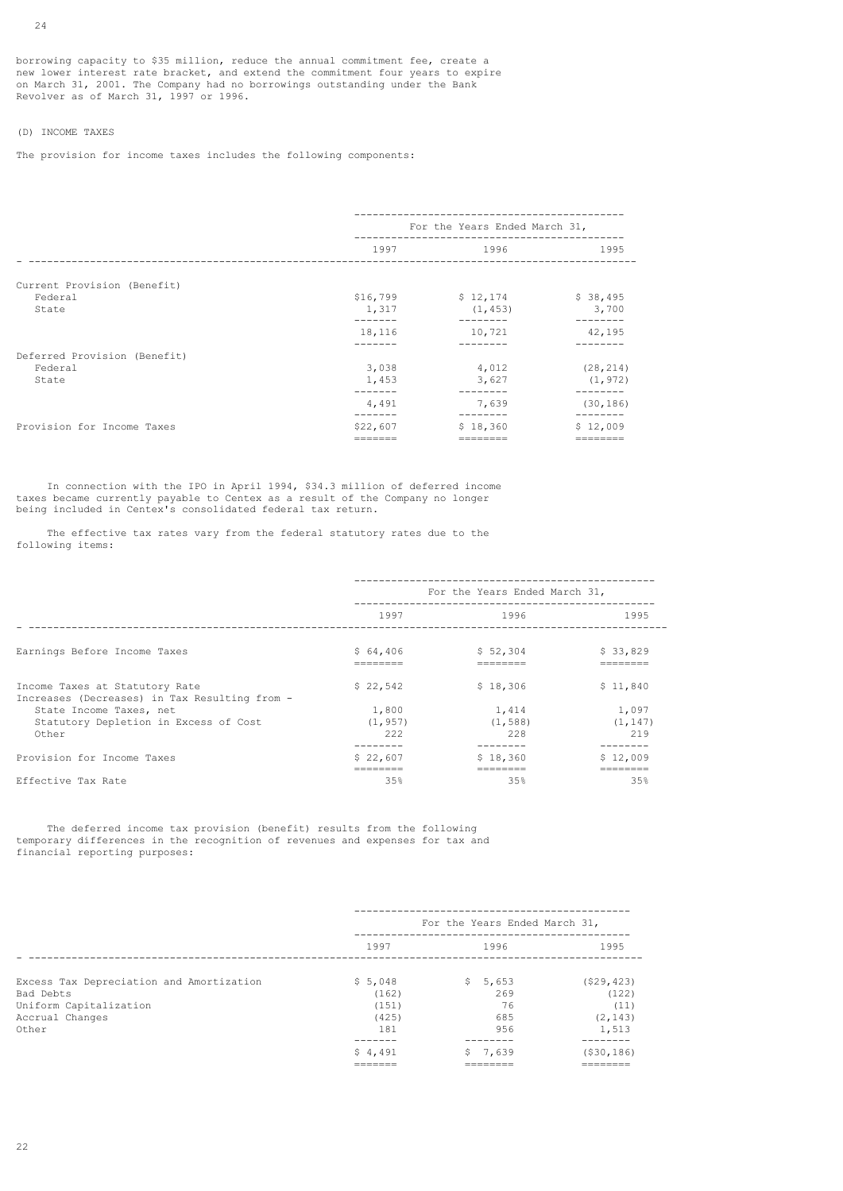borrowing capacity to $35 million, reduce the annual commitment fee, create a new lower interest rate bracket, and extend the commitment four years to expire on March 31, 2001. The Company had no borrowings outstanding under the Bank Revolver as of March 31, 1997 or 1996.

(D) INCOME TAXES

The provision for income taxes includes the following components:

| | For the Years Ended March 31, | | |
|---|---|---|---|
| | 1997 | 1996 | 1995 |
| Current Provision (Benefit) | | | |
| Federal | $16,799 | $ 12,174 | $ 38,495 |
| State | 1,317 | (1,453) | 3,700 |
| | 18,116 | 10,721 | 42,195 |
| Deferred Provision (Benefit) | | | |
| Federal | 3,038 | 4,012 | (28,214) |
| State | 1,453 | 3,627 | (1,972) |
| | 4,491 | 7,639 | (30,186) |
| Provision for Income Taxes | $22,607 | $ 18,360 | $ 12,009 |

In connection with the IPO in April 1994, $34.3 million of deferred income taxes became currently payable to Centex as a result of the Company no longer being included in Centex's consolidated federal tax return.

The effective tax rates vary from the federal statutory rates due to the following items:

| | For the Years Ended March 31, | | |
|---|---|---|---|
| | 1997 | 1996 | 1995 |
| Earnings Before Income Taxes | $ 64,406 | $ 52,304 | $ 33,829 |
| Income Taxes at Statutory Rate | $ 22,542 | $ 18,306 | $ 11,840 |
| Increases (Decreases) in Tax Resulting from - | | | |
| State Income Taxes, net | 1,800 | 1,414 | 1,097 |
| Statutory Depletion in Excess of Cost | (1,957) | (1,588) | (1,147) |
| Other | 222 | 228 | 219 |
| Provision for Income Taxes | $ 22,607 | $ 18,360 | $ 12,009 |
| Effective Tax Rate | 35% | 35% | 35% |

The deferred income tax provision (benefit) results from the following temporary differences in the recognition of revenues and expenses for tax and financial reporting purposes:

| | For the Years Ended March 31, | | |
|---|---|---|---|
| | 1997 | 1996 | 1995 |
| Excess Tax Depreciation and Amortization | $ 5,048 | $ 5,653 | ($29,423) |
| Bad Debts | (162) | 269 | (122) |
| Uniform Capitalization | (151) | 76 | (11) |
| Accrual Changes | (425) | 685 | (2,143) |
| Other | 181 | 956 | 1,513 |
| | $ 4,491 | $ 7,639 | ($30,186) |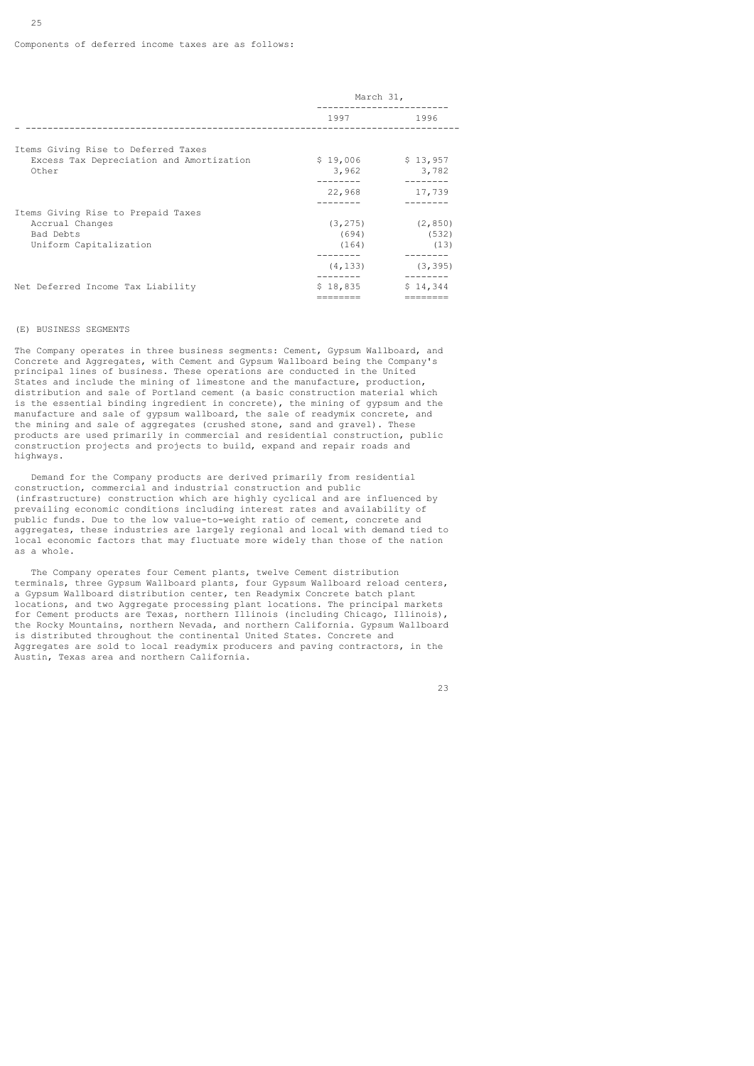Components of deferred income taxes are as follows:

| | March 31, | |
|---|---|---|
| | 1997 | 1996 |
| Items Giving Rise to Deferred Taxes | | |
| Excess Tax Depreciation and Amortization | $ 19,006 | $ 13,957 |
| Other | 3,962 | 3,782 |
| | 22,968 | 17,739 |
| Items Giving Rise to Prepaid Taxes | | |
| Accrual Changes | (3,275) | (2,850) |
| Bad Debts | (694) | (532) |
| Uniform Capitalization | (164) | (13) |
| | (4,133) | (3,395) |
| Net Deferred Income Tax Liability | $ 18,835 | $ 14,344 |

(E) BUSINESS SEGMENTS

The Company operates in three business segments: Cement, Gypsum Wallboard, and Concrete and Aggregates, with Cement and Gypsum Wallboard being the Company's principal lines of business. These operations are conducted in the United States and include the mining of limestone and the manufacture, production, distribution and sale of Portland cement (a basic construction material which is the essential binding ingredient in concrete), the mining of gypsum and the manufacture and sale of gypsum wallboard, the sale of readymix concrete, and the mining and sale of aggregates (crushed stone, sand and gravel). These products are used primarily in commercial and residential construction, public construction projects and projects to build, expand and repair roads and highways.

Demand for the Company products are derived primarily from residential construction, commercial and industrial construction and public (infrastructure) construction which are highly cyclical and are influenced by prevailing economic conditions including interest rates and availability of public funds. Due to the low value-to-weight ratio of cement, concrete and aggregates, these industries are largely regional and local with demand tied to local economic factors that may fluctuate more widely than those of the nation as a whole.

The Company operates four Cement plants, twelve Cement distribution terminals, three Gypsum Wallboard plants, four Gypsum Wallboard reload centers, a Gypsum Wallboard distribution center, ten Readymix Concrete batch plant locations, and two Aggregate processing plant locations. The principal markets for Cement products are Texas, northern Illinois (including Chicago, Illinois), the Rocky Mountains, northern Nevada, and northern California. Gypsum Wallboard is distributed throughout the continental United States. Concrete and Aggregates are sold to local readymix producers and paving contractors, in the Austin, Texas area and northern California.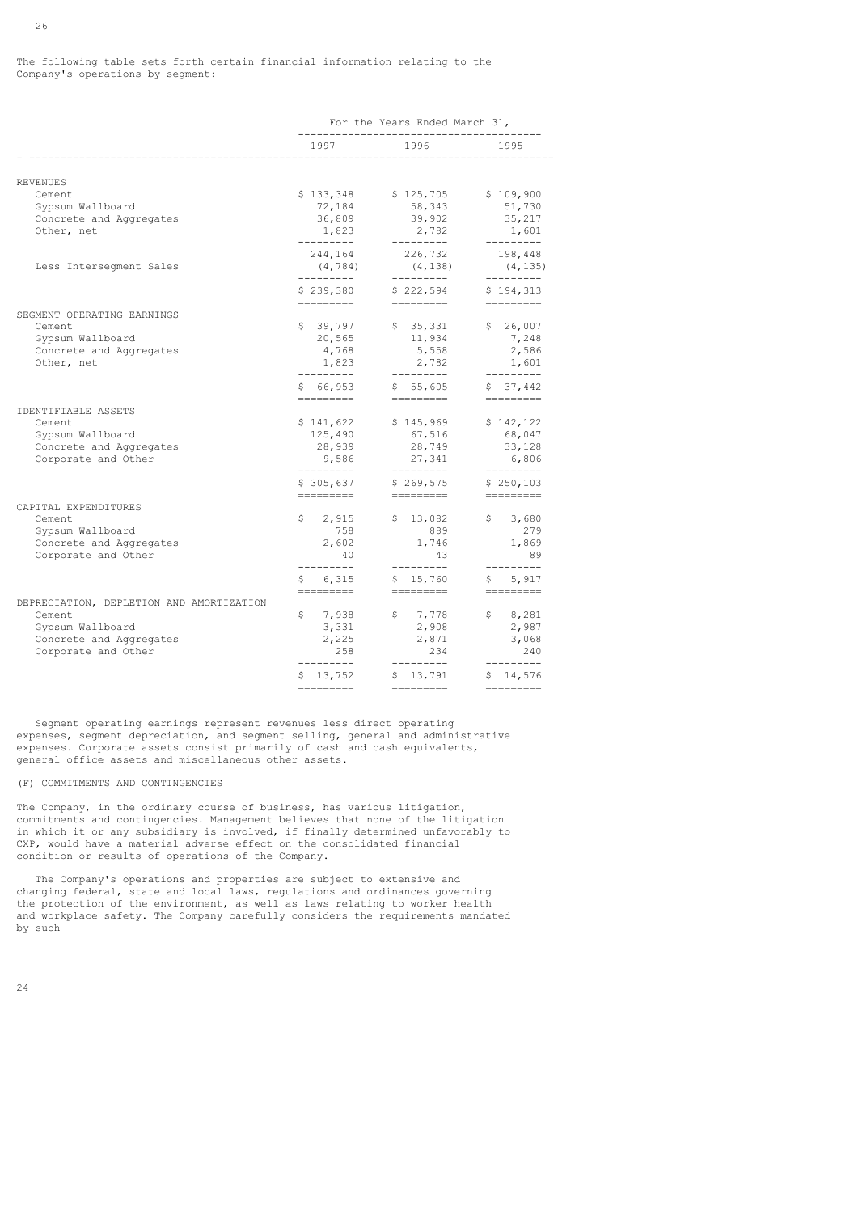The following table sets forth certain financial information relating to the Company's operations by segment:

| | For the Years Ended March 31, | | |
|---|---|---|---|
| | 1997 | 1996 | 1995 |
| **REVENUES** | | | |
| Cement | $ 133,348 | $ 125,705 | $ 109,900 |
| Gypsum Wallboard | 72,184 | 58,343 | 51,730 |
| Concrete and Aggregates | 36,809 | 39,902 | 35,217 |
| Other, net | 1,823 | 2,782 | 1,601 |
| | 244,164 | 226,732 | 198,448 |
| Less Intersegment Sales | (4,784) | (4,138) | (4,135) |
| | $ 239,380 | $ 222,594 | $ 194,313 |
| **SEGMENT OPERATING EARNINGS** | | | |
| Cement | $ 39,797 | $ 35,331 | $ 26,007 |
| Gypsum Wallboard | 20,565 | 11,934 | 7,248 |
| Concrete and Aggregates | 4,768 | 5,558 | 2,586 |
| Other, net | 1,823 | 2,782 | 1,601 |
| | $ 66,953 | $ 55,605 | $ 37,442 |
| **IDENTIFIABLE ASSETS** | | | |
| Cement | $ 141,622 | $ 145,969 | $ 142,122 |
| Gypsum Wallboard | 125,490 | 67,516 | 68,047 |
| Concrete and Aggregates | 28,939 | 28,749 | 33,128 |
| Corporate and Other | 9,586 | 27,341 | 6,806 |
| | $ 305,637 | $ 269,575 | $ 250,103 |
| **CAPITAL EXPENDITURES** | | | |
| Cement | $ 2,915 | $ 13,082 | $ 3,680 |
| Gypsum Wallboard | 758 | 889 | 279 |
| Concrete and Aggregates | 2,602 | 1,746 | 1,869 |
| Corporate and Other | 40 | 43 | 89 |
| | $ 6,315 | $ 15,760 | $ 5,917 |
| **DEPRECIATION, DEPLETION AND AMORTIZATION** | | | |
| Cement | $ 7,938 | $ 7,778 | $ 8,281 |
| Gypsum Wallboard | 3,331 | 2,908 | 2,987 |
| Concrete and Aggregates | 2,225 | 2,871 | 3,068 |
| Corporate and Other | 258 | 234 | 240 |
| | $ 13,752 | $ 13,791 | $ 14,576 |

Segment operating earnings represent revenues less direct operating expenses, segment depreciation, and segment selling, general and administrative expenses. Corporate assets consist primarily of cash and cash equivalents, general office assets and miscellaneous other assets.

(F) COMMITMENTS AND CONTINGENCIES

The Company, in the ordinary course of business, has various litigation, commitments and contingencies. Management believes that none of the litigation in which it or any subsidiary is involved, if finally determined unfavorably to CXP, would have a material adverse effect on the consolidated financial condition or results of operations of the Company.

The Company's operations and properties are subject to extensive and changing federal, state and local laws, regulations and ordinances governing the protection of the environment, as well as laws relating to worker health and workplace safety. The Company carefully considers the requirements mandated by such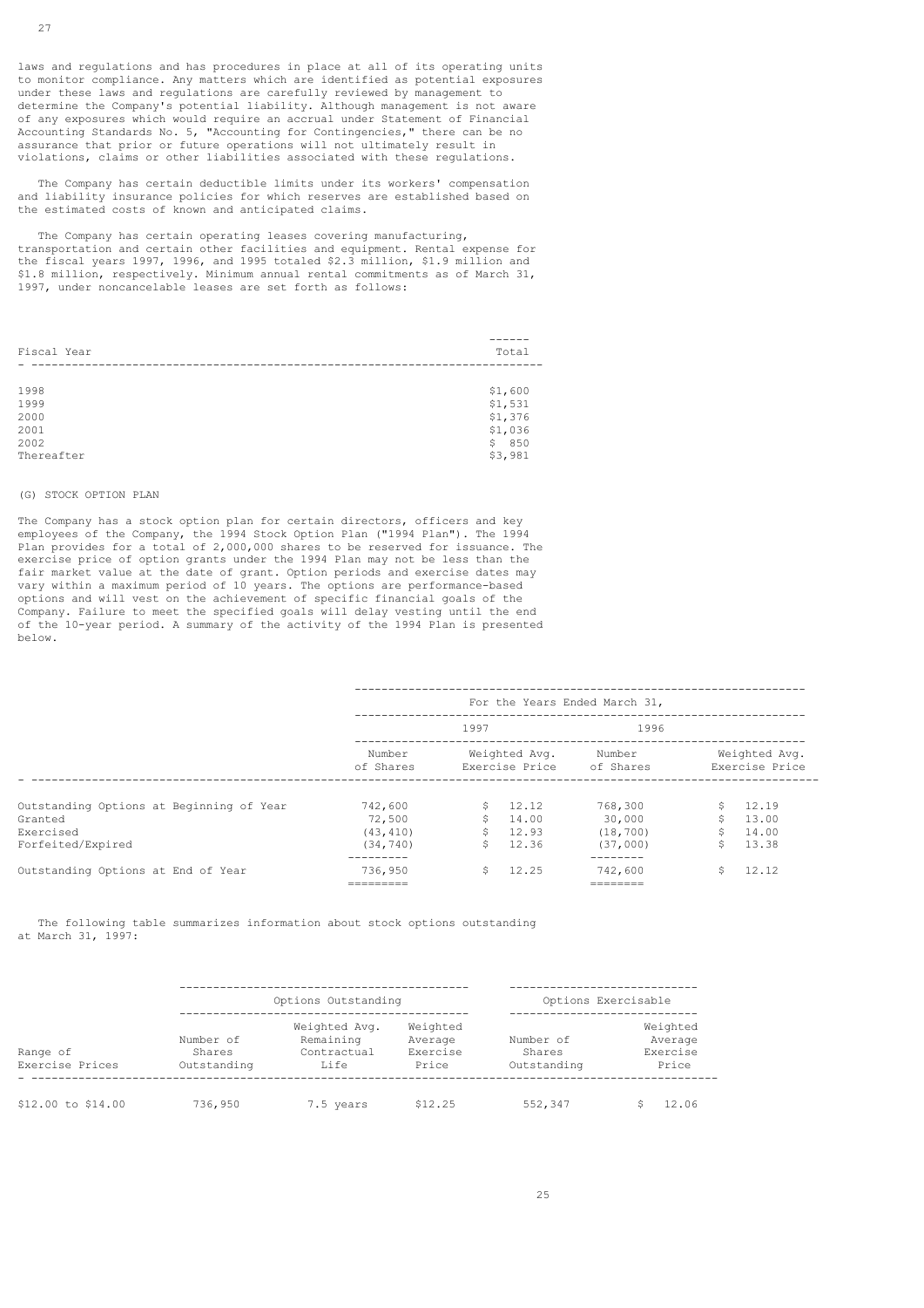laws and regulations and has procedures in place at all of its operating units to monitor compliance. Any matters which are identified as potential exposures under these laws and regulations are carefully reviewed by management to determine the Company's potential liability. Although management is not aware of any exposures which would require an accrual under Statement of Financial Accounting Standards No. 5, "Accounting for Contingencies," there can be no assurance that prior or future operations will not ultimately result in violations, claims or other liabilities associated with these regulations.

The Company has certain deductible limits under its workers' compensation and liability insurance policies for which reserves are established based on the estimated costs of known and anticipated claims.

The Company has certain operating leases covering manufacturing, transportation and certain other facilities and equipment. Rental expense for the fiscal years 1997, 1996, and 1995 totaled $2.3 million, $1.9 million and $1.8 million, respectively. Minimum annual rental commitments as of March 31, 1997, under noncancelable leases are set forth as follows:

| Fiscal Year | Total |
|---|---|
| 1998 | $1,600 |
| 1999 | $1,531 |
| 2000 | $1,376 |
| 2001 | $1,036 |
| 2002 | $ 850 |
| Thereafter | $3,981 |

(G) STOCK OPTION PLAN

The Company has a stock option plan for certain directors, officers and key employees of the Company, the 1994 Stock Option Plan ("1994 Plan"). The 1994 Plan provides for a total of 2,000,000 shares to be reserved for issuance. The exercise price of option grants under the 1994 Plan may not be less than the fair market value at the date of grant. Option periods and exercise dates may vary within a maximum period of 10 years. The options are performance-based options and will vest on the achievement of specific financial goals of the Company. Failure to meet the specified goals will delay vesting until the end of the 10-year period. A summary of the activity of the 1994 Plan is presented below.

| | For the Years Ended March 31, | | | |
|---|---|---|---|---|
| | 1997 | | 1996 | |
| | Number of Shares | Weighted Avg. Exercise Price | Number of Shares | Weighted Avg. Exercise Price |
| Outstanding Options at Beginning of Year | 742,600 | $ 12.12 | 768,300 | $ 12.19 |
| Granted | 72,500 | $ 14.00 | 30,000 | $ 13.00 |
| Exercised | (43,410) | $ 12.93 | (18,700) | $ 14.00 |
| Forfeited/Expired | (34,740) | $ 12.36 | (37,000) | $ 13.38 |
| Outstanding Options at End of Year | 736,950 | $ 12.25 | 742,600 | $ 12.12 |

The following table summarizes information about stock options outstanding at March 31, 1997:

| | Options Outstanding | | | Options Exercisable | |
|---|---|---|---|---|---|
| Range of Exercise Prices | Number of Shares Outstanding | Weighted Avg. Remaining Contractual Life | Weighted Average Exercise Price | Number of Shares Outstanding | Weighted Average Exercise Price |
| $12.00 to $14.00 | 736,950 | 7.5 years | $12.25 | 552,347 | $ 12.06 |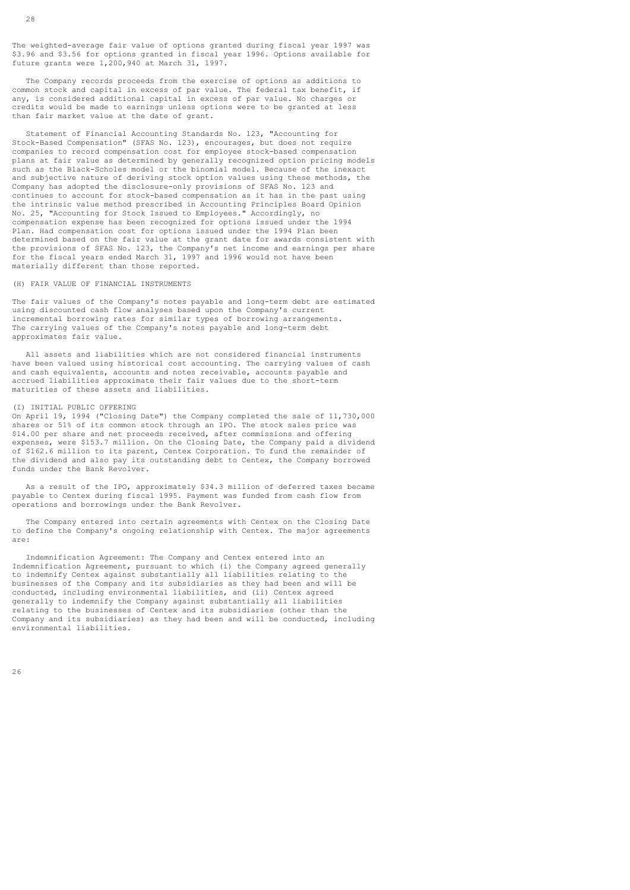The weighted-average fair value of options granted during fiscal year 1997 was $3.96 and $3.56 for options granted in fiscal year 1996. Options available for future grants were 1,200,940 at March 31, 1997.

The Company records proceeds from the exercise of options as additions to common stock and capital in excess of par value. The federal tax benefit, if any, is considered additional capital in excess of par value. No charges or credits would be made to earnings unless options were to be granted at less than fair market value at the date of grant.

Statement of Financial Accounting Standards No. 123, "Accounting for Stock-Based Compensation" (SFAS No. 123), encourages, but does not require companies to record compensation cost for employee stock-based compensation plans at fair value as determined by generally recognized option pricing models such as the Black-Scholes model or the binomial model. Because of the inexact and subjective nature of deriving stock option values using these methods, the Company has adopted the disclosure-only provisions of SFAS No. 123 and continues to account for stock-based compensation as it has in the past using the intrinsic value method prescribed in Accounting Principles Board Opinion No. 25, "Accounting for Stock Issued to Employees." Accordingly, no compensation expense has been recognized for options issued under the 1994 Plan. Had compensation cost for options issued under the 1994 Plan been determined based on the fair value at the grant date for awards consistent with the provisions of SFAS No. 123, the Company's net income and earnings per share for the fiscal years ended March 31, 1997 and 1996 would not have been materially different than those reported.

(H) FAIR VALUE OF FINANCIAL INSTRUMENTS

The fair values of the Company's notes payable and long-term debt are estimated using discounted cash flow analyses based upon the Company's current incremental borrowing rates for similar types of borrowing arrangements. The carrying values of the Company's notes payable and long-term debt approximates fair value.

All assets and liabilities which are not considered financial instruments have been valued using historical cost accounting. The carrying values of cash and cash equivalents, accounts and notes receivable, accounts payable and accrued liabilities approximate their fair values due to the short-term maturities of these assets and liabilities.

(I) INITIAL PUBLIC OFFERING

On April 19, 1994 ("Closing Date") the Company completed the sale of 11,730,000 shares or 51% of its common stock through an IPO. The stock sales price was $14.00 per share and net proceeds received, after commissions and offering expenses, were $153.7 million. On the Closing Date, the Company paid a dividend of $162.6 million to its parent, Centex Corporation. To fund the remainder of the dividend and also pay its outstanding debt to Centex, the Company borrowed funds under the Bank Revolver.

As a result of the IPO, approximately $34.3 million of deferred taxes became payable to Centex during fiscal 1995. Payment was funded from cash flow from operations and borrowings under the Bank Revolver.

The Company entered into certain agreements with Centex on the Closing Date to define the Company's ongoing relationship with Centex. The major agreements are:

Indemnification Agreement: The Company and Centex entered into an Indemnification Agreement, pursuant to which (i) the Company agreed generally to indemnify Centex against substantially all liabilities relating to the businesses of the Company and its subsidiaries as they had been and will be conducted, including environmental liabilities, and (ii) Centex agreed generally to indemnify the Company against substantially all liabilities relating to the businesses of Centex and its subsidiaries (other than the Company and its subsidiaries) as they had been and will be conducted, including environmental liabilities.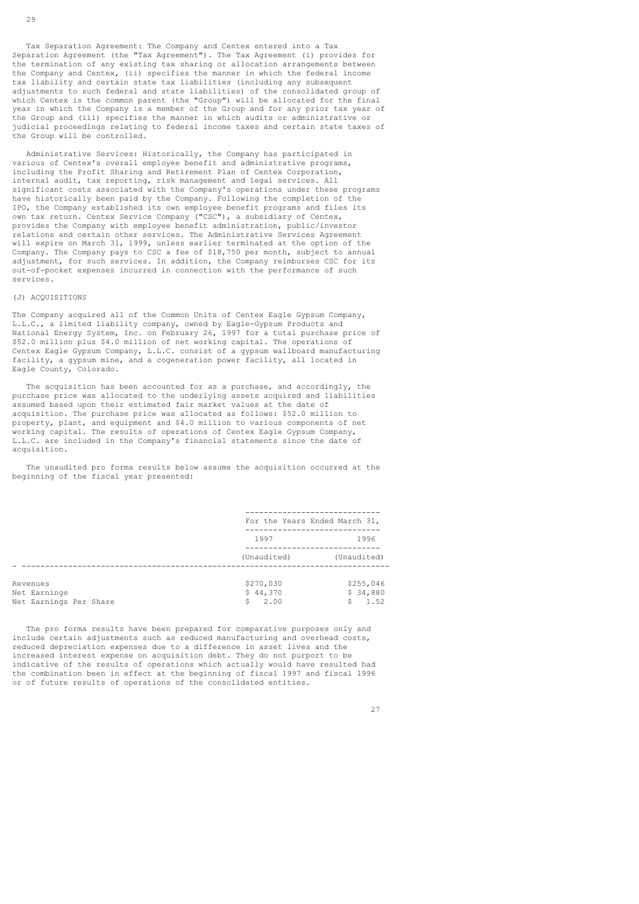Tax Separation Agreement: The Company and Centex entered into a Tax Separation Agreement (the "Tax Agreement"). The Tax Agreement (i) provides for the termination of any existing tax sharing or allocation arrangements between the Company and Centex, (ii) specifies the manner in which the federal income tax liability and certain state tax liabilities (including any subsequent adjustments to such federal and state liabilities) of the consolidated group of which Centex is the common parent (the "Group") will be allocated for the final year in which the Company is a member of the Group and for any prior tax year of the Group and (iii) specifies the manner in which audits or administrative or judicial proceedings relating to federal income taxes and certain state taxes of the Group will be controlled.

Administrative Services: Historically, the Company has participated in various of Centex's overall employee benefit and administrative programs, including the Profit Sharing and Retirement Plan of Centex Corporation, internal audit, tax reporting, risk management and legal services. All significant costs associated with the Company's operations under these programs have historically been paid by the Company. Following the completion of the IPO, the Company established its own employee benefit programs and files its own tax return. Centex Service Company ("CSC"), a subsidiary of Centex, provides the Company with employee benefit administration, public/investor relations and certain other services. The Administrative Services Agreement will expire on March 31, 1999, unless earlier terminated at the option of the Company. The Company pays to CSC a fee of $18,750 per month, subject to annual adjustment, for such services. In addition, the Company reimburses CSC for its out-of-pocket expenses incurred in connection with the performance of such services.

## (J) ACQUISITIONS

The Company acquired all of the Common Units of Centex Eagle Gypsum Company, L.L.C., a limited liability company, owned by Eagle-Gypsum Products and National Energy System, Inc. on February 26, 1997 for a total purchase price of $52.0 million plus $4.0 million of net working capital. The operations of Centex Eagle Gypsum Company, L.L.C. consist of a gypsum wallboard manufacturing facility, a gypsum mine, and a cogeneration power facility, all located in Eagle County, Colorado.

The acquisition has been accounted for as a purchase, and accordingly, the purchase price was allocated to the underlying assets acquired and liabilities assumed based upon their estimated fair market values at the date of acquisition. The purchase price was allocated as follows: $52.0 million to property, plant, and equipment and $4.0 million to various components of net working capital. The results of operations of Centex Eagle Gypsum Company, L.L.C. are included in the Company's financial statements since the date of acquisition.

The unaudited pro forma results below assume the acquisition occurred at the beginning of the fiscal year presented:

| | For the Years Ended March 31, | |
|---|---|---|
| | 1997 | 1996 |
| | (Unaudited) | (Unaudited) |
| Revenues | $270,030 | $255,046 |
| Net Earnings | $ 44,370 | $ 34,880 |
| Net Earnings Per Share | $ 2.00 | $ 1.52 |

The pro forma results have been prepared for comparative purposes only and include certain adjustments such as reduced manufacturing and overhead costs, reduced depreciation expenses due to a difference in asset lives and the increased interest expense on acquisition debt. They do not purport to be indicative of the results of operations which actually would have resulted had the combination been in effect at the beginning of fiscal 1997 and fiscal 1996 or of future results of operations of the consolidated entities.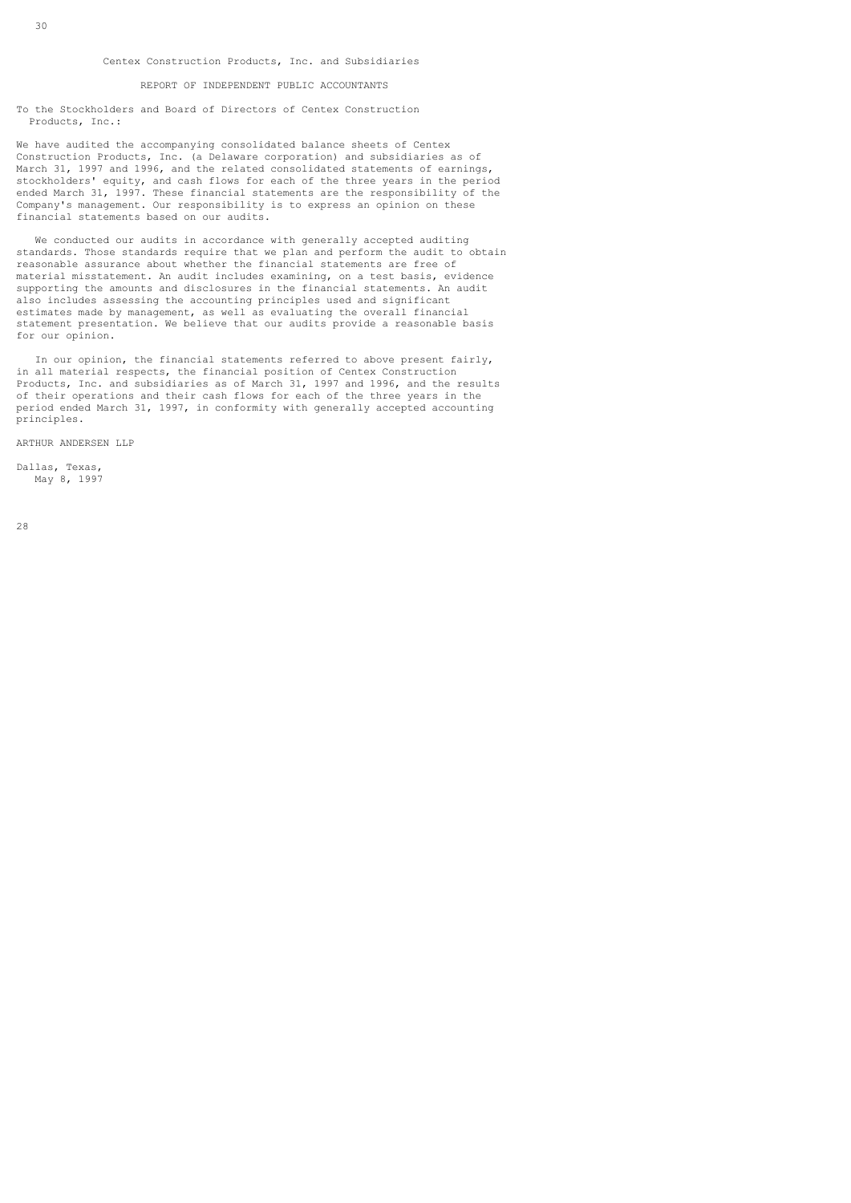Centex Construction Products, Inc. and Subsidiaries

## REPORT OF INDEPENDENT PUBLIC ACCOUNTANTS

To the Stockholders and Board of Directors of Centex Construction Products, Inc.:

We have audited the accompanying consolidated balance sheets of Centex Construction Products, Inc. (a Delaware corporation) and subsidiaries as of March 31, 1997 and 1996, and the related consolidated statements of earnings, stockholders' equity, and cash flows for each of the three years in the period ended March 31, 1997. These financial statements are the responsibility of the Company's management. Our responsibility is to express an opinion on these financial statements based on our audits.

We conducted our audits in accordance with generally accepted auditing standards. Those standards require that we plan and perform the audit to obtain reasonable assurance about whether the financial statements are free of material misstatement. An audit includes examining, on a test basis, evidence supporting the amounts and disclosures in the financial statements. An audit also includes assessing the accounting principles used and significant estimates made by management, as well as evaluating the overall financial statement presentation. We believe that our audits provide a reasonable basis for our opinion.

In our opinion, the financial statements referred to above present fairly, in all material respects, the financial position of Centex Construction Products, Inc. and subsidiaries as of March 31, 1997 and 1996, and the results of their operations and their cash flows for each of the three years in the period ended March 31, 1997, in conformity with generally accepted accounting principles.

ARTHUR ANDERSEN LLP

Dallas, Texas,
May 8, 1997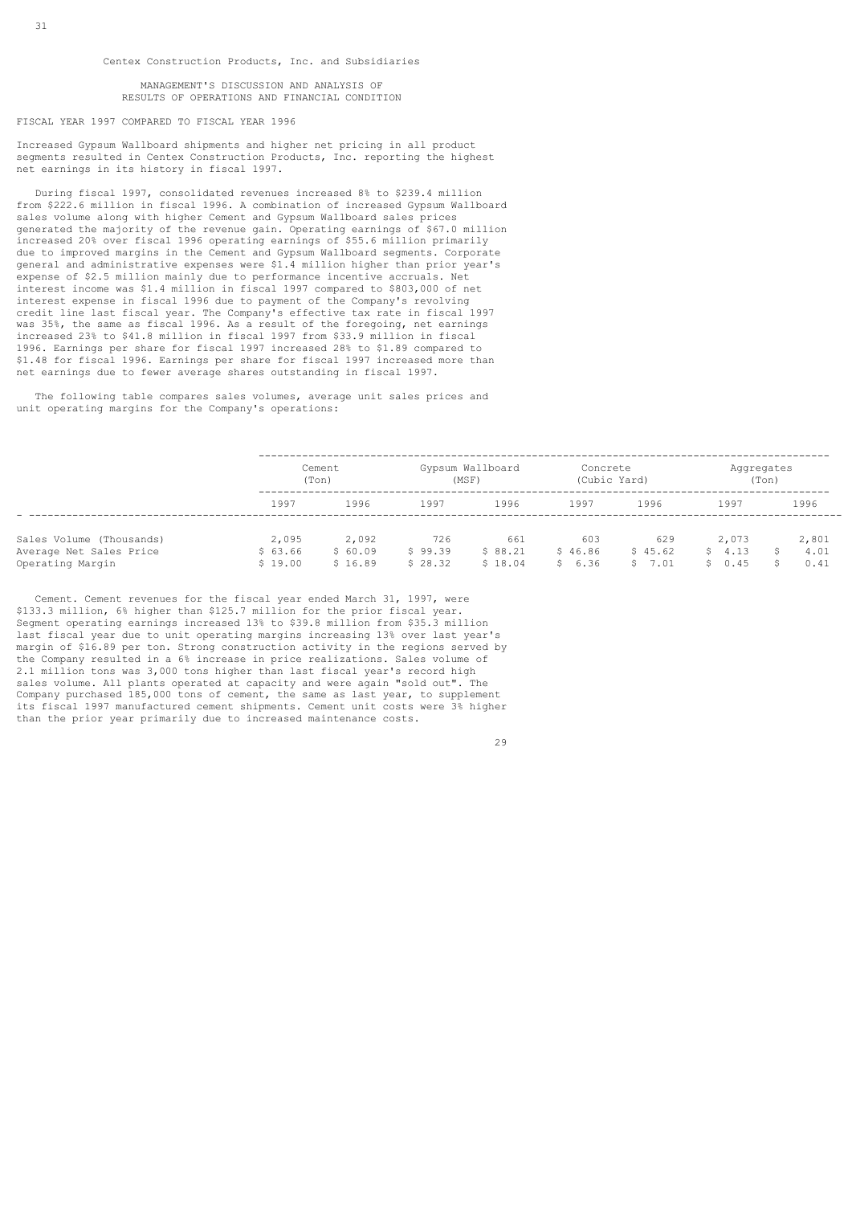Centex Construction Products, Inc. and Subsidiaries

## MANAGEMENT'S DISCUSSION AND ANALYSIS OF RESULTS OF OPERATIONS AND FINANCIAL CONDITION

### FISCAL YEAR 1997 COMPARED TO FISCAL YEAR 1996

Increased Gypsum Wallboard shipments and higher net pricing in all product segments resulted in Centex Construction Products, Inc. reporting the highest net earnings in its history in fiscal 1997.

During fiscal 1997, consolidated revenues increased 8% to $239.4 million from $222.6 million in fiscal 1996. A combination of increased Gypsum Wallboard sales volume along with higher Cement and Gypsum Wallboard sales prices generated the majority of the revenue gain. Operating earnings of $67.0 million increased 20% over fiscal 1996 operating earnings of $55.6 million primarily due to improved margins in the Cement and Gypsum Wallboard segments. Corporate general and administrative expenses were $1.4 million higher than prior year's expense of $2.5 million mainly due to performance incentive accruals. Net interest income was $1.4 million in fiscal 1997 compared to $803,000 of net interest expense in fiscal 1996 due to payment of the Company's revolving credit line last fiscal year. The Company's effective tax rate in fiscal 1997 was 35%, the same as fiscal 1996. As a result of the foregoing, net earnings increased 23% to $41.8 million in fiscal 1997 from $33.9 million in fiscal 1996. Earnings per share for fiscal 1997 increased 28% to $1.89 compared to $1.48 for fiscal 1996. Earnings per share for fiscal 1997 increased more than net earnings due to fewer average shares outstanding in fiscal 1997.

The following table compares sales volumes, average unit sales prices and unit operating margins for the Company's operations:

| | Cement (Ton) | | Gypsum Wallboard (MSF) | | Concrete (Cubic Yard) | | Aggregates (Ton) | |
|---|---|---|---|---|---|---|---|---|
| | 1997 | 1996 | 1997 | 1996 | 1997 | 1996 | 1997 | 1996 |
| Sales Volume (Thousands) | 2,095 | 2,092 | 726 | 661 | 603 | 629 | 2,073 | 2,801 |
| Average Net Sales Price | $ 63.66 | $ 60.09 | $ 99.39 | $ 88.21 | $ 46.86 | $ 45.62 | $ 4.13 | $ 4.01 |
| Operating Margin | $ 19.00 | $ 16.89 | $ 28.32 | $ 18.04 | $ 6.36 | $ 7.01 | $ 0.45 | $ 0.41 |

Cement. Cement revenues for the fiscal year ended March 31, 1997, were $133.3 million, 6% higher than $125.7 million for the prior fiscal year. Segment operating earnings increased 13% to $39.8 million from $35.3 million last fiscal year due to unit operating margins increasing 13% over last year's margin of $16.89 per ton. Strong construction activity in the regions served by the Company resulted in a 6% increase in price realizations. Sales volume of 2.1 million tons was 3,000 tons higher than last fiscal year's record high sales volume. All plants operated at capacity and were again "sold out". The Company purchased 185,000 tons of cement, the same as last year, to supplement its fiscal 1997 manufactured cement shipments. Cement unit costs were 3% higher than the prior year primarily due to increased maintenance costs.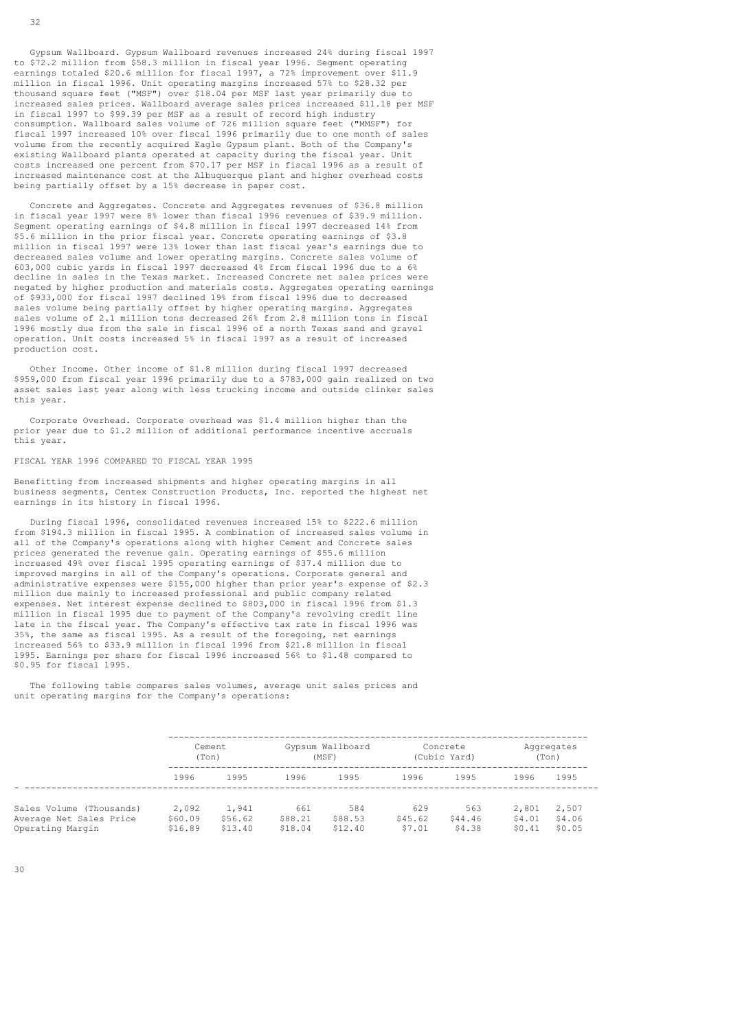Gypsum Wallboard. Gypsum Wallboard revenues increased 24% during fiscal 1997 to $72.2 million from $58.3 million in fiscal year 1996. Segment operating earnings totaled $20.6 million for fiscal 1997, a 72% improvement over $11.9 million in fiscal 1996. Unit operating margins increased 57% to $28.32 per thousand square feet ("MSF") over $18.04 per MSF last year primarily due to increased sales prices. Wallboard average sales prices increased $11.18 per MSF in fiscal 1997 to $99.39 per MSF as a result of record high industry consumption. Wallboard sales volume of 726 million square feet ("MMSF") for fiscal 1997 increased 10% over fiscal 1996 primarily due to one month of sales volume from the recently acquired Eagle Gypsum plant. Both of the Company's existing Wallboard plants operated at capacity during the fiscal year. Unit costs increased one percent from $70.17 per MSF in fiscal 1996 as a result of increased maintenance cost at the Albuquerque plant and higher overhead costs being partially offset by a 15% decrease in paper cost.

Concrete and Aggregates. Concrete and Aggregates revenues of $36.8 million in fiscal year 1997 were 8% lower than fiscal 1996 revenues of $39.9 million. Segment operating earnings of $4.8 million in fiscal 1997 decreased 14% from $5.6 million in the prior fiscal year. Concrete operating earnings of $3.8 million in fiscal 1997 were 13% lower than last fiscal year's earnings due to decreased sales volume and lower operating margins. Concrete sales volume of 603,000 cubic yards in fiscal 1997 decreased 4% from fiscal 1996 due to a 6% decline in sales in the Texas market. Increased Concrete net sales prices were negated by higher production and materials costs. Aggregates operating earnings of $933,000 for fiscal 1997 declined 19% from fiscal 1996 due to decreased sales volume being partially offset by higher operating margins. Aggregates sales volume of 2.1 million tons decreased 26% from 2.8 million tons in fiscal 1996 mostly due from the sale in fiscal 1996 of a north Texas sand and gravel operation. Unit costs increased 5% in fiscal 1997 as a result of increased production cost.

Other Income. Other income of $1.8 million during fiscal 1997 decreased $959,000 from fiscal year 1996 primarily due to a $783,000 gain realized on two asset sales last year along with less trucking income and outside clinker sales this year.

Corporate Overhead. Corporate overhead was $1.4 million higher than the prior year due to $1.2 million of additional performance incentive accruals this year.

FISCAL YEAR 1996 COMPARED TO FISCAL YEAR 1995

Benefitting from increased shipments and higher operating margins in all business segments, Centex Construction Products, Inc. reported the highest net earnings in its history in fiscal 1996.

During fiscal 1996, consolidated revenues increased 15% to $222.6 million from $194.3 million in fiscal 1995. A combination of increased sales volume in all of the Company's operations along with higher Cement and Concrete sales prices generated the revenue gain. Operating earnings of $55.6 million increased 49% over fiscal 1995 operating earnings of $37.4 million due to improved margins in all of the Company's operations. Corporate general and administrative expenses were $155,000 higher than prior year's expense of $2.3 million due mainly to increased professional and public company related expenses. Net interest expense declined to $803,000 in fiscal 1996 from $1.3 million in fiscal 1995 due to payment of the Company's revolving credit line late in the fiscal year. The Company's effective tax rate in fiscal 1996 was 35%, the same as fiscal 1995. As a result of the foregoing, net earnings increased 56% to $33.9 million in fiscal 1996 from $21.8 million in fiscal 1995. Earnings per share for fiscal 1996 increased 56% to $1.48 compared to $0.95 for fiscal 1995.

The following table compares sales volumes, average unit sales prices and unit operating margins for the Company's operations:

| | Cement (Ton) | | Gypsum Wallboard (MSF) | | Concrete (Cubic Yard) | | Aggregates (Ton) | |
|---|---|---|---|---|---|---|---|---|
| | 1996 | 1995 | 1996 | 1995 | 1996 | 1995 | 1996 | 1995 |
| Sales Volume (Thousands) | 2,092 | 1,941 | 661 | 584 | 629 | 563 | 2,801 | 2,507 |
| Average Net Sales Price | $60.09 | $56.62 | $88.21 | $88.53 | $45.62 | $44.46 | $4.01 | $4.06 |
| Operating Margin | $16.89 | $13.40 | $18.04 | $12.40 | $7.01 | $4.38 | $0.41 | $0.05 |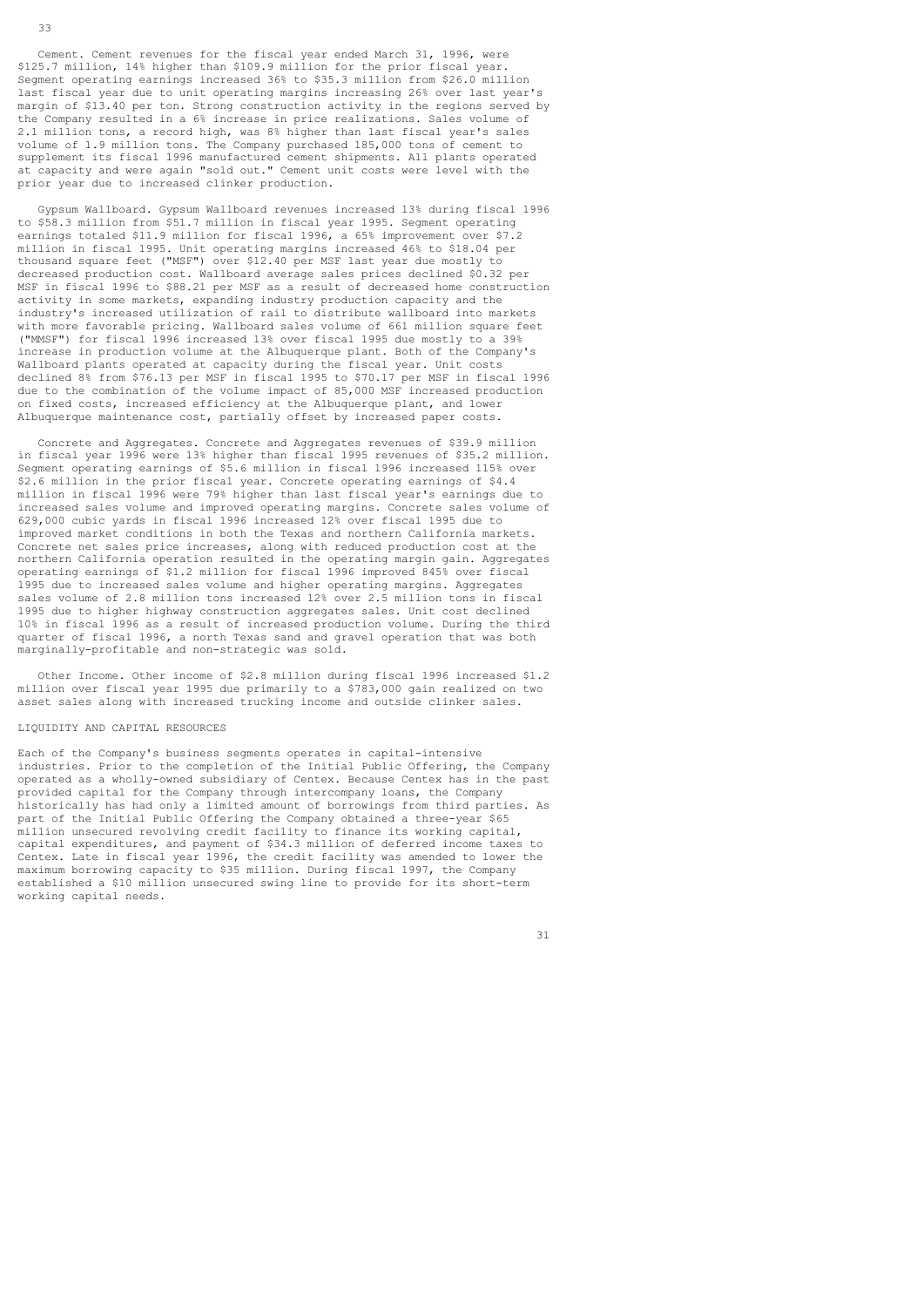Cement. Cement revenues for the fiscal year ended March 31, 1996, were $125.7 million, 14% higher than $109.9 million for the prior fiscal year. Segment operating earnings increased 36% to $35.3 million from $26.0 million last fiscal year due to unit operating margins increasing 26% over last year's margin of $13.40 per ton. Strong construction activity in the regions served by the Company resulted in a 6% increase in price realizations. Sales volume of 2.1 million tons, a record high, was 8% higher than last fiscal year's sales volume of 1.9 million tons. The Company purchased 185,000 tons of cement to supplement its fiscal 1996 manufactured cement shipments. All plants operated at capacity and were again "sold out." Cement unit costs were level with the prior year due to increased clinker production.

Gypsum Wallboard. Gypsum Wallboard revenues increased 13% during fiscal 1996 to $58.3 million from $51.7 million in fiscal year 1995. Segment operating earnings totaled $11.9 million for fiscal 1996, a 65% improvement over $7.2 million in fiscal 1995. Unit operating margins increased 46% to $18.04 per thousand square feet ("MSF") over $12.40 per MSF last year due mostly to decreased production cost. Wallboard average sales prices declined $0.32 per MSF in fiscal 1996 to $88.21 per MSF as a result of decreased home construction activity in some markets, expanding industry production capacity and the industry's increased utilization of rail to distribute wallboard into markets with more favorable pricing. Wallboard sales volume of 661 million square feet ("MMSF") for fiscal 1996 increased 13% over fiscal 1995 due mostly to a 39% increase in production volume at the Albuquerque plant. Both of the Company's Wallboard plants operated at capacity during the fiscal year. Unit costs declined 8% from $76.13 per MSF in fiscal 1995 to $70.17 per MSF in fiscal 1996 due to the combination of the volume impact of 85,000 MSF increased production on fixed costs, increased efficiency at the Albuquerque plant, and lower Albuquerque maintenance cost, partially offset by increased paper costs.

Concrete and Aggregates. Concrete and Aggregates revenues of $39.9 million in fiscal year 1996 were 13% higher than fiscal 1995 revenues of $35.2 million. Segment operating earnings of $5.6 million in fiscal 1996 increased 115% over $2.6 million in the prior fiscal year. Concrete operating earnings of $4.4 million in fiscal 1996 were 79% higher than last fiscal year's earnings due to increased sales volume and improved operating margins. Concrete sales volume of 629,000 cubic yards in fiscal 1996 increased 12% over fiscal 1995 due to improved market conditions in both the Texas and northern California markets. Concrete net sales price increases, along with reduced production cost at the northern California operation resulted in the operating margin gain. Aggregates operating earnings of $1.2 million for fiscal 1996 improved 845% over fiscal 1995 due to increased sales volume and higher operating margins. Aggregates sales volume of 2.8 million tons increased 12% over 2.5 million tons in fiscal 1995 due to higher highway construction aggregates sales. Unit cost declined 10% in fiscal 1996 as a result of increased production volume. During the third quarter of fiscal 1996, a north Texas sand and gravel operation that was both marginally-profitable and non-strategic was sold.

Other Income. Other income of $2.8 million during fiscal 1996 increased $1.2 million over fiscal year 1995 due primarily to a $783,000 gain realized on two asset sales along with increased trucking income and outside clinker sales.

## LIQUIDITY AND CAPITAL RESOURCES

Each of the Company's business segments operates in capital-intensive industries. Prior to the completion of the Initial Public Offering, the Company operated as a wholly-owned subsidiary of Centex. Because Centex has in the past provided capital for the Company through intercompany loans, the Company historically has had only a limited amount of borrowings from third parties. As part of the Initial Public Offering the Company obtained a three-year $65 million unsecured revolving credit facility to finance its working capital, capital expenditures, and payment of $34.3 million of deferred income taxes to Centex. Late in fiscal year 1996, the credit facility was amended to lower the maximum borrowing capacity to $35 million. During fiscal 1997, the Company established a $10 million unsecured swing line to provide for its short-term working capital needs.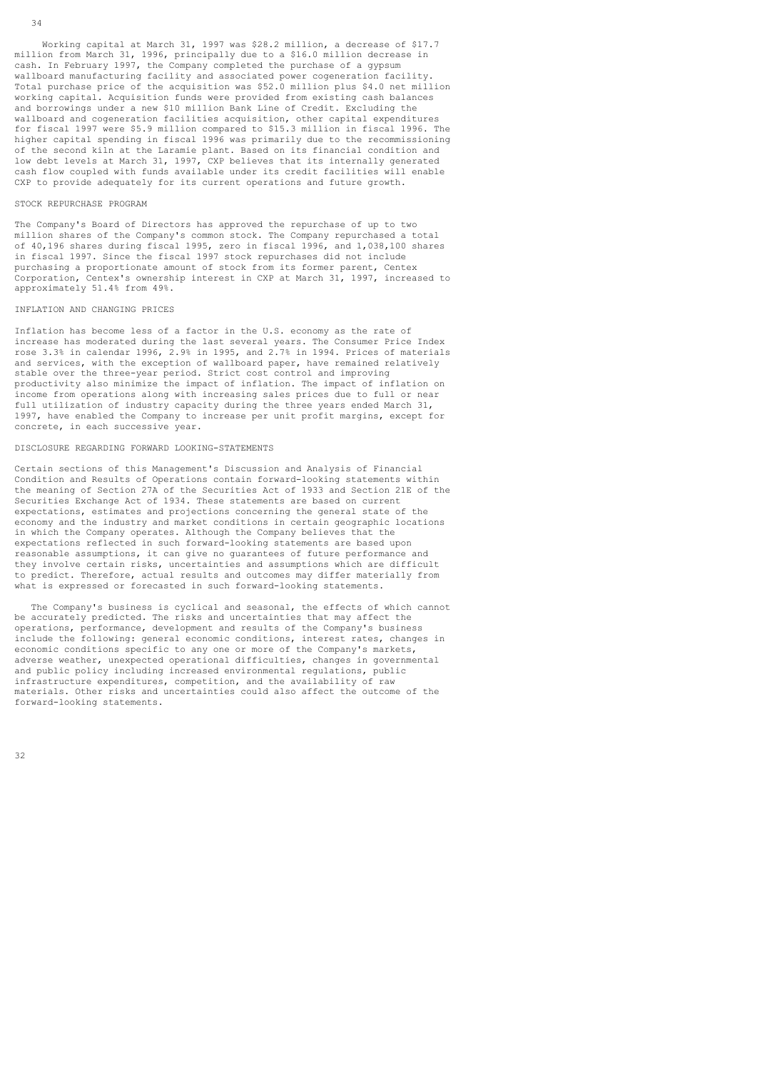Working capital at March 31, 1997 was $28.2 million, a decrease of $17.7 million from March 31, 1996, principally due to a $16.0 million decrease in cash. In February 1997, the Company completed the purchase of a gypsum wallboard manufacturing facility and associated power cogeneration facility. Total purchase price of the acquisition was $52.0 million plus $4.0 net million working capital. Acquisition funds were provided from existing cash balances and borrowings under a new $10 million Bank Line of Credit. Excluding the wallboard and cogeneration facilities acquisition, other capital expenditures for fiscal 1997 were $5.9 million compared to $15.3 million in fiscal 1996. The higher capital spending in fiscal 1996 was primarily due to the recommissioning of the second kiln at the Laramie plant. Based on its financial condition and low debt levels at March 31, 1997, CXP believes that its internally generated cash flow coupled with funds available under its credit facilities will enable CXP to provide adequately for its current operations and future growth.

## STOCK REPURCHASE PROGRAM

The Company's Board of Directors has approved the repurchase of up to two million shares of the Company's common stock. The Company repurchased a total of 40,196 shares during fiscal 1995, zero in fiscal 1996, and 1,038,100 shares in fiscal 1997. Since the fiscal 1997 stock repurchases did not include purchasing a proportionate amount of stock from its former parent, Centex Corporation, Centex's ownership interest in CXP at March 31, 1997, increased to approximately 51.4% from 49%.

## INFLATION AND CHANGING PRICES

Inflation has become less of a factor in the U.S. economy as the rate of increase has moderated during the last several years. The Consumer Price Index rose 3.3% in calendar 1996, 2.9% in 1995, and 2.7% in 1994. Prices of materials and services, with the exception of wallboard paper, have remained relatively stable over the three-year period. Strict cost control and improving productivity also minimize the impact of inflation. The impact of inflation on income from operations along with increasing sales prices due to full or near full utilization of industry capacity during the three years ended March 31, 1997, have enabled the Company to increase per unit profit margins, except for concrete, in each successive year.

## DISCLOSURE REGARDING FORWARD LOOKING-STATEMENTS

Certain sections of this Management's Discussion and Analysis of Financial Condition and Results of Operations contain forward-looking statements within the meaning of Section 27A of the Securities Act of 1933 and Section 21E of the Securities Exchange Act of 1934. These statements are based on current expectations, estimates and projections concerning the general state of the economy and the industry and market conditions in certain geographic locations in which the Company operates. Although the Company believes that the expectations reflected in such forward-looking statements are based upon reasonable assumptions, it can give no guarantees of future performance and they involve certain risks, uncertainties and assumptions which are difficult to predict. Therefore, actual results and outcomes may differ materially from what is expressed or forecasted in such forward-looking statements.

The Company's business is cyclical and seasonal, the effects of which cannot be accurately predicted. The risks and uncertainties that may affect the operations, performance, development and results of the Company's business include the following: general economic conditions, interest rates, changes in economic conditions specific to any one or more of the Company's markets, adverse weather, unexpected operational difficulties, changes in governmental and public policy including increased environmental regulations, public infrastructure expenditures, competition, and the availability of raw materials. Other risks and uncertainties could also affect the outcome of the forward-looking statements.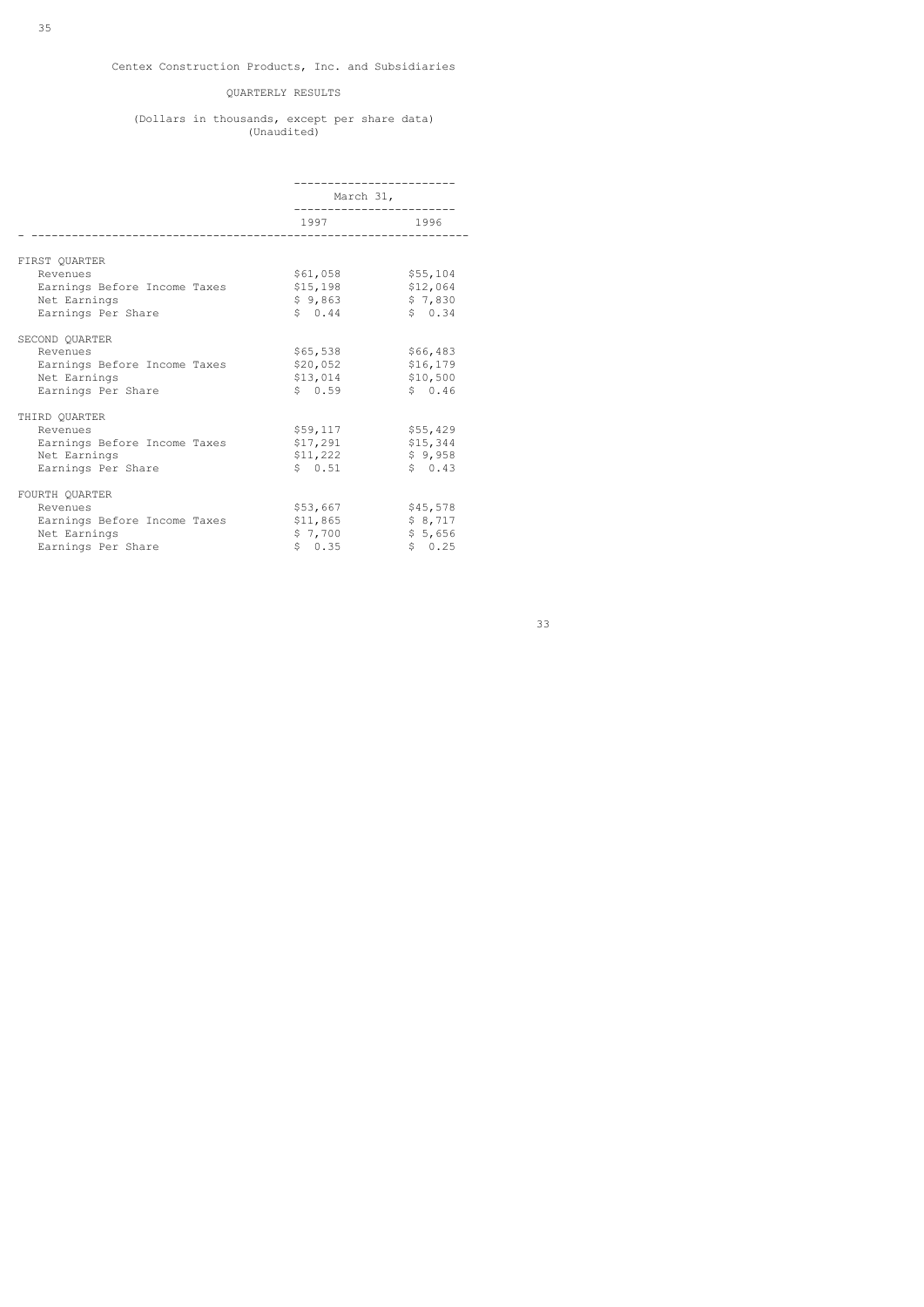Centex Construction Products, Inc. and Subsidiaries

QUARTERLY RESULTS

(Dollars in thousands, except per share data)
(Unaudited)

| | March 31, | |
|---|---|---|
| | 1997 | 1996 |
| **FIRST QUARTER** | | |
| Revenues | $61,058 | $55,104 |
| Earnings Before Income Taxes | $15,198 | $12,064 |
| Net Earnings | $ 9,863 | $ 7,830 |
| Earnings Per Share | $ 0.44 | $ 0.34 |
| **SECOND QUARTER** | | |
| Revenues | $65,538 | $66,483 |
| Earnings Before Income Taxes | $20,052 | $16,179 |
| Net Earnings | $13,014 | $10,500 |
| Earnings Per Share | $ 0.59 | $ 0.46 |
| **THIRD QUARTER** | | |
| Revenues | $59,117 | $55,429 |
| Earnings Before Income Taxes | $17,291 | $15,344 |
| Net Earnings | $11,222 | $ 9,958 |
| Earnings Per Share | $ 0.51 | $ 0.43 |
| **FOURTH QUARTER** | | |
| Revenues | $53,667 | $45,578 |
| Earnings Before Income Taxes | $11,865 | $ 8,717 |
| Net Earnings | $ 7,700 | $ 5,656 |
| Earnings Per Share | $ 0.35 | $ 0.25 |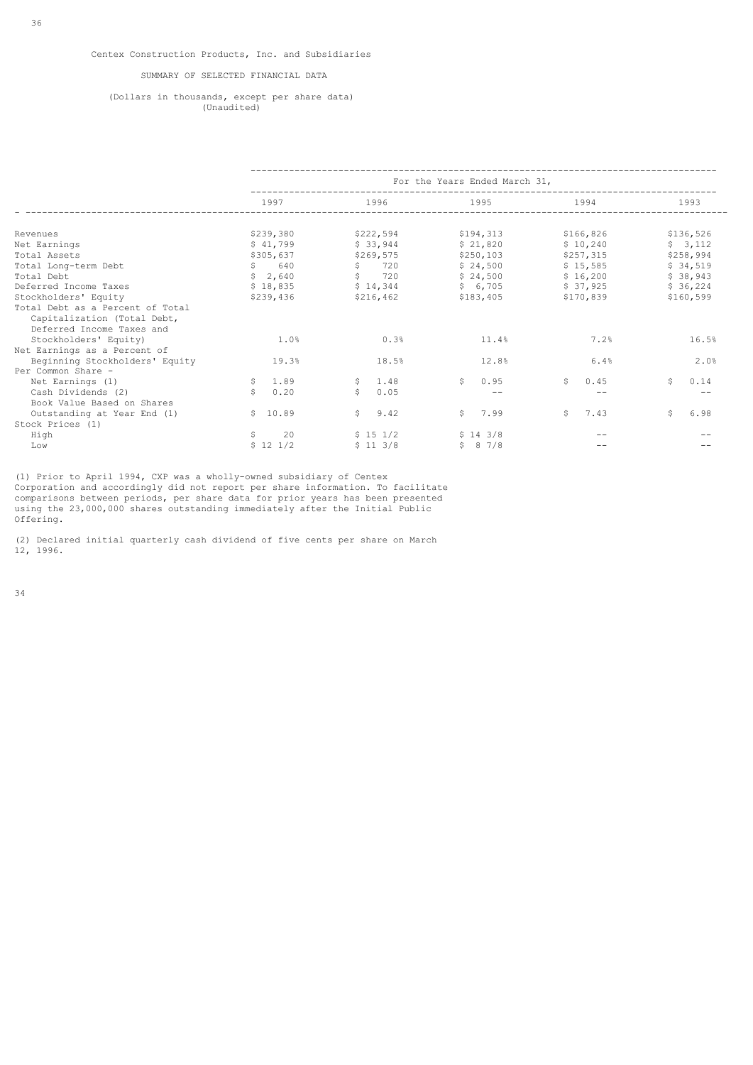Centex Construction Products, Inc. and Subsidiaries

SUMMARY OF SELECTED FINANCIAL DATA

(Dollars in thousands, except per share data)
(Unaudited)

| | For the Years Ended March 31, | | | | |
|---|---|---|---|---|---|
| | 1997 | 1996 | 1995 | 1994 | 1993 |
| Revenues | $239,380 | $222,594 | $194,313 | $166,826 | $136,526 |
| Net Earnings | $ 41,799 | $ 33,944 | $ 21,820 | $ 10,240 | $ 3,112 |
| Total Assets | $305,637 | $269,575 | $250,103 | $257,315 | $258,994 |
| Total Long-term Debt | $ 640 | $ 720 | $ 24,500 | $ 15,585 | $ 34,519 |
| Total Debt | $ 2,640 | $ 720 | $ 24,500 | $ 16,200 | $ 38,943 |
| Deferred Income Taxes | $ 18,835 | $ 14,344 | $ 6,705 | $ 37,925 | $ 36,224 |
| Stockholders' Equity | $239,436 | $216,462 | $183,405 | $170,839 | $160,599 |
| Total Debt as a Percent of Total Capitalization (Total Debt, Deferred Income Taxes and Stockholders' Equity) | 1.0% | 0.3% | 11.4% | 7.2% | 16.5% |
| Net Earnings as a Percent of Beginning Stockholders' Equity | 19.3% | 18.5% | 12.8% | 6.4% | 2.0% |
| Per Common Share - | | | | | |
| Net Earnings (1) | $ 1.89 | $ 1.48 | $ 0.95 | $ 0.45 | $ 0.14 |
| Cash Dividends (2) | $ 0.20 | $ 0.05 | -- | -- | -- |
| Book Value Based on Shares Outstanding at Year End (1) | $ 10.89 | $ 9.42 | $ 7.99 | $ 7.43 | $ 6.98 |
| Stock Prices (1) | | | | | |
| High | $ 20 | $ 15 1/2 | $ 14 3/8 | -- | -- |
| Low | $ 12 1/2 | $ 11 3/8 | $ 8 7/8 | -- | -- |

(1) Prior to April 1994, CXP was a wholly-owned subsidiary of Centex Corporation and accordingly did not report per share information. To facilitate comparisons between periods, per share data for prior years has been presented using the 23,000,000 shares outstanding immediately after the Initial Public Offering.

(2) Declared initial quarterly cash dividend of five cents per share on March 12, 1996.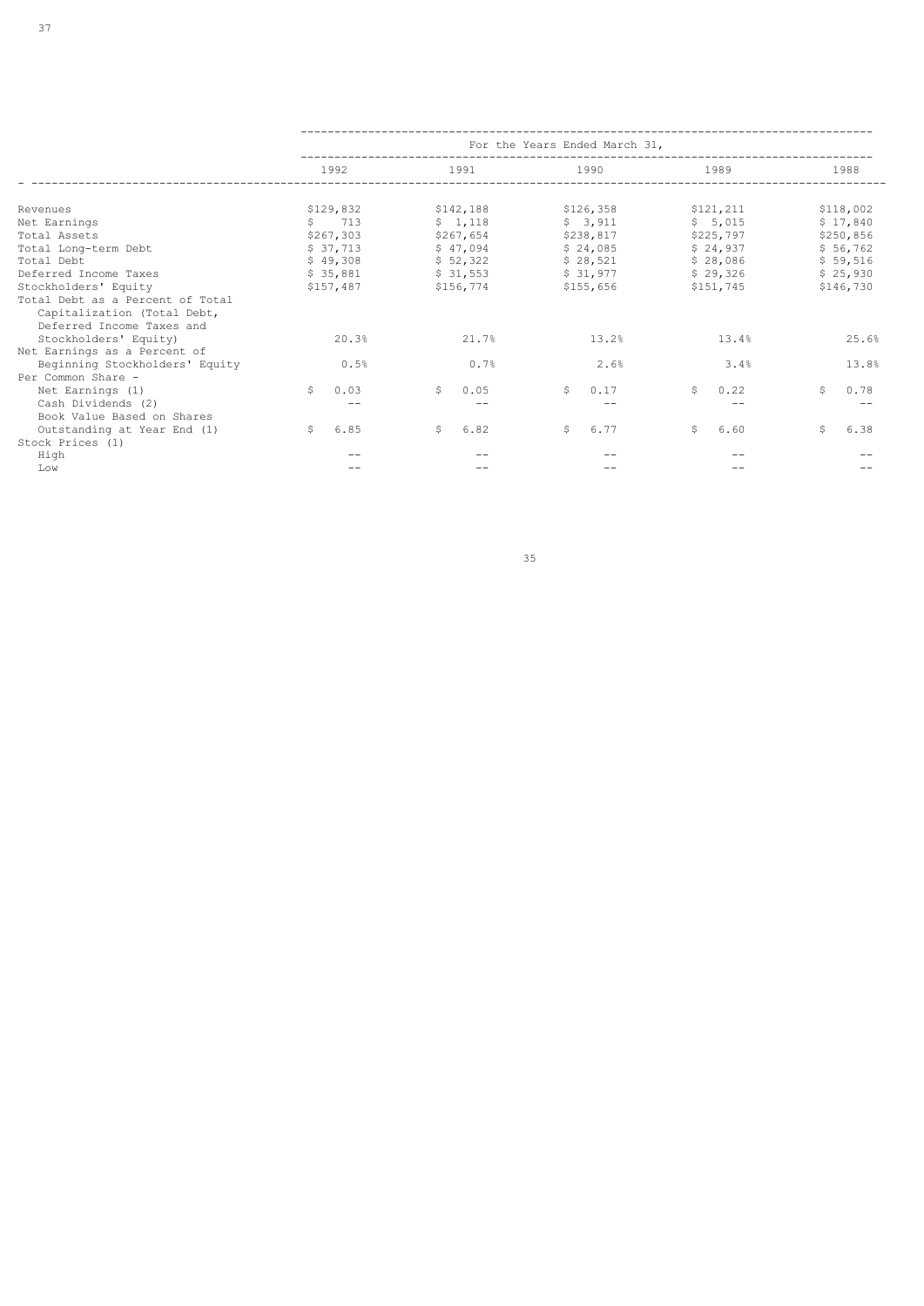| | For the Years Ended March 31, | | | | |
|---|---|---|---|---|---|
| | 1992 | 1991 | 1990 | 1989 | 1988 |
| Revenues | $129,832 | $142,188 | $126,358 | $121,211 | $118,002 |
| Net Earnings | $ 713 | $ 1,118 | $ 3,911 | $ 5,015 | $ 17,840 |
| Total Assets | $267,303 | $267,654 | $238,817 | $225,797 | $250,856 |
| Total Long-term Debt | $ 37,713 | $ 47,094 | $ 24,085 | $ 24,937 | $ 56,762 |
| Total Debt | $ 49,308 | $ 52,322 | $ 28,521 | $ 28,086 | $ 59,516 |
| Deferred Income Taxes | $ 35,881 | $ 31,553 | $ 31,977 | $ 29,326 | $ 25,930 |
| Stockholders' Equity | $157,487 | $156,774 | $155,656 | $151,745 | $146,730 |
| Total Debt as a Percent of Total Capitalization (Total Debt, Deferred Income Taxes and Stockholders' Equity) | 20.3% | 21.7% | 13.2% | 13.4% | 25.6% |
| Net Earnings as a Percent of Beginning Stockholders' Equity | 0.5% | 0.7% | 2.6% | 3.4% | 13.8% |
| Per Common Share - | | | | | |
| Net Earnings (1) | $ 0.03 | $ 0.05 | $ 0.17 | $ 0.22 | $ 0.78 |
| Cash Dividends (2) | -- | -- | -- | -- | -- |
| Book Value Based on Shares Outstanding at Year End (1) | $ 6.85 | $ 6.82 | $ 6.77 | $ 6.60 | $ 6.38 |
| Stock Prices (1) | | | | | |
| High | -- | -- | -- | -- | -- |
| Low | -- | -- | -- | -- | -- |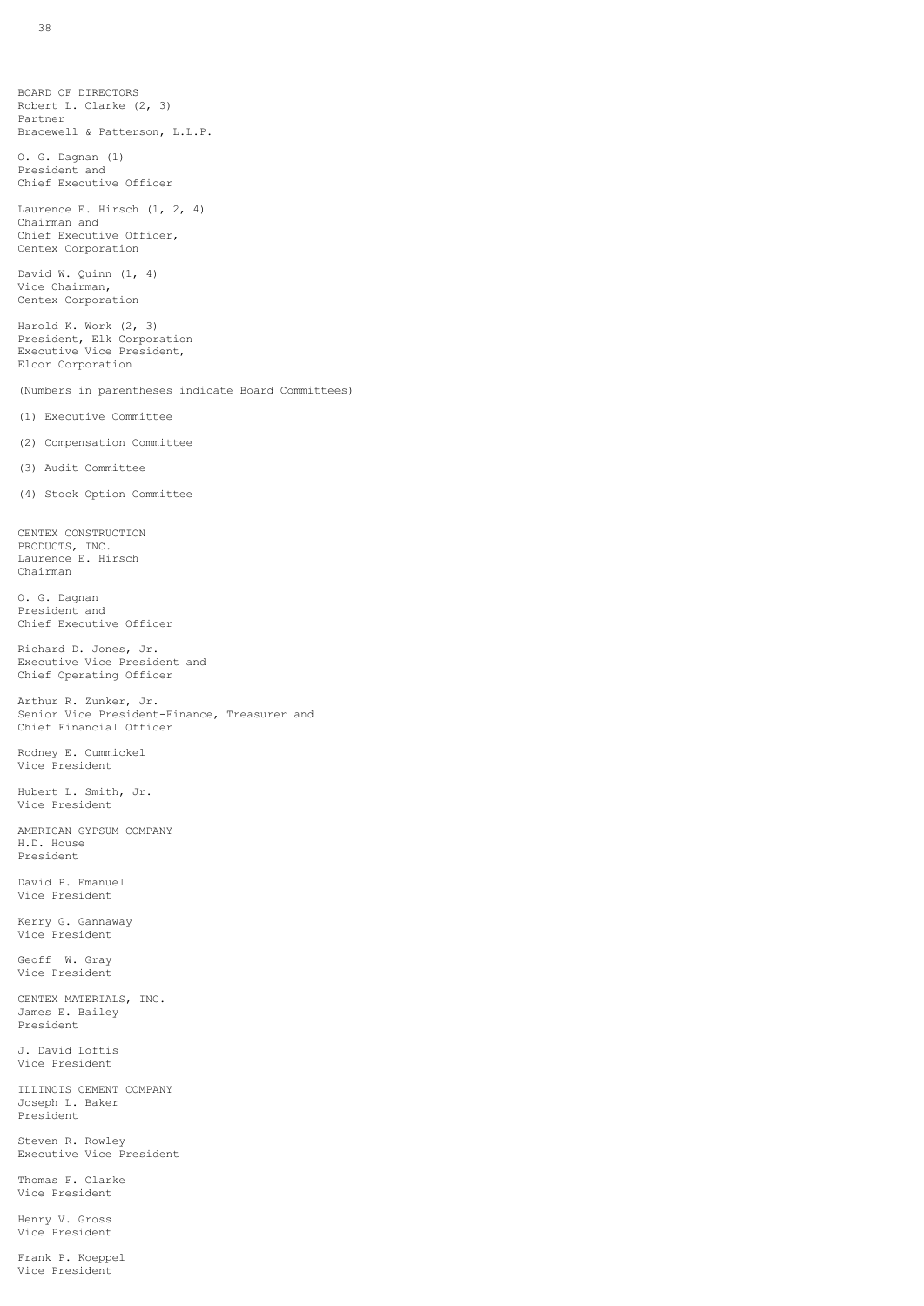## BOARD OF DIRECTORS

Robert L. Clarke (2, 3)
Partner
Bracewell & Patterson, L.L.P.

O. G. Dagnan (1)
President and
Chief Executive Officer

Laurence E. Hirsch (1, 2, 4)
Chairman and
Chief Executive Officer,
Centex Corporation

David W. Quinn (1, 4)
Vice Chairman,
Centex Corporation

Harold K. Work (2, 3)
President, Elk Corporation
Executive Vice President,
Elcor Corporation

(Numbers in parentheses indicate Board Committees)

(1) Executive Committee

(2) Compensation Committee

(3) Audit Committee

(4) Stock Option Committee

## CENTEX CONSTRUCTION PRODUCTS, INC.

Laurence E. Hirsch
Chairman

O. G. Dagnan
President and
Chief Executive Officer

Richard D. Jones, Jr.
Executive Vice President and
Chief Operating Officer

Arthur R. Zunker, Jr.
Senior Vice President-Finance, Treasurer and
Chief Financial Officer

Rodney E. Cummickel
Vice President

Hubert L. Smith, Jr.
Vice President

## AMERICAN GYPSUM COMPANY

H.D. House
President

David P. Emanuel
Vice President

Kerry G. Gannaway
Vice President

Geoff W. Gray
Vice President

## CENTEX MATERIALS, INC.

James E. Bailey
President

J. David Loftis
Vice President

## ILLINOIS CEMENT COMPANY

Joseph L. Baker
President

Steven R. Rowley
Executive Vice President

Thomas F. Clarke
Vice President

Henry V. Gross
Vice President

Frank P. Koeppel
Vice President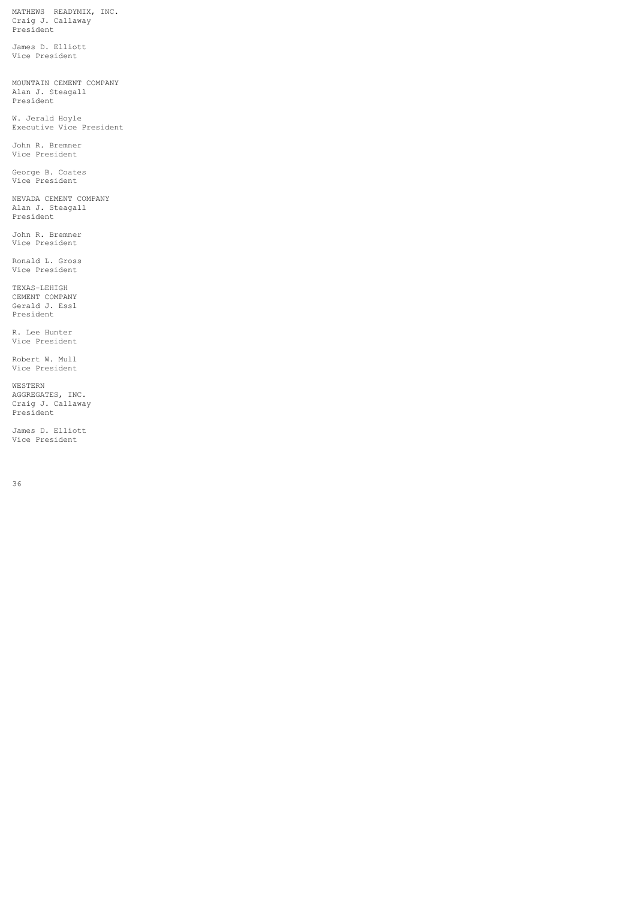MATHEWS READYMIX, INC.
Craig J. Callaway
President

James D. Elliott
Vice President

MOUNTAIN CEMENT COMPANY
Alan J. Steagall
President

W. Jerald Hoyle
Executive Vice President

John R. Bremner
Vice President

George B. Coates
Vice President

NEVADA CEMENT COMPANY
Alan J. Steagall
President

John R. Bremner
Vice President

Ronald L. Gross
Vice President

TEXAS-LEHIGH
CEMENT COMPANY
Gerald J. Essl
President

R. Lee Hunter
Vice President

Robert W. Mull
Vice President

WESTERN
AGGREGATES, INC.
Craig J. Callaway
President

James D. Elliott
Vice President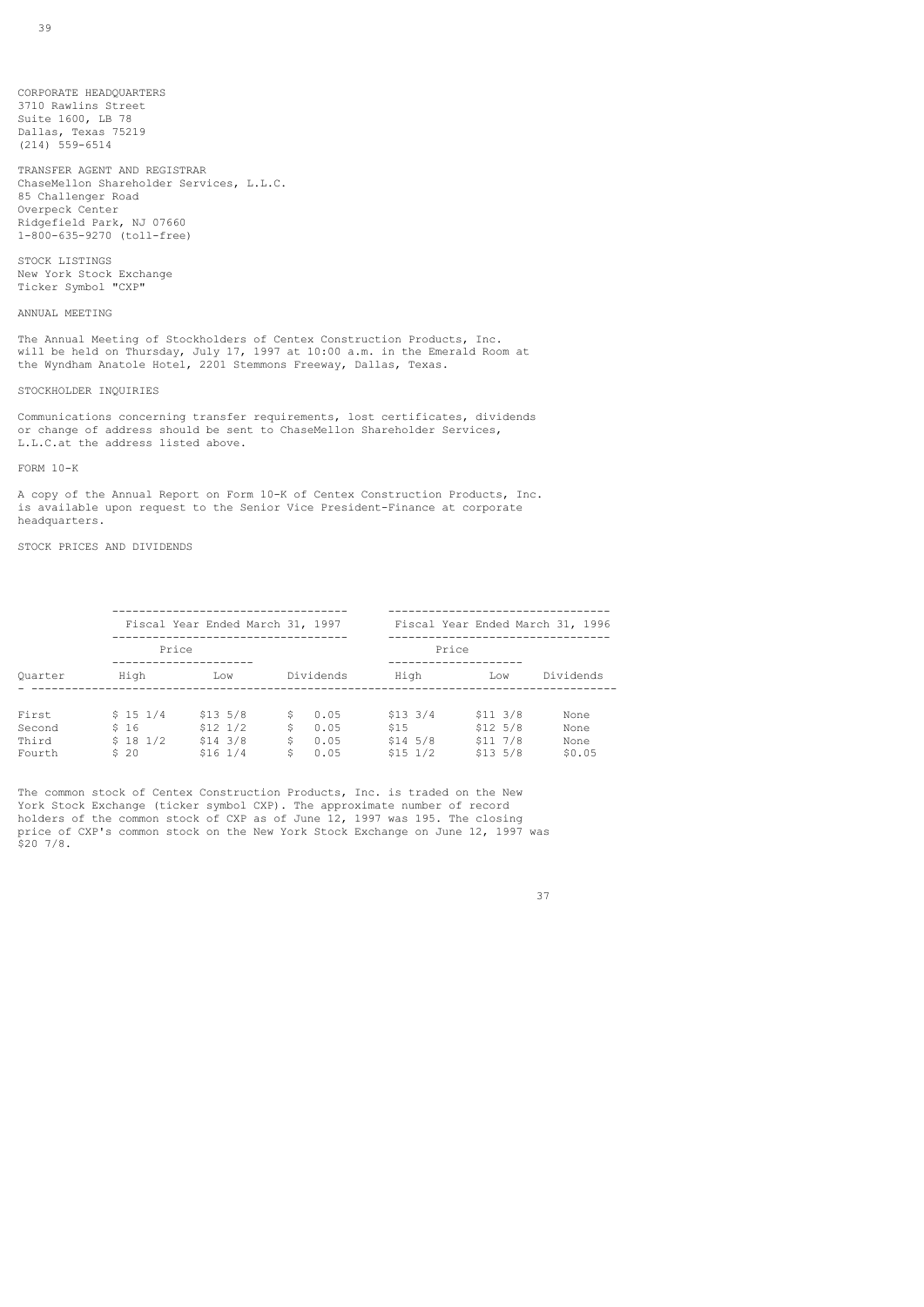## CORPORATE HEADQUARTERS

3710 Rawlins Street
Suite 1600, LB 78
Dallas, Texas 75219
(214) 559-6514

## TRANSFER AGENT AND REGISTRAR

ChaseMellon Shareholder Services, L.L.C.
85 Challenger Road
Overpeck Center
Ridgefield Park, NJ 07660
1-800-635-9270 (toll-free)

## STOCK LISTINGS

New York Stock Exchange
Ticker Symbol "CXP"

## ANNUAL MEETING

The Annual Meeting of Stockholders of Centex Construction Products, Inc. will be held on Thursday, July 17, 1997 at 10:00 a.m. in the Emerald Room at the Wyndham Anatole Hotel, 2201 Stemmons Freeway, Dallas, Texas.

## STOCKHOLDER INQUIRIES

Communications concerning transfer requirements, lost certificates, dividends or change of address should be sent to ChaseMellon Shareholder Services, L.L.C.at the address listed above.

## FORM 10-K

A copy of the Annual Report on Form 10-K of Centex Construction Products, Inc. is available upon request to the Senior Vice President-Finance at corporate headquarters.

## STOCK PRICES AND DIVIDENDS

| | Fiscal Year Ended March 31, 1997 | | | Fiscal Year Ended March 31, 1996 | | |
|---|---|---|---|---|---|---|
| | Price | | | Price | | |
| Quarter | High | Low | Dividends | High | Low | Dividends |
| First | $ 15 1/4 | $13 5/8 | $ 0.05 | $13 3/4 | $11 3/8 | None |
| Second | $ 16 | $12 1/2 | $ 0.05 | $15 | $12 5/8 | None |
| Third | $ 18 1/2 | $14 3/8 | $ 0.05 | $14 5/8 | $11 7/8 | None |
| Fourth | $ 20 | $16 1/4 | $ 0.05 | $15 1/2 | $13 5/8 | $0.05 |

The common stock of Centex Construction Products, Inc. is traded on the New York Stock Exchange (ticker symbol CXP). The approximate number of record holders of the common stock of CXP as of June 12, 1997 was 195. The closing price of CXP's common stock on the New York Stock Exchange on June 12, 1997 was $20 7/8.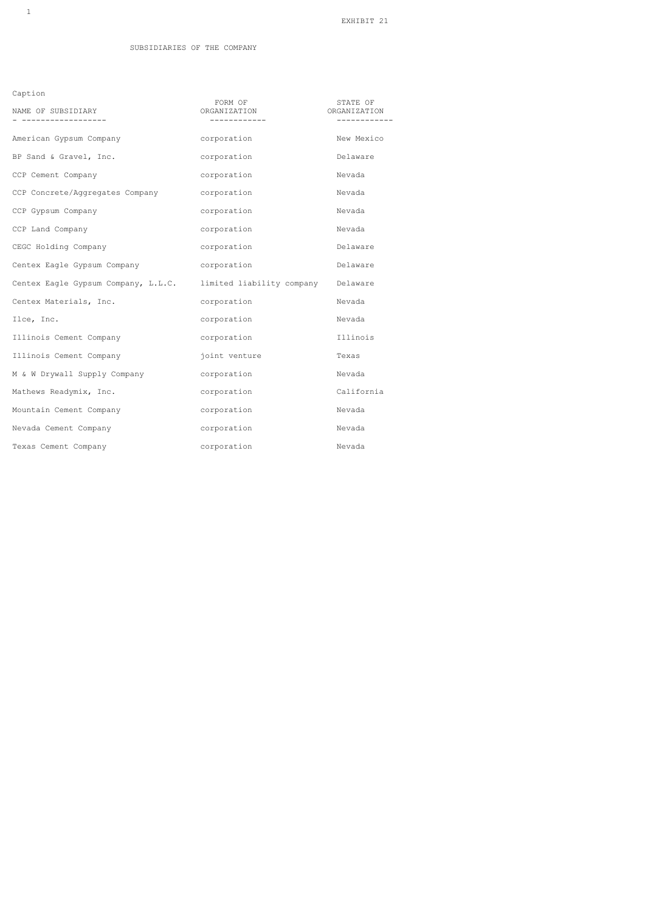EXHIBIT 21

SUBSIDIARIES OF THE COMPANY

Caption

| NAME OF SUBSIDIARY | FORM OF ORGANIZATION | STATE OF ORGANIZATION |
|---|---|---|
| American Gypsum Company | corporation | New Mexico |
| BP Sand & Gravel, Inc. | corporation | Delaware |
| CCP Cement Company | corporation | Nevada |
| CCP Concrete/Aggregates Company | corporation | Nevada |
| CCP Gypsum Company | corporation | Nevada |
| CCP Land Company | corporation | Nevada |
| CEGC Holding Company | corporation | Delaware |
| Centex Eagle Gypsum Company | corporation | Delaware |
| Centex Eagle Gypsum Company, L.L.C. | limited liability company | Delaware |
| Centex Materials, Inc. | corporation | Nevada |
| Ilce, Inc. | corporation | Nevada |
| Illinois Cement Company | corporation | Illinois |
| Illinois Cement Company | joint venture | Texas |
| M & W Drywall Supply Company | corporation | Nevada |
| Mathews Readymix, Inc. | corporation | California |
| Mountain Cement Company | corporation | Nevada |
| Nevada Cement Company | corporation | Nevada |
| Texas Cement Company | corporation | Nevada |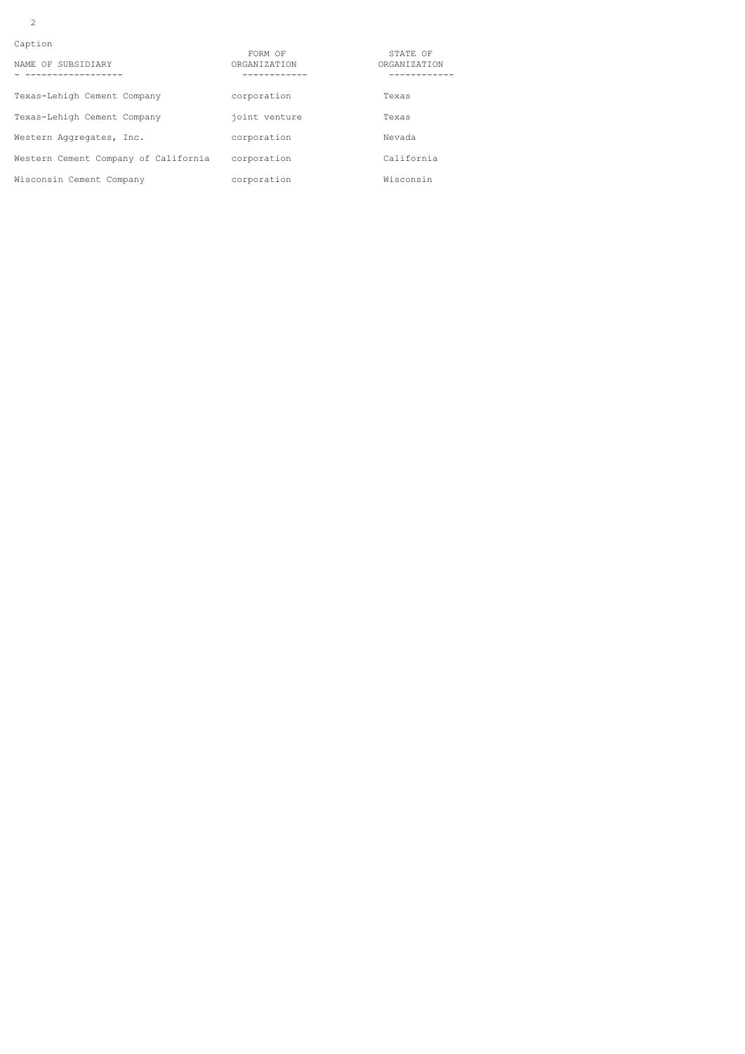Caption

| NAME OF SUBSIDIARY | FORM OF ORGANIZATION | STATE OF ORGANIZATION |
|---|---|---|
| Texas-Lehigh Cement Company | corporation | Texas |
| Texas-Lehigh Cement Company | joint venture | Texas |
| Western Aggregates, Inc. | corporation | Nevada |
| Western Cement Company of California | corporation | California |
| Wisconsin Cement Company | corporation | Wisconsin |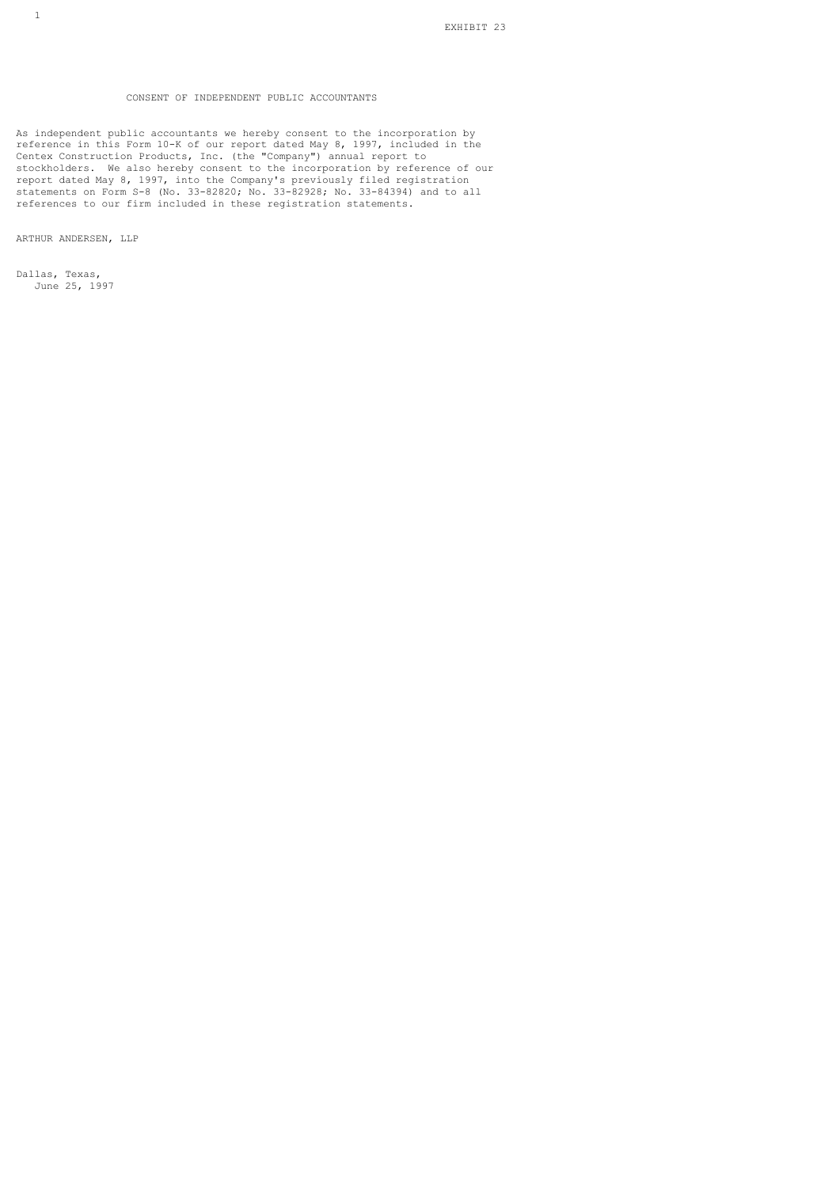EXHIBIT 23

# CONSENT OF INDEPENDENT PUBLIC ACCOUNTANTS

As independent public accountants we hereby consent to the incorporation by reference in this Form 10-K of our report dated May 8, 1997, included in the Centex Construction Products, Inc. (the "Company") annual report to stockholders. We also hereby consent to the incorporation by reference of our report dated May 8, 1997, into the Company's previously filed registration statements on Form S-8 (No. 33-82820; No. 33-82928; No. 33-84394) and to all references to our firm included in these registration statements.

ARTHUR ANDERSEN, LLP

Dallas, Texas,
June 25, 1997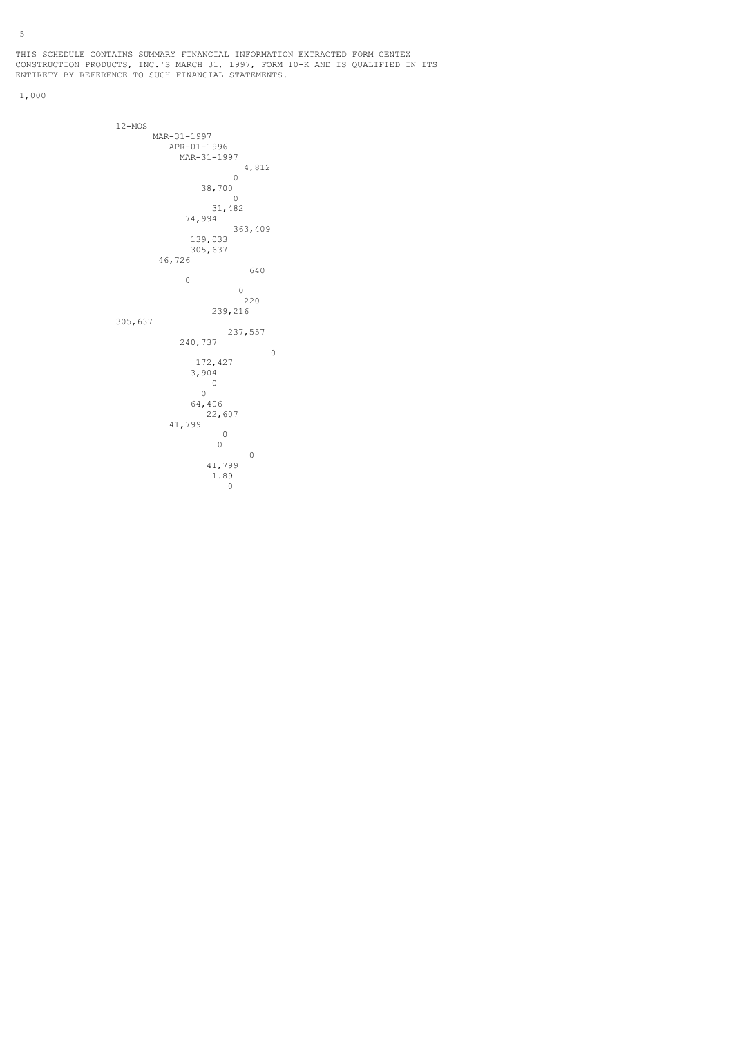5

THIS SCHEDULE CONTAINS SUMMARY FINANCIAL INFORMATION EXTRACTED FORM CENTEX CONSTRUCTION PRODUCTS, INC.'S MARCH 31, 1997, FORM 10-K AND IS QUALIFIED IN ITS ENTIRETY BY REFERENCE TO SUCH FINANCIAL STATEMENTS.

1,000

```
12-MOS
MAR-31-1997
APR-01-1996
MAR-31-1997
4,812
0
38,700
0
31,482
74,994
363,409
139,033
305,637
46,726
640
0
0
220
239,216
305,637
237,557
240,737
0
172,427
3,904
0
0
64,406
22,607
41,799
0
0
0
41,799
1.89
0
```